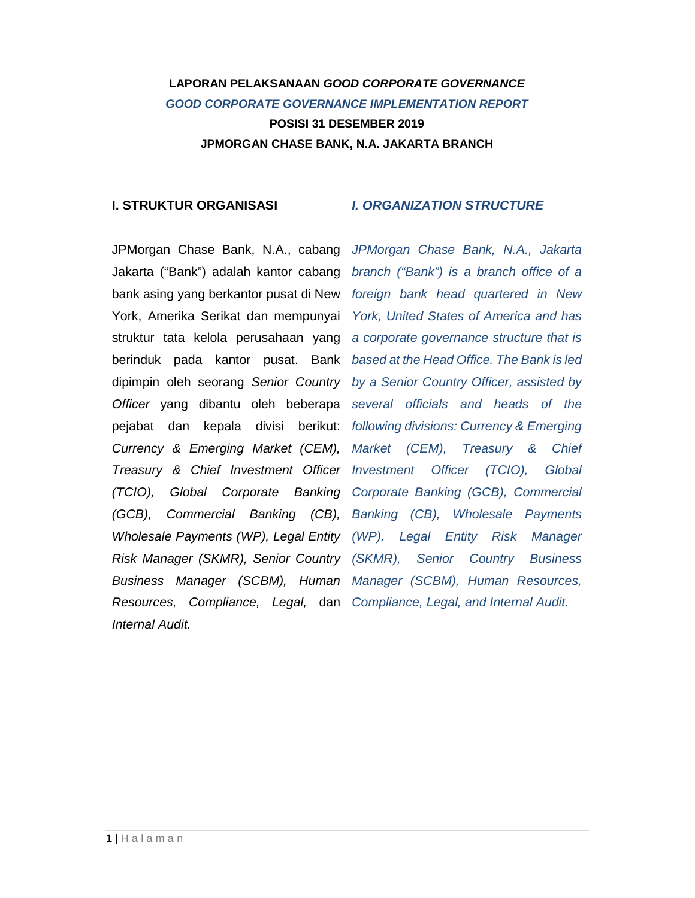**LAPORAN PELAKSANAAN *GOOD CORPORATE GOVERNANCE***

***GOOD CORPORATE GOVERNANCE IMPLEMENTATION REPORT***

**POSISI 31 DESEMBER 2019**

**JPMORGAN CHASE BANK, N.A. JAKARTA BRANCH**

## I. STRUKTUR ORGANISASI

JPMorgan Chase Bank, N.A., cabang Jakarta ("Bank") adalah kantor cabang bank asing yang berkantor pusat di New York, Amerika Serikat dan mempunyai struktur tata kelola perusahaan yang berinduk pada kantor pusat. Bank dipimpin oleh seorang *Senior Country Officer* yang dibantu oleh beberapa pejabat dan kepala divisi berikut: *Currency & Emerging Market (CEM), Treasury & Chief Investment Officer (TCIO), Global Corporate Banking (GCB), Commercial Banking (CB), Wholesale Payments (WP), Legal Entity Risk Manager (SKMR), Senior Country Business Manager (SCBM), Human Resources, Compliance, Legal,* dan *Internal Audit.*

## *I. ORGANIZATION STRUCTURE*

*JPMorgan Chase Bank, N.A., Jakarta branch ("Bank") is a branch office of a foreign bank head quartered in New York, United States of America and has a corporate governance structure that is based at the Head Office. The Bank is led by a Senior Country Officer, assisted by several officials and heads of the following divisions: Currency & Emerging Market (CEM), Treasury & Chief Investment Officer (TCIO), Global Corporate Banking (GCB), Commercial Banking (CB), Wholesale Payments (WP), Legal Entity Risk Manager (SKMR), Senior Country Business Manager (SCBM), Human Resources, Compliance, Legal, and Internal Audit.*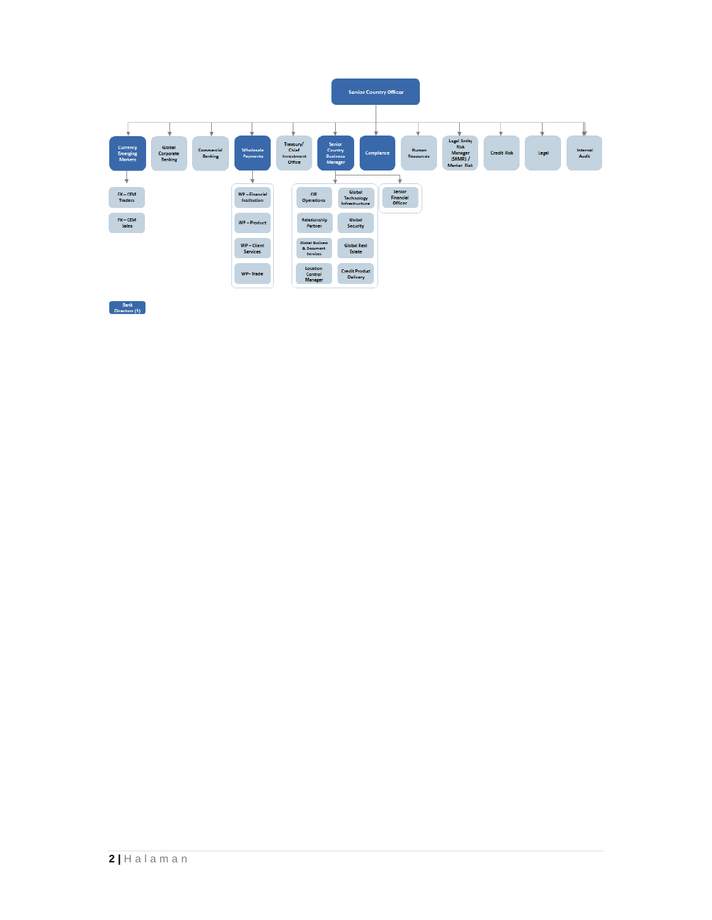Senior Country Officer

- Currency Emerging Markets
  - FX – CEM Traders
  - FX – CEM Sales
- Global Corporate Banking
- Commercial Banking
- Wholesale Payments
  - WP – Financial Institution
  - WP – Product
  - WP – Client Services
  - WP – Trade
- Treasury/ Chief Investment Office
- Senior Country Business Manager
  - CIB Operations
  - Global Technology Infrastructure
  - Relationship Partner
  - Global Security
  - Global Business & Document Services
  - Global Real Estate
  - Location Control Manager
  - Credit Product Delivery
  - Senior Financial Officer
- Compliance
- Human Resources
- Legal Entity Risk Manager (SKMR) / Market Risk
- Credit Risk
- Legal
- Internal Audit

Bank Directors (5)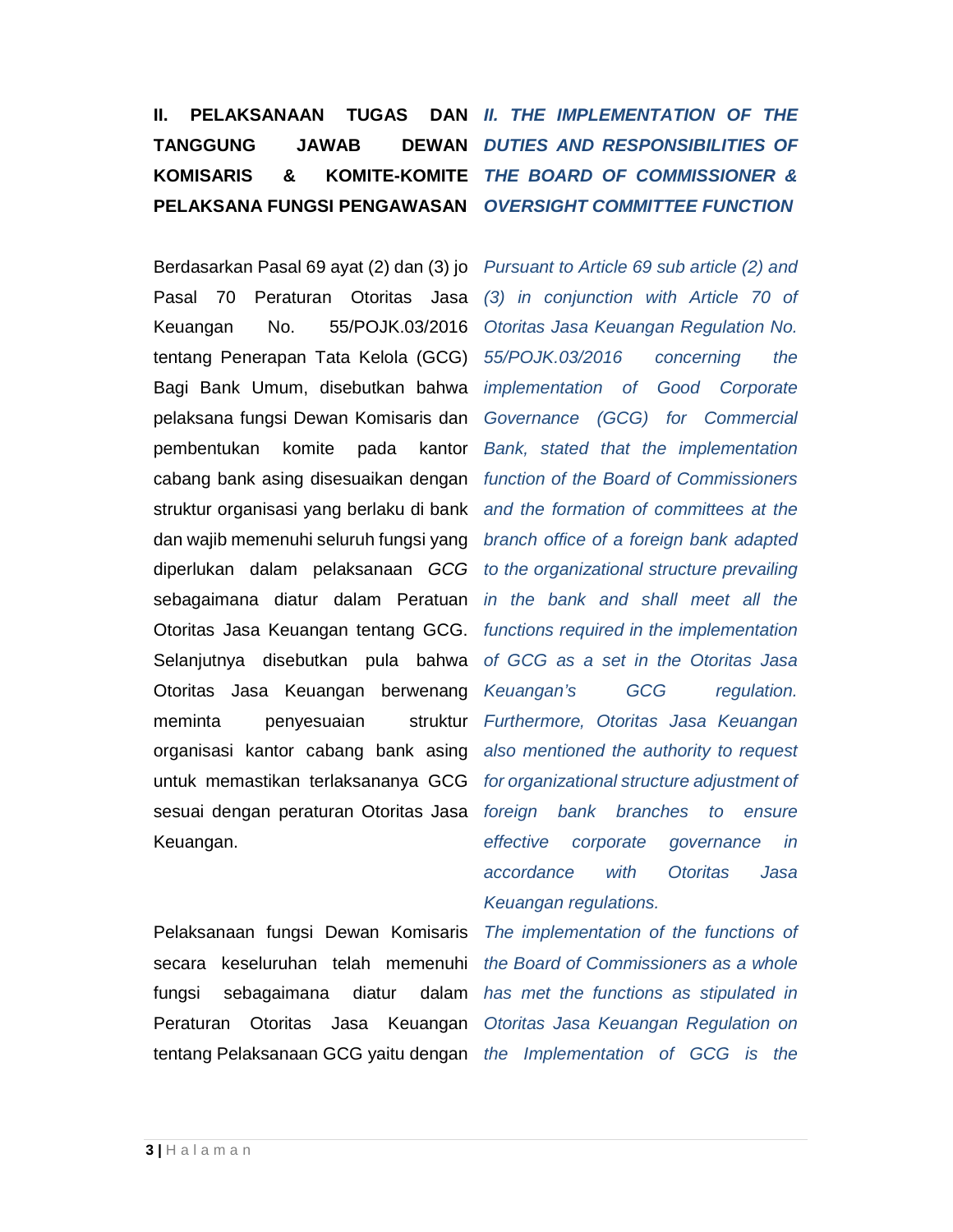## II. PELAKSANAAN TUGAS DAN TANGGUNG JAWAB DEWAN KOMISARIS & KOMITE-KOMITE PELAKSANA FUNGSI PENGAWASAN

## *II. THE IMPLEMENTATION OF THE DUTIES AND RESPONSIBILITIES OF THE BOARD OF COMMISSIONER & OVERSIGHT COMMITTEE FUNCTION*

Berdasarkan Pasal 69 ayat (2) dan (3) jo Pasal 70 Peraturan Otoritas Jasa Keuangan No. 55/POJK.03/2016 tentang Penerapan Tata Kelola (GCG) Bagi Bank Umum, disebutkan bahwa pelaksana fungsi Dewan Komisaris dan pembentukan komite pada kantor cabang bank asing disesuaikan dengan struktur organisasi yang berlaku di bank dan wajib memenuhi seluruh fungsi yang diperlukan dalam pelaksanaan *GCG* sebagaimana diatur dalam Peratuan Otoritas Jasa Keuangan tentang GCG. Selanjutnya disebutkan pula bahwa Otoritas Jasa Keuangan berwenang meminta penyesuaian struktur organisasi kantor cabang bank asing untuk memastikan terlaksananya GCG sesuai dengan peraturan Otoritas Jasa Keuangan.

*Pursuant to Article 69 sub article (2) and (3) in conjunction with Article 70 of Otoritas Jasa Keuangan Regulation No. 55/POJK.03/2016 concerning the implementation of Good Corporate Governance (GCG) for Commercial Bank, stated that the implementation function of the Board of Commissioners and the formation of committees at the branch office of a foreign bank adapted to the organizational structure prevailing in the bank and shall meet all the functions required in the implementation of GCG as a set in the Otoritas Jasa Keuangan's GCG regulation. Furthermore, Otoritas Jasa Keuangan also mentioned the authority to request for organizational structure adjustment of foreign bank branches to ensure effective corporate governance in accordance with Otoritas Jasa Keuangan regulations.*

Pelaksanaan fungsi Dewan Komisaris secara keseluruhan telah memenuhi fungsi sebagaimana diatur dalam Peraturan Otoritas Jasa Keuangan tentang Pelaksanaan GCG yaitu dengan

*The implementation of the functions of the Board of Commissioners as a whole has met the functions as stipulated in Otoritas Jasa Keuangan Regulation on the Implementation of GCG is the*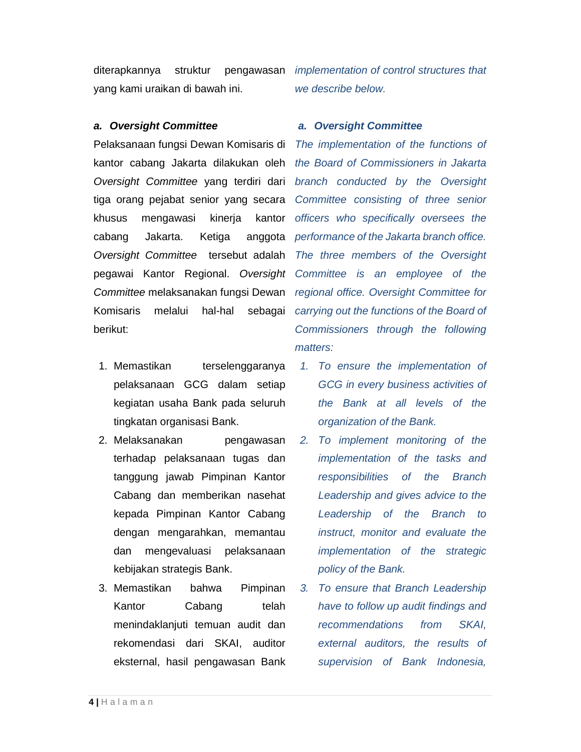diterapkannya struktur pengawasan yang kami uraikan di bawah ini.

*implementation of control structures that we describe below.*

### *a. Oversight Committee*

Pelaksanaan fungsi Dewan Komisaris di kantor cabang Jakarta dilakukan oleh *Oversight Committee* yang terdiri dari tiga orang pejabat senior yang secara khusus mengawasi kinerja kantor cabang Jakarta. Ketiga anggota *Oversight Committee* tersebut adalah pegawai Kantor Regional. *Oversight Committee* melaksanakan fungsi Dewan Komisaris melalui hal-hal sebagai berikut:

1. Memastikan terselenggaranya pelaksanaan GCG dalam setiap kegiatan usaha Bank pada seluruh tingkatan organisasi Bank.
2. Melaksanakan pengawasan terhadap pelaksanaan tugas dan tanggung jawab Pimpinan Kantor Cabang dan memberikan nasehat kepada Pimpinan Kantor Cabang dengan mengarahkan, memantau dan mengevaluasi pelaksanaan kebijakan strategis Bank.
3. Memastikan bahwa Pimpinan Kantor Cabang telah menindaklanjuti temuan audit dan rekomendasi dari SKAI, auditor eksternal, hasil pengawasan Bank

### *a. Oversight Committee*

*The implementation of the functions of the Board of Commissioners in Jakarta branch conducted by the Oversight Committee consisting of three senior officers who specifically oversees the performance of the Jakarta branch office. The three members of the Oversight Committee is an employee of the regional office. Oversight Committee for carrying out the functions of the Board of Commissioners through the following matters:*

1. *To ensure the implementation of GCG in every business activities of the Bank at all levels of the organization of the Bank.*
2. *To implement monitoring of the implementation of the tasks and responsibilities of the Branch Leadership and gives advice to the Leadership of the Branch to instruct, monitor and evaluate the implementation of the strategic policy of the Bank.*
3. *To ensure that Branch Leadership have to follow up audit findings and recommendations from SKAI, external auditors, the results of supervision of Bank Indonesia,*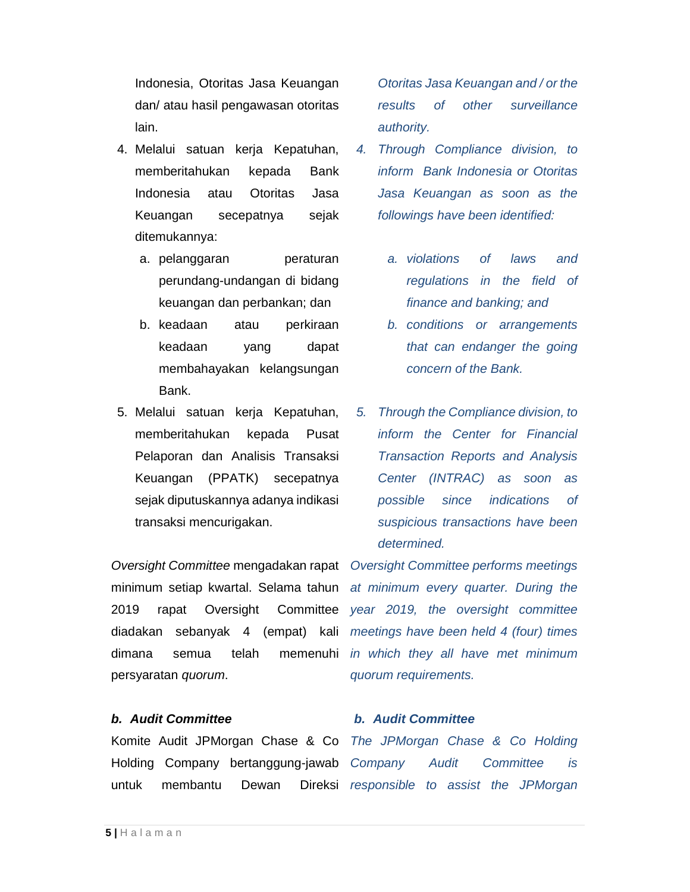Indonesia, Otoritas Jasa Keuangan dan/ atau hasil pengawasan otoritas lain.

4. Melalui satuan kerja Kepatuhan, memberitahukan kepada Bank Indonesia atau Otoritas Jasa Keuangan secepatnya sejak ditemukannya:
   a. pelanggaran peraturan perundang-undangan di bidang keuangan dan perbankan; dan
   b. keadaan atau perkiraan keadaan yang dapat membahayakan kelangsungan Bank.
5. Melalui satuan kerja Kepatuhan, memberitahukan kepada Pusat Pelaporan dan Analisis Transaksi Keuangan (PPATK) secepatnya sejak diputuskannya adanya indikasi transaksi mencurigakan.

*Otoritas Jasa Keuangan and / or the results of other surveillance authority.*

4. *Through Compliance division, to inform Bank Indonesia or Otoritas Jasa Keuangan as soon as the followings have been identified:*
   a. *violations of laws and regulations in the field of finance and banking; and*
   b. *conditions or arrangements that can endanger the going concern of the Bank.*
5. *Through the Compliance division, to inform the Center for Financial Transaction Reports and Analysis Center (INTRAC) as soon as possible since indications of suspicious transactions have been determined.*

*Oversight Committee* mengadakan rapat minimum setiap kwartal. Selama tahun 2019 rapat Oversight Committee diadakan sebanyak 4 (empat) kali dimana semua telah memenuhi persyaratan *quorum*.

*Oversight Committee performs meetings at minimum every quarter. During the year 2019, the oversight committee meetings have been held 4 (four) times in which they all have met minimum quorum requirements.*

### b. Audit Committee

Komite Audit JPMorgan Chase & Co Holding Company bertanggung-jawab untuk membantu Dewan Direksi

### *b. Audit Committee*

*The JPMorgan Chase & Co Holding Company Audit Committee is responsible to assist the JPMorgan*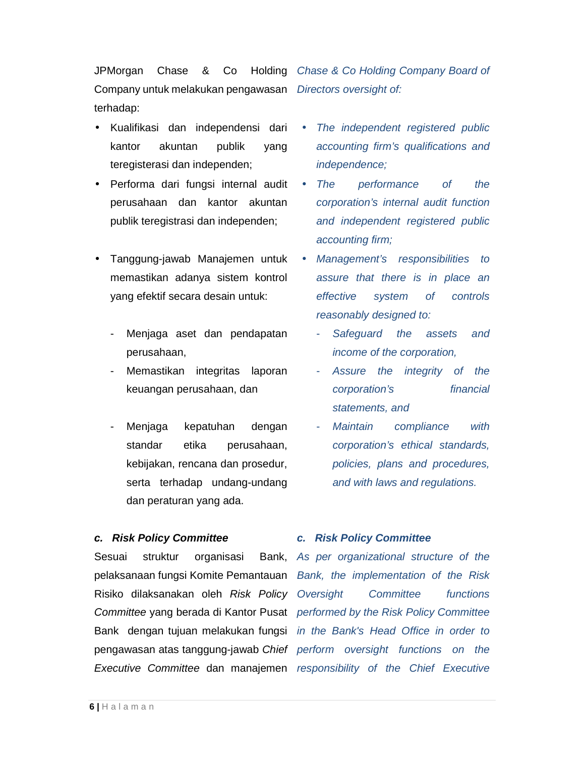JPMorgan Chase & Co Holding Company untuk melakukan pengawasan terhadap:

- Kualifikasi dan independensi dari kantor akuntan publik yang teregisterasi dan independen;
- Performa dari fungsi internal audit perusahaan dan kantor akuntan publik teregistrasi dan independen;
- Tanggung-jawab Manajemen untuk memastikan adanya sistem kontrol yang efektif secara desain untuk:
  - Menjaga aset dan pendapatan perusahaan,
  - Memastikan integritas laporan keuangan perusahaan, dan
  - Menjaga kepatuhan dengan standar etika perusahaan, kebijakan, rencana dan prosedur, serta terhadap undang-undang dan peraturan yang ada.

*Chase & Co Holding Company Board of Directors oversight of:*

- *The independent registered public accounting firm's qualifications and independence;*
- *The performance of the corporation's internal audit function and independent registered public accounting firm;*
- *Management's responsibilities to assure that there is in place an effective system of controls reasonably designed to:*
  - *Safeguard the assets and income of the corporation,*
  - *Assure the integrity of the corporation's financial statements, and*
  - *Maintain compliance with corporation's ethical standards, policies, plans and procedures, and with laws and regulations.*

### *c. Risk Policy Committee*

Sesuai struktur organisasi Bank, pelaksanaan fungsi Komite Pemantauan Risiko dilaksanakan oleh *Risk Policy Committee* yang berada di Kantor Pusat Bank dengan tujuan melakukan fungsi pengawasan atas tanggung-jawab *Chief Executive Committee* dan manajemen

### *c. Risk Policy Committee*

*As per organizational structure of the Bank, the implementation of the Risk Oversight Committee functions performed by the Risk Policy Committee in the Bank's Head Office in order to perform oversight functions on the responsibility of the Chief Executive*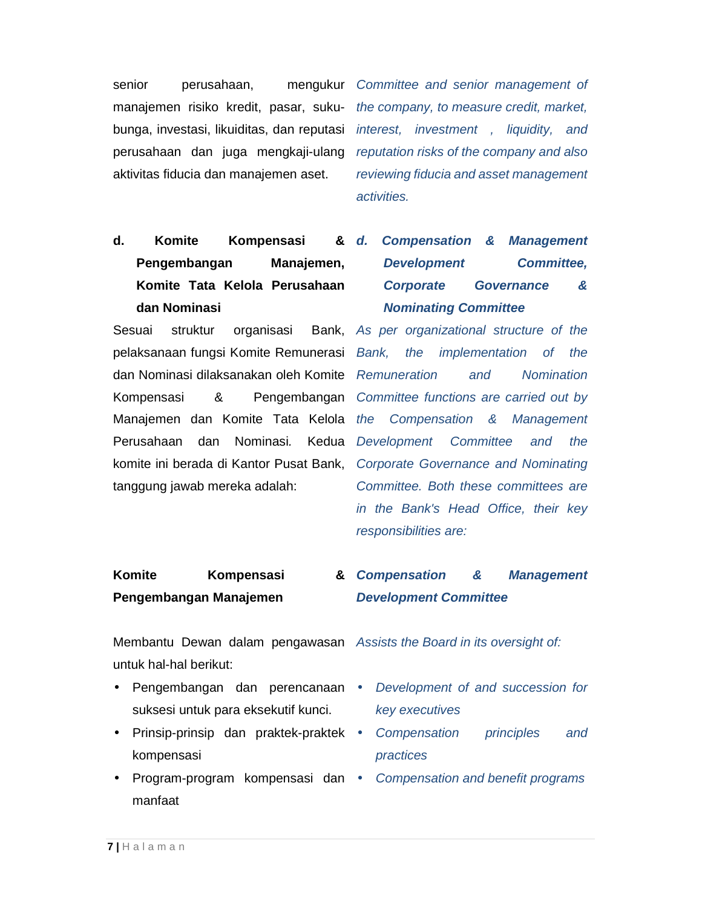senior perusahaan, mengukur manajemen risiko kredit, pasar, suku-bunga, investasi, likuiditas, dan reputasi perusahaan dan juga mengkaji-ulang aktivitas fiducia dan manajemen aset.

*Committee and senior management of the company, to measure credit, market, interest, investment , liquidity, and reputation risks of the company and also reviewing fiducia and asset management activities.*

**d. Komite Kompensasi & Pengembangan Manajemen, Komite Tata Kelola Perusahaan dan Nominasi**

***d. Compensation & Management Development Committee, Corporate Governance & Nominating Committee***

Sesuai struktur organisasi Bank, pelaksanaan fungsi Komite Remunerasi dan Nominasi dilaksanakan oleh Komite Kompensasi & Pengembangan Manajemen dan Komite Tata Kelola Perusahaan dan Nominasi. Kedua komite ini berada di Kantor Pusat Bank, tanggung jawab mereka adalah:

*As per organizational structure of the Bank, the implementation of the Remuneration and Nomination Committee functions are carried out by the Compensation & Management Development Committee and the Corporate Governance and Nominating Committee. Both these committees are in the Bank's Head Office, their key responsibilities are:*

**Komite Kompensasi & Pengembangan Manajemen**

***Compensation & Management Development Committee***

Membantu Dewan dalam pengawasan untuk hal-hal berikut:

- Pengembangan dan perencanaan suksesi untuk para eksekutif kunci.
- Prinsip-prinsip dan praktek-praktek kompensasi
- Program-program kompensasi dan manfaat

*Assists the Board in its oversight of:*

- *Development of and succession for key executives*
- *Compensation principles and practices*
- *Compensation and benefit programs*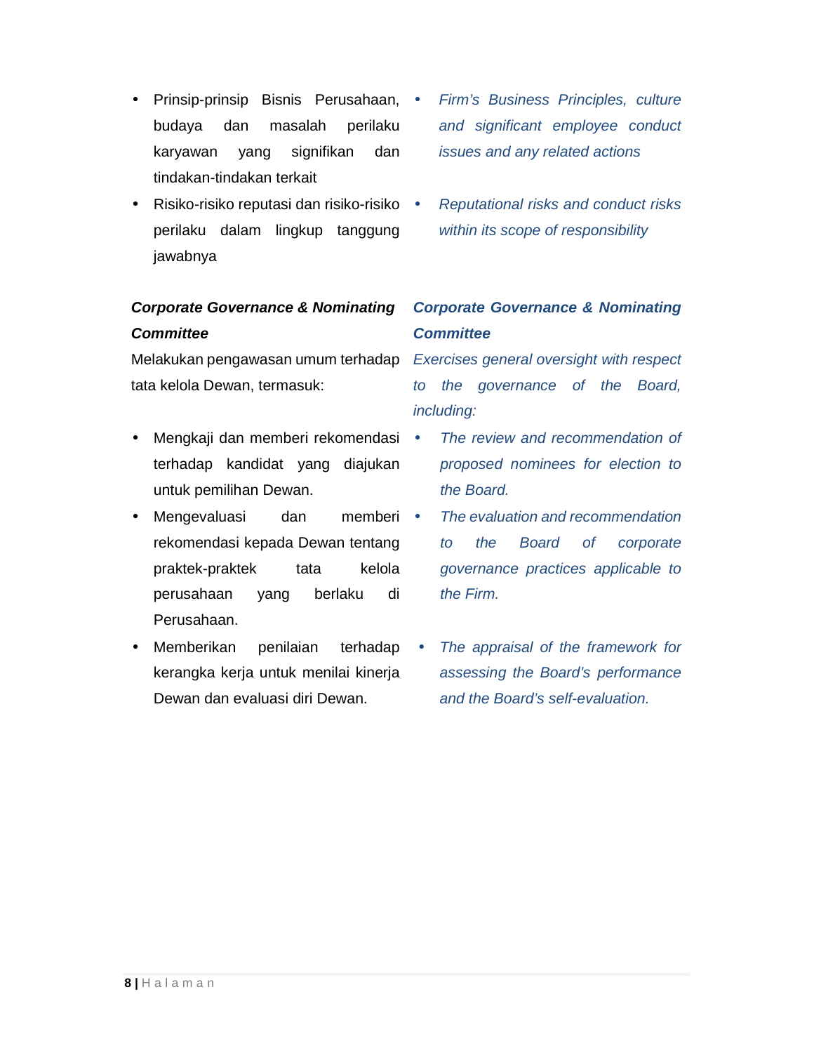- Prinsip-prinsip Bisnis Perusahaan, budaya dan masalah perilaku karyawan yang signifikan dan tindakan-tindakan terkait
- Risiko-risiko reputasi dan risiko-risiko perilaku dalam lingkup tanggung jawabnya

- *Firm's Business Principles, culture and significant employee conduct issues and any related actions*
- *Reputational risks and conduct risks within its scope of responsibility*

***Corporate Governance & Nominating Committee***

Melakukan pengawasan umum terhadap tata kelola Dewan, termasuk:

- Mengkaji dan memberi rekomendasi terhadap kandidat yang diajukan untuk pemilihan Dewan.
- Mengevaluasi dan memberi rekomendasi kepada Dewan tentang praktek-praktek tata kelola perusahaan yang berlaku di Perusahaan.
- Memberikan penilaian terhadap kerangka kerja untuk menilai kinerja Dewan dan evaluasi diri Dewan.

***Corporate Governance & Nominating Committee***

*Exercises general oversight with respect to the governance of the Board, including:*

- *The review and recommendation of proposed nominees for election to the Board.*
- *The evaluation and recommendation to the Board of corporate governance practices applicable to the Firm.*
- *The appraisal of the framework for assessing the Board's performance and the Board's self-evaluation.*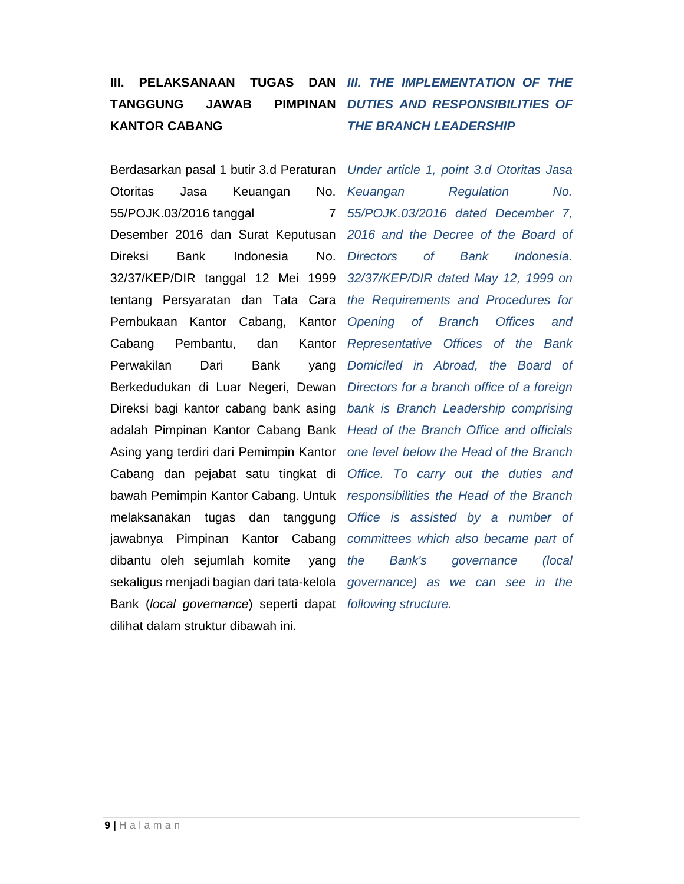## III. PELAKSANAAN TUGAS DAN TANGGUNG JAWAB PIMPINAN KANTOR CABANG

## *III. THE IMPLEMENTATION OF THE DUTIES AND RESPONSIBILITIES OF THE BRANCH LEADERSHIP*

Berdasarkan pasal 1 butir 3.d Peraturan Otoritas Jasa Keuangan No. 55/POJK.03/2016 tanggal 7 Desember 2016 dan Surat Keputusan Direksi Bank Indonesia No. 32/37/KEP/DIR tanggal 12 Mei 1999 tentang Persyaratan dan Tata Cara Pembukaan Kantor Cabang, Kantor Cabang Pembantu, dan Kantor Perwakilan Dari Bank yang Berkedudukan di Luar Negeri, Dewan Direksi bagi kantor cabang bank asing adalah Pimpinan Kantor Cabang Bank Asing yang terdiri dari Pemimpin Kantor Cabang dan pejabat satu tingkat di bawah Pemimpin Kantor Cabang. Untuk melaksanakan tugas dan tanggung jawabnya Pimpinan Kantor Cabang dibantu oleh sejumlah komite yang sekaligus menjadi bagian dari tata-kelola Bank (*local governance*) seperti dapat dilihat dalam struktur dibawah ini.

*Under article 1, point 3.d Otoritas Jasa Keuangan Regulation No. 55/POJK.03/2016 dated December 7, 2016 and the Decree of the Board of Directors of Bank Indonesia. 32/37/KEP/DIR dated May 12, 1999 on the Requirements and Procedures for Opening of Branch Offices and Representative Offices of the Bank Domiciled in Abroad, the Board of Directors for a branch office of a foreign bank is Branch Leadership comprising Head of the Branch Office and officials one level below the Head of the Branch Office. To carry out the duties and responsibilities the Head of the Branch Office is assisted by a number of committees which also became part of the Bank's governance (local governance) as we can see in the following structure.*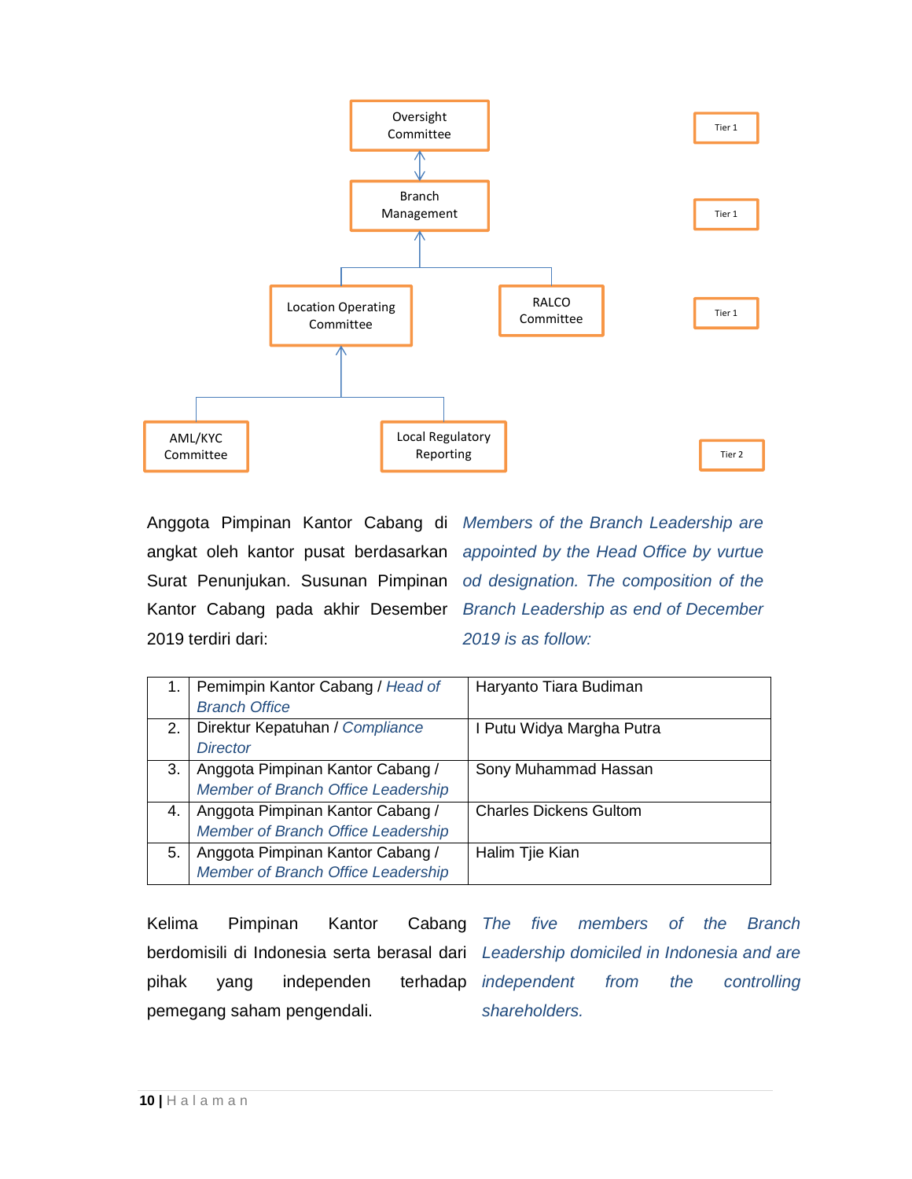Oversight Committee — Tier 1

Branch Management — Tier 1

Location Operating Committee | RALCO Committee — Tier 1

AML/KYC Committee | Local Regulatory Reporting — Tier 2

Anggota Pimpinan Kantor Cabang di angkat oleh kantor pusat berdasarkan Surat Penunjukan. Susunan Pimpinan Kantor Cabang pada akhir Desember 2019 terdiri dari:

*Members of the Branch Leadership are appointed by the Head Office by vurtue od designation. The composition of the Branch Leadership as end of December 2019 is as follow:*

| | | |
|---|---|---|
| 1. | Pemimpin Kantor Cabang / *Head of Branch Office* | Haryanto Tiara Budiman |
| 2. | Direktur Kepatuhan / *Compliance Director* | I Putu Widya Margha Putra |
| 3. | Anggota Pimpinan Kantor Cabang / *Member of Branch Office Leadership* | Sony Muhammad Hassan |
| 4. | Anggota Pimpinan Kantor Cabang / *Member of Branch Office Leadership* | Charles Dickens Gultom |
| 5. | Anggota Pimpinan Kantor Cabang / *Member of Branch Office Leadership* | Halim Tjie Kian |

Kelima Pimpinan Kantor Cabang berdomisili di Indonesia serta berasal dari pihak yang independen terhadap pemegang saham pengendali.

*The five members of the Branch Leadership domiciled in Indonesia and are independent from the controlling shareholders.*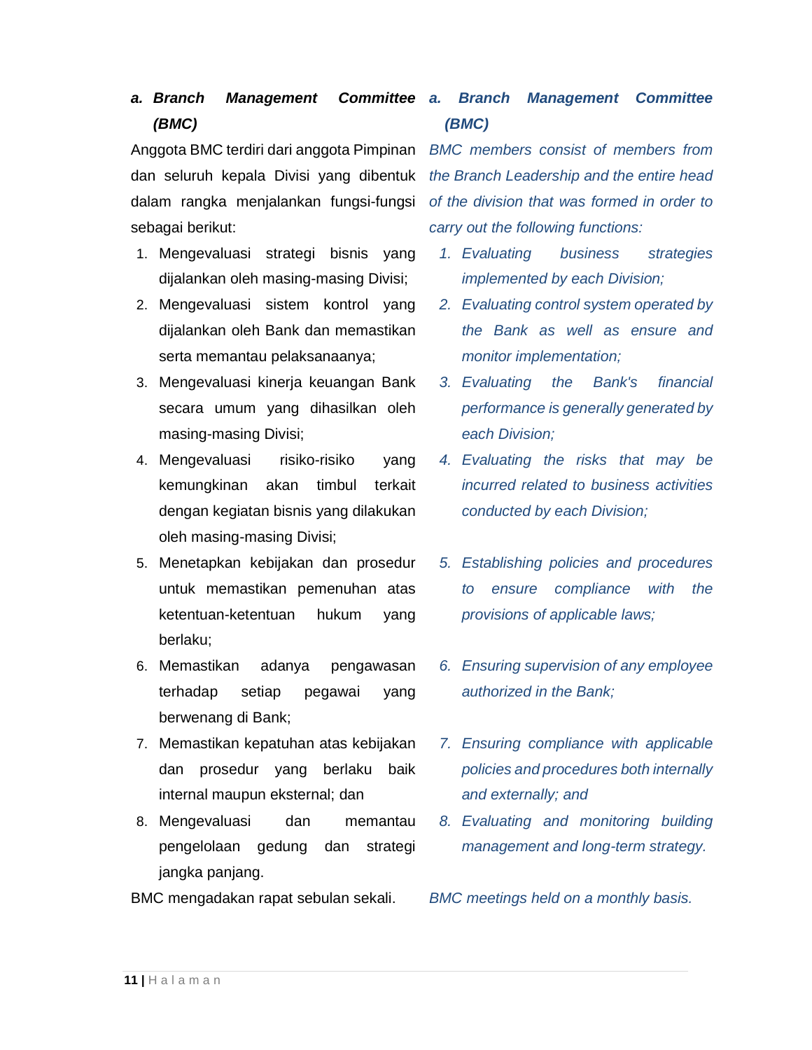**a. Branch Management Committee (BMC)**

Anggota BMC terdiri dari anggota Pimpinan dan seluruh kepala Divisi yang dibentuk dalam rangka menjalankan fungsi-fungsi sebagai berikut:

1. Mengevaluasi strategi bisnis yang dijalankan oleh masing-masing Divisi;
2. Mengevaluasi sistem kontrol yang dijalankan oleh Bank dan memastikan serta memantau pelaksanaanya;
3. Mengevaluasi kinerja keuangan Bank secara umum yang dihasilkan oleh masing-masing Divisi;
4. Mengevaluasi risiko-risiko yang kemungkinan akan timbul terkait dengan kegiatan bisnis yang dilakukan oleh masing-masing Divisi;
5. Menetapkan kebijakan dan prosedur untuk memastikan pemenuhan atas ketentuan-ketentuan hukum yang berlaku;
6. Memastikan adanya pengawasan terhadap setiap pegawai yang berwenang di Bank;
7. Memastikan kepatuhan atas kebijakan dan prosedur yang berlaku baik internal maupun eksternal; dan
8. Mengevaluasi dan memantau pengelolaan gedung dan strategi jangka panjang.

BMC mengadakan rapat sebulan sekali.

***a. Branch Management Committee (BMC)***

*BMC members consist of members from the Branch Leadership and the entire head of the division that was formed in order to carry out the following functions:*

1. *Evaluating business strategies implemented by each Division;*
2. *Evaluating control system operated by the Bank as well as ensure and monitor implementation;*
3. *Evaluating the Bank's financial performance is generally generated by each Division;*
4. *Evaluating the risks that may be incurred related to business activities conducted by each Division;*
5. *Establishing policies and procedures to ensure compliance with the provisions of applicable laws;*
6. *Ensuring supervision of any employee authorized in the Bank;*
7. *Ensuring compliance with applicable policies and procedures both internally and externally; and*
8. *Evaluating and monitoring building management and long-term strategy.*

*BMC meetings held on a monthly basis.*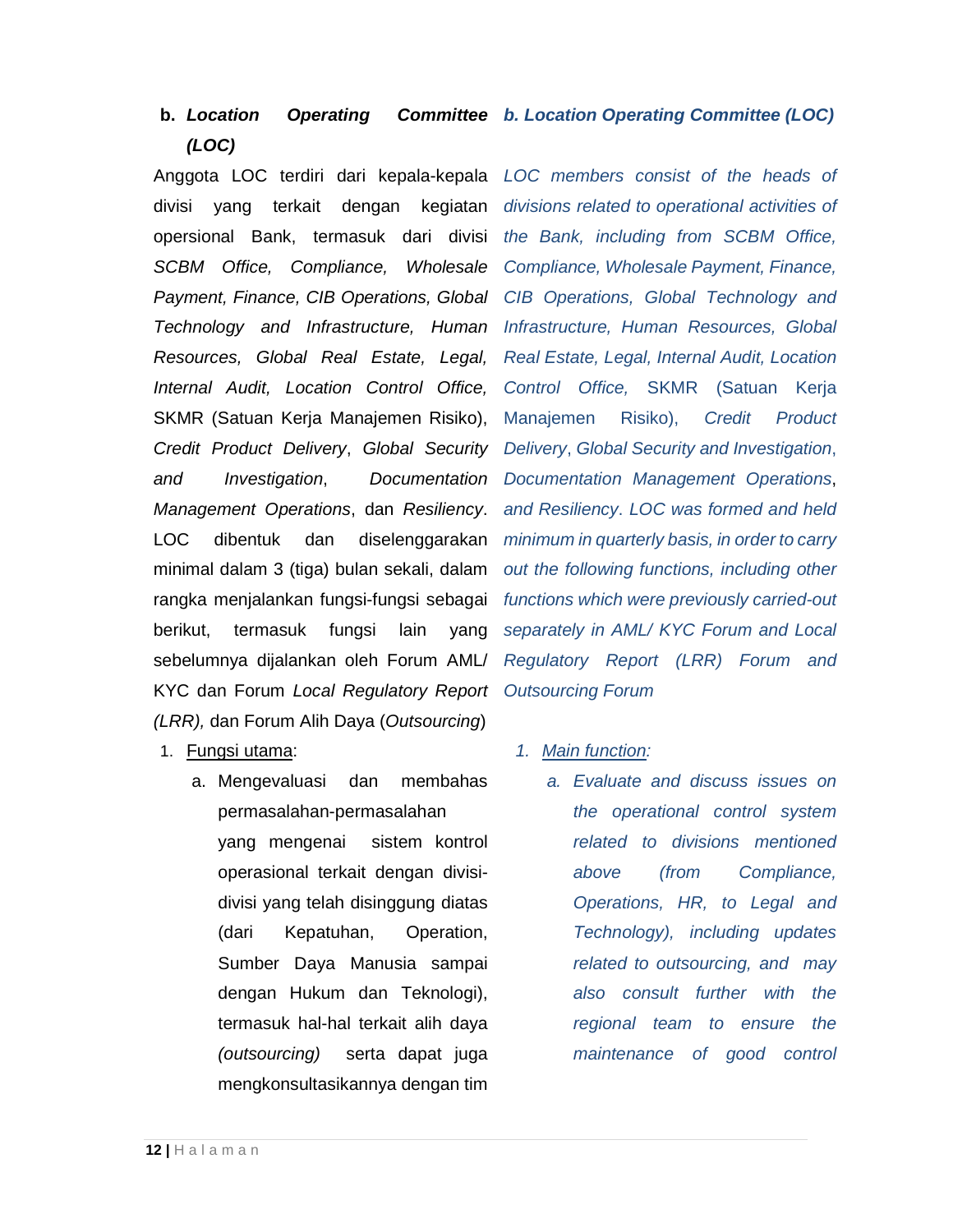**b. *Location Operating Committee (LOC)***

Anggota LOC terdiri dari kepala-kepala divisi yang terkait dengan kegiatan operasional Bank, termasuk dari divisi *SCBM Office, Compliance, Wholesale Payment, Finance, CIB Operations, Global Technology and Infrastructure, Human Resources, Global Real Estate, Legal, Internal Audit, Location Control Office,* SKMR (Satuan Kerja Manajemen Risiko), *Credit Product Delivery*, *Global Security and Investigation*, *Documentation Management Operations*, dan *Resiliency*. LOC dibentuk dan diselenggarakan minimal dalam 3 (tiga) bulan sekali, dalam rangka menjalankan fungsi-fungsi sebagai berikut, termasuk fungsi lain yang sebelumnya dijalankan oleh Forum AML/ KYC dan Forum *Local Regulatory Report (LRR),* dan Forum Alih Daya (*Outsourcing*)

1. Fungsi utama:
   a. Mengevaluasi dan membahas permasalahan-permasalahan yang mengenai sistem kontrol operasional terkait dengan divisi-divisi yang telah disinggung diatas (dari Kepatuhan, Operation, Sumber Daya Manusia sampai dengan Hukum dan Teknologi), termasuk hal-hal terkait alih daya *(outsourcing)* serta dapat juga mengkonsultasikannya dengan tim

***b. Location Operating Committee (LOC)***

*LOC members consist of the heads of divisions related to operational activities of the Bank, including from SCBM Office, Compliance, Wholesale Payment, Finance, CIB Operations, Global Technology and Infrastructure, Human Resources, Global Real Estate, Legal, Internal Audit, Location Control Office,* SKMR (Satuan Kerja Manajemen Risiko), *Credit Product Delivery*, *Global Security and Investigation*, *Documentation Management Operations*, *and Resiliency. LOC was formed and held minimum in quarterly basis, in order to carry out the following functions, including other functions which were previously carried-out separately in AML/ KYC Forum and Local Regulatory Report (LRR) Forum and Outsourcing Forum*

*1. Main function:*
   *a. Evaluate and discuss issues on the operational control system related to divisions mentioned above (from Compliance, Operations, HR, to Legal and Technology), including updates related to outsourcing, and may also consult further with the regional team to ensure the maintenance of good control*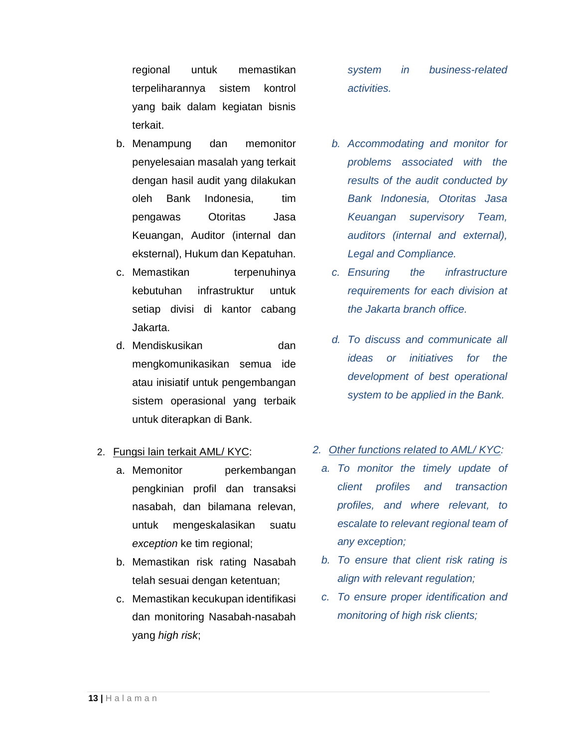regional untuk memastikan terpeliharannya sistem kontrol yang baik dalam kegiatan bisnis terkait.

b. Menampung dan memonitor penyelesaian masalah yang terkait dengan hasil audit yang dilakukan oleh Bank Indonesia, tim pengawas Otoritas Jasa Keuangan, Auditor (internal dan eksternal), Hukum dan Kepatuhan.

c. Memastikan terpenuhinya kebutuhan infrastruktur untuk setiap divisi di kantor cabang Jakarta.

d. Mendiskusikan dan mengkomunikasikan semua ide atau inisiatif untuk pengembangan sistem operasional yang terbaik untuk diterapkan di Bank.

2. <u>Fungsi lain terkait AML/ KYC</u>:

   a. Memonitor perkembangan pengkinian profil dan transaksi nasabah, dan bilamana relevan, untuk mengeskalasikan suatu *exception* ke tim regional;

   b. Memastikan risk rating Nasabah telah sesuai dengan ketentuan;

   c. Memastikan kecukupan identifikasi dan monitoring Nasabah-nasabah yang *high risk*;

*system in business-related activities.*

*b. Accommodating and monitor for problems associated with the results of the audit conducted by Bank Indonesia, Otoritas Jasa Keuangan supervisory Team, auditors (internal and external), Legal and Compliance.*

*c. Ensuring the infrastructure requirements for each division at the Jakarta branch office.*

*d. To discuss and communicate all ideas or initiatives for the development of best operational system to be applied in the Bank.*

*2. <u>Other functions related to AML/ KYC</u>:*

   *a. To monitor the timely update of client profiles and transaction profiles, and where relevant, to escalate to relevant regional team of any exception;*

   *b. To ensure that client risk rating is align with relevant regulation;*

   *c. To ensure proper identification and monitoring of high risk clients;*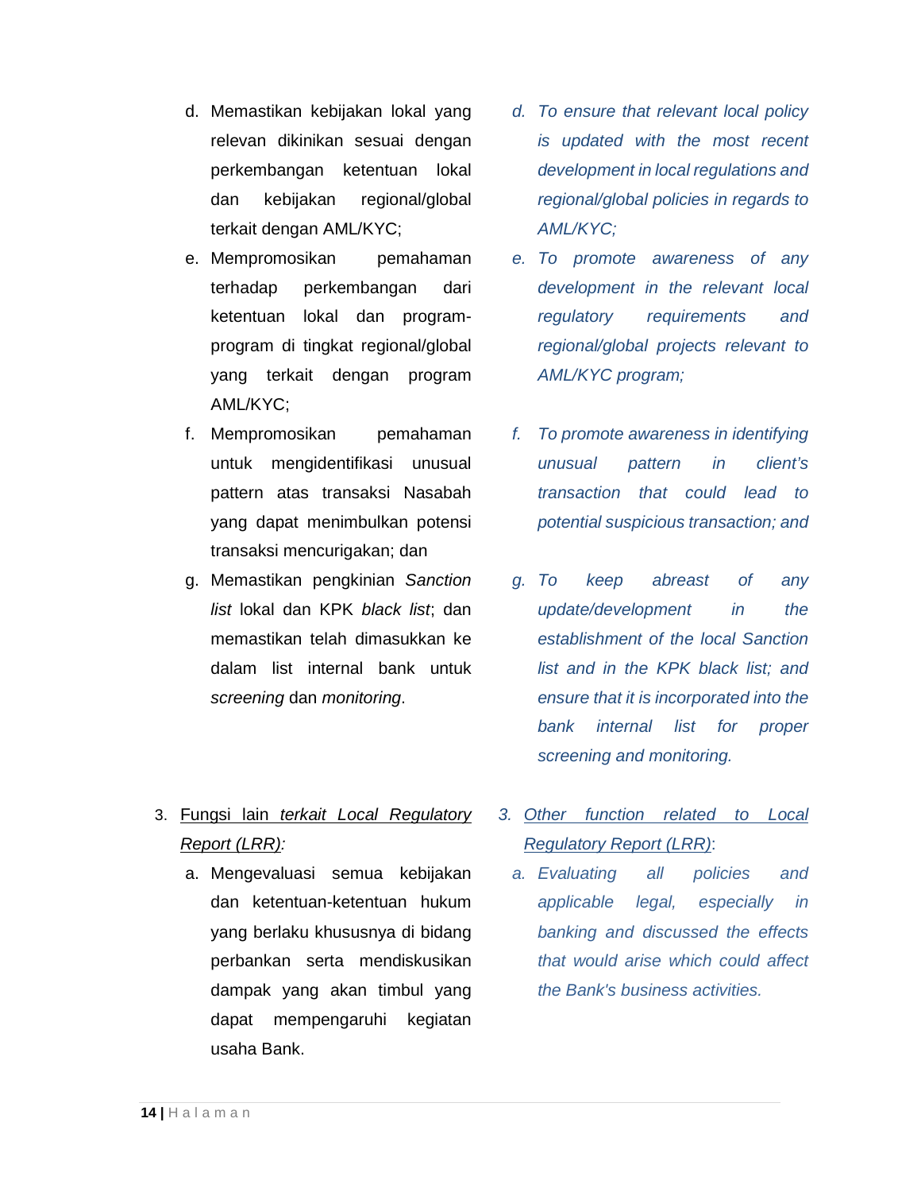d. Memastikan kebijakan lokal yang relevan dikinikan sesuai dengan perkembangan ketentuan lokal dan kebijakan regional/global terkait dengan AML/KYC;

e. Mempromosikan pemahaman terhadap perkembangan dari ketentuan lokal dan program-program di tingkat regional/global yang terkait dengan program AML/KYC;

f. Mempromosikan pemahaman untuk mengidentifikasi unusual pattern atas transaksi Nasabah yang dapat menimbulkan potensi transaksi mencurigakan; dan

g. Memastikan pengkinian *Sanction list* lokal dan KPK *black list*; dan memastikan telah dimasukkan ke dalam list internal bank untuk *screening* dan *monitoring*.

*d. To ensure that relevant local policy is updated with the most recent development in local regulations and regional/global policies in regards to AML/KYC;*

*e. To promote awareness of any development in the relevant local regulatory requirements and regional/global projects relevant to AML/KYC program;*

*f. To promote awareness in identifying unusual pattern in client's transaction that could lead to potential suspicious transaction; and*

*g. To keep abreast of any update/development in the establishment of the local Sanction list and in the KPK black list; and ensure that it is incorporated into the bank internal list for proper screening and monitoring.*

3. <u>Fungsi lain *terkait Local Regulatory Report (LRR)*</u>*:*

   a. Mengevaluasi semua kebijakan dan ketentuan-ketentuan hukum yang berlaku khususnya di bidang perbankan serta mendiskusikan dampak yang akan timbul yang dapat mempengaruhi kegiatan usaha Bank.

*3. <u>Other function related to Local Regulatory Report (LRR)</u>:*

   *a. Evaluating all policies and applicable legal, especially in banking and discussed the effects that would arise which could affect the Bank's business activities.*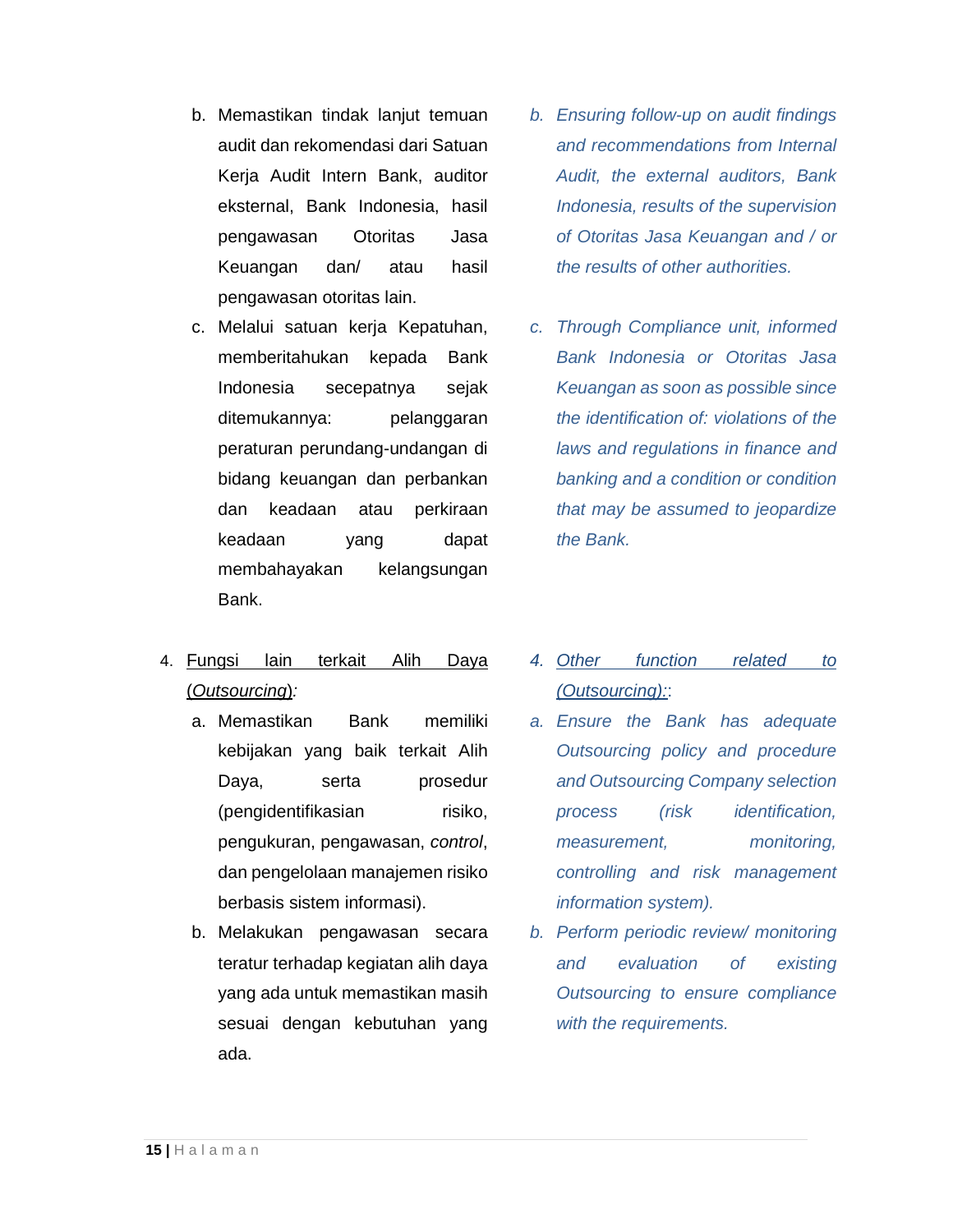b. Memastikan tindak lanjut temuan audit dan rekomendasi dari Satuan Kerja Audit Intern Bank, auditor eksternal, Bank Indonesia, hasil pengawasan Otoritas Jasa Keuangan dan/ atau hasil pengawasan otoritas lain.

c. Melalui satuan kerja Kepatuhan, memberitahukan kepada Bank Indonesia secepatnya sejak ditemukannya: pelanggaran peraturan perundang-undangan di bidang keuangan dan perbankan dan keadaan atau perkiraan keadaan yang dapat membahayakan kelangsungan Bank.

*b. Ensuring follow-up on audit findings and recommendations from Internal Audit, the external auditors, Bank Indonesia, results of the supervision of Otoritas Jasa Keuangan and / or the results of other authorities.*

*c. Through Compliance unit, informed Bank Indonesia or Otoritas Jasa Keuangan as soon as possible since the identification of: violations of the laws and regulations in finance and banking and a condition or condition that may be assumed to jeopardize the Bank.*

4. <u>Fungsi lain terkait Alih Daya (*Outsourcing*)</u>*:*

a. Memastikan Bank memiliki kebijakan yang baik terkait Alih Daya, serta prosedur (pengidentifikasian risiko, pengukuran, pengawasan, *control*, dan pengelolaan manajemen risiko berbasis sistem informasi).

b. Melakukan pengawasan secara teratur terhadap kegiatan alih daya yang ada untuk memastikan masih sesuai dengan kebutuhan yang ada.

*4. <u>Other function related to (Outsourcing):</u>:*

*a. Ensure the Bank has adequate Outsourcing policy and procedure and Outsourcing Company selection process (risk identification, measurement, monitoring, controlling and risk management information system).*

*b. Perform periodic review/ monitoring and evaluation of existing Outsourcing to ensure compliance with the requirements.*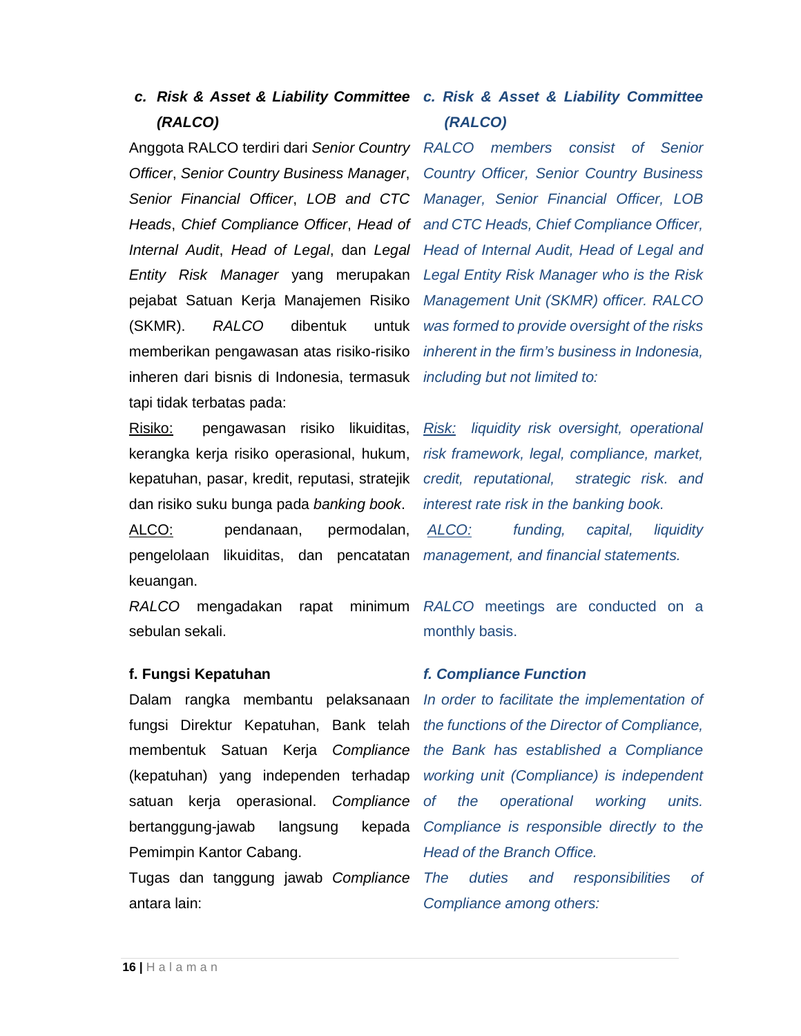### c. *Risk & Asset & Liability Committee (RALCO)*

Anggota RALCO terdiri dari *Senior Country Officer*, *Senior Country Business Manager*, *Senior Financial Officer*, *LOB and CTC Heads*, *Chief Compliance Officer*, *Head of Internal Audit*, *Head of Legal*, dan *Legal Entity Risk Manager* yang merupakan pejabat Satuan Kerja Manajemen Risiko (SKMR). *RALCO* dibentuk untuk memberikan pengawasan atas risiko-risiko inheren dari bisnis di Indonesia, termasuk tapi tidak terbatas pada:

Risiko: pengawasan risiko likuiditas, kerangka kerja risiko operasional, hukum, kepatuhan, pasar, kredit, reputasi, stratejik dan risiko suku bunga pada *banking book*.

ALCO: pendanaan, permodalan, pengelolaan likuiditas, dan pencatatan keuangan.

*RALCO* mengadakan rapat minimum sebulan sekali.

### *c. Risk & Asset & Liability Committee (RALCO)*

*RALCO members consist of Senior Country Officer, Senior Country Business Manager, Senior Financial Officer, LOB and CTC Heads, Chief Compliance Officer, Head of Internal Audit, Head of Legal and Legal Entity Risk Manager who is the Risk Management Unit (SKMR) officer. RALCO was formed to provide oversight of the risks inherent in the firm's business in Indonesia, including but not limited to:*

*Risk: liquidity risk oversight, operational risk framework, legal, compliance, market, credit, reputational, strategic risk. and interest rate risk in the banking book.*

*ALCO: funding, capital, liquidity management, and financial statements.*

*RALCO* meetings are conducted on a monthly basis.

### f. Fungsi Kepatuhan

Dalam rangka membantu pelaksanaan fungsi Direktur Kepatuhan, Bank telah membentuk Satuan Kerja *Compliance* (kepatuhan) yang independen terhadap satuan kerja operasional. *Compliance* bertanggung-jawab langsung kepada Pemimpin Kantor Cabang.

Tugas dan tanggung jawab *Compliance* antara lain:

### *f. Compliance Function*

*In order to facilitate the implementation of the functions of the Director of Compliance, the Bank has established a Compliance working unit (Compliance) is independent of the operational working units. Compliance is responsible directly to the Head of the Branch Office.*

*The duties and responsibilities of Compliance among others:*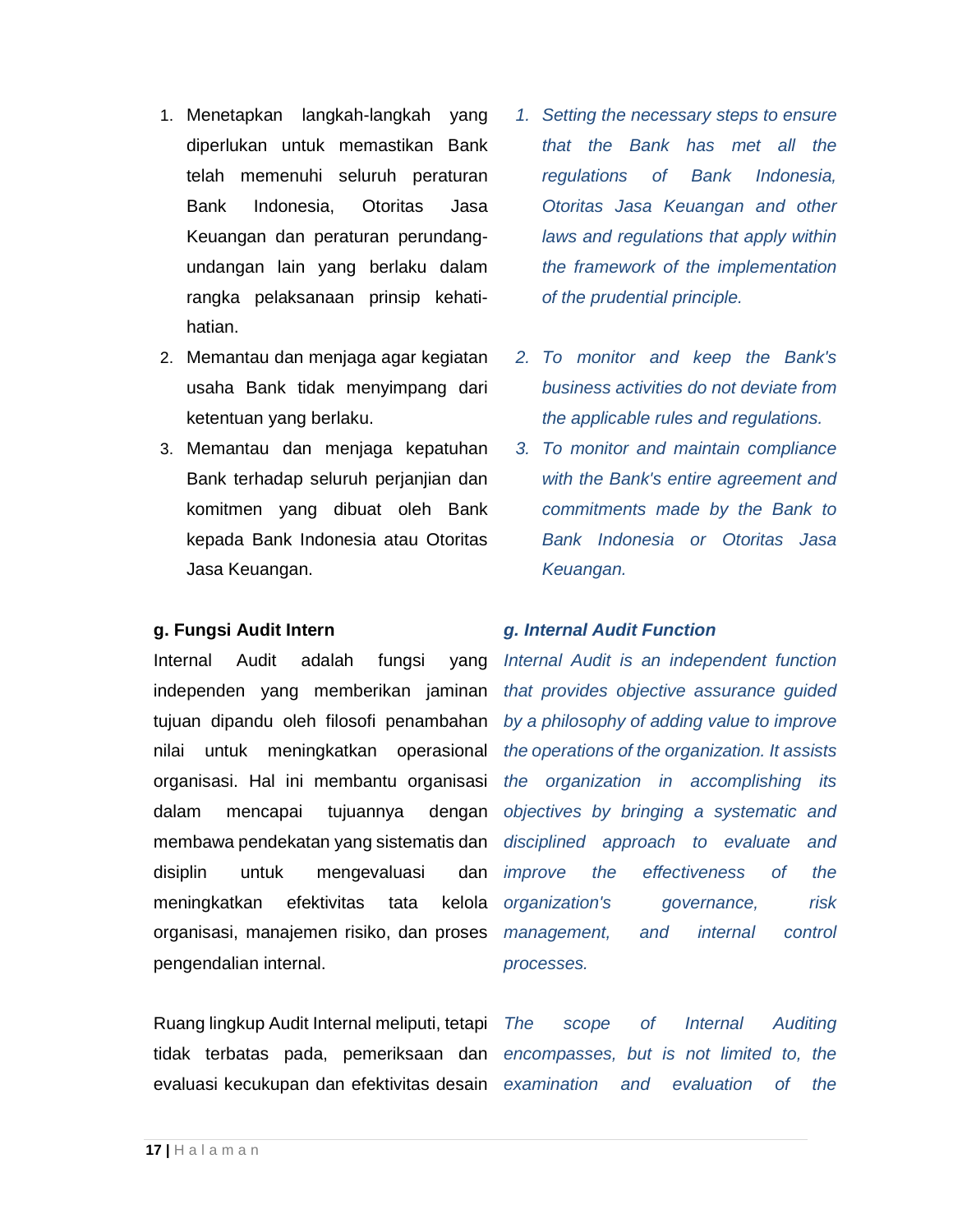1. Menetapkan langkah-langkah yang diperlukan untuk memastikan Bank telah memenuhi seluruh peraturan Bank Indonesia, Otoritas Jasa Keuangan dan peraturan perundang-undangan lain yang berlaku dalam rangka pelaksanaan prinsip kehati-hatian.
2. Memantau dan menjaga agar kegiatan usaha Bank tidak menyimpang dari ketentuan yang berlaku.
3. Memantau dan menjaga kepatuhan Bank terhadap seluruh perjanjian dan komitmen yang dibuat oleh Bank kepada Bank Indonesia atau Otoritas Jasa Keuangan.

*1. Setting the necessary steps to ensure that the Bank has met all the regulations of Bank Indonesia, Otoritas Jasa Keuangan and other laws and regulations that apply within the framework of the implementation of the prudential principle.*

*2. To monitor and keep the Bank's business activities do not deviate from the applicable rules and regulations.*

*3. To monitor and maintain compliance with the Bank's entire agreement and commitments made by the Bank to Bank Indonesia or Otoritas Jasa Keuangan.*

**g. Fungsi Audit Intern**

Internal Audit adalah fungsi yang independen yang memberikan jaminan tujuan dipandu oleh filosofi penambahan nilai untuk meningkatkan operasional organisasi. Hal ini membantu organisasi dalam mencapai tujuannya dengan membawa pendekatan yang sistematis dan disiplin untuk mengevaluasi dan meningkatkan efektivitas tata kelola organisasi, manajemen risiko, dan proses pengendalian internal.

***g. Internal Audit Function***

*Internal Audit is an independent function that provides objective assurance guided by a philosophy of adding value to improve the operations of the organization. It assists the organization in accomplishing its objectives by bringing a systematic and disciplined approach to evaluate and improve the effectiveness of the organization's governance, risk management, and internal control processes.*

Ruang lingkup Audit Internal meliputi, tetapi tidak terbatas pada, pemeriksaan dan evaluasi kecukupan dan efektivitas desain

*The scope of Internal Auditing encompasses, but is not limited to, the examination and evaluation of the*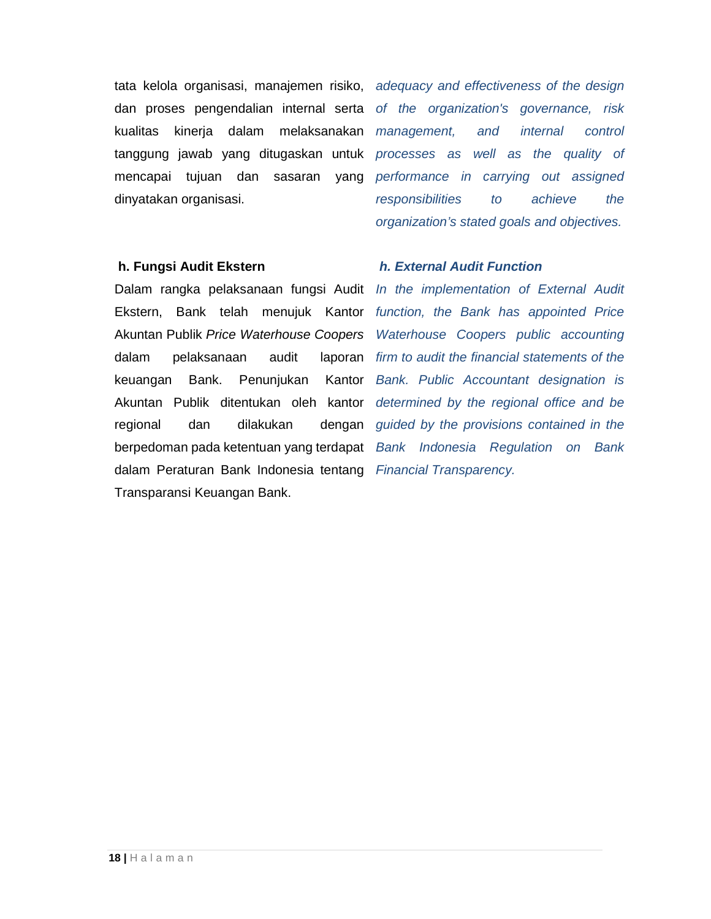tata kelola organisasi, manajemen risiko, dan proses pengendalian internal serta kualitas kinerja dalam melaksanakan tanggung jawab yang ditugaskan untuk mencapai tujuan dan sasaran yang dinyatakan organisasi.

*adequacy and effectiveness of the design of the organization's governance, risk management, and internal control processes as well as the quality of performance in carrying out assigned responsibilities to achieve the organization's stated goals and objectives.*

**h. Fungsi Audit Ekstern**

Dalam rangka pelaksanaan fungsi Audit Ekstern, Bank telah menujuk Kantor Akuntan Publik *Price Waterhouse Coopers* dalam pelaksanaan audit laporan keuangan Bank. Penunjukan Kantor Akuntan Publik ditentukan oleh kantor regional dan dilakukan dengan berpedoman pada ketentuan yang terdapat dalam Peraturan Bank Indonesia tentang Transparansi Keuangan Bank.

***h. External Audit Function***

*In the implementation of External Audit function, the Bank has appointed Price Waterhouse Coopers public accounting firm to audit the financial statements of the Bank. Public Accountant designation is determined by the regional office and be guided by the provisions contained in the Bank Indonesia Regulation on Bank Financial Transparency.*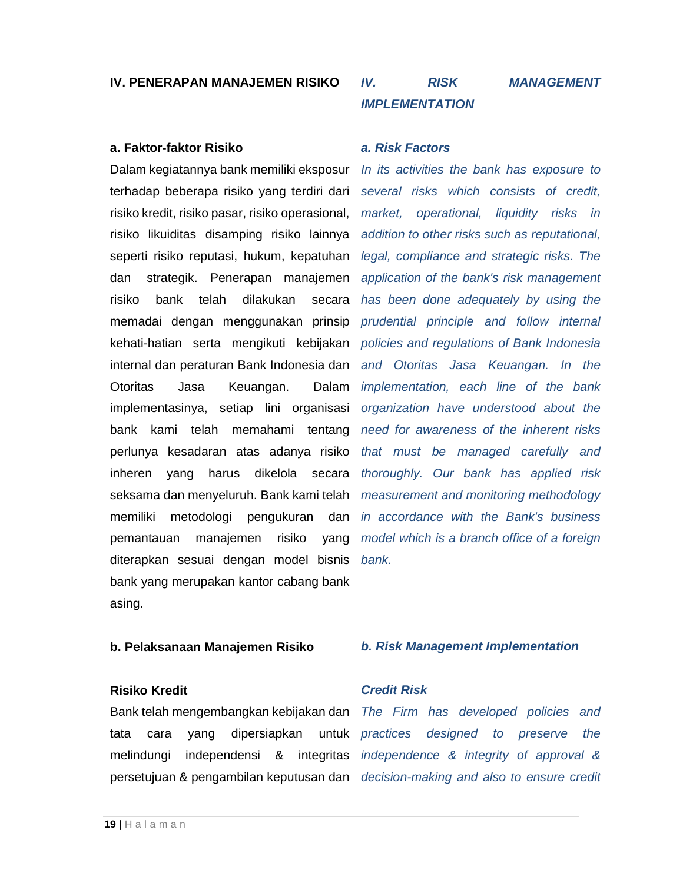## IV. PENERAPAN MANAJEMEN RISIKO

### a. Faktor-faktor Risiko

Dalam kegiatannya bank memiliki eksposur terhadap beberapa risiko yang terdiri dari risiko kredit, risiko pasar, risiko operasional, risiko likuiditas disamping risiko lainnya seperti risiko reputasi, hukum, kepatuhan dan strategik. Penerapan manajemen risiko bank telah dilakukan secara memadai dengan menggunakan prinsip kehati-hatian serta mengikuti kebijakan internal dan peraturan Bank Indonesia dan Otoritas Jasa Keuangan. Dalam implementasinya, setiap lini organisasi bank kami telah memahami tentang perlunya kesadaran atas adanya risiko inheren yang harus dikelola secara seksama dan menyeluruh. Bank kami telah memiliki metodologi pengukuran dan pemantauan manajemen risiko yang diterapkan sesuai dengan model bisnis bank yang merupakan kantor cabang bank asing.

### b. Pelaksanaan Manajemen Risiko

#### Risiko Kredit

Bank telah mengembangkan kebijakan dan tata cara yang dipersiapkan untuk melindungi independensi & integritas persetujuan & pengambilan keputusan dan

## *IV. RISK MANAGEMENT IMPLEMENTATION*

### *a. Risk Factors*

*In its activities the bank has exposure to several risks which consists of credit, market, operational, liquidity risks in addition to other risks such as reputational, legal, compliance and strategic risks. The application of the bank's risk management has been done adequately by using the prudential principle and follow internal policies and regulations of Bank Indonesia and Otoritas Jasa Keuangan. In the implementation, each line of the bank organization have understood about the need for awareness of the inherent risks that must be managed carefully and thoroughly. Our bank has applied risk measurement and monitoring methodology in accordance with the Bank's business model which is a branch office of a foreign bank.*

### *b. Risk Management Implementation*

#### *Credit Risk*

*The Firm has developed policies and practices designed to preserve the independence & integrity of approval & decision-making and also to ensure credit*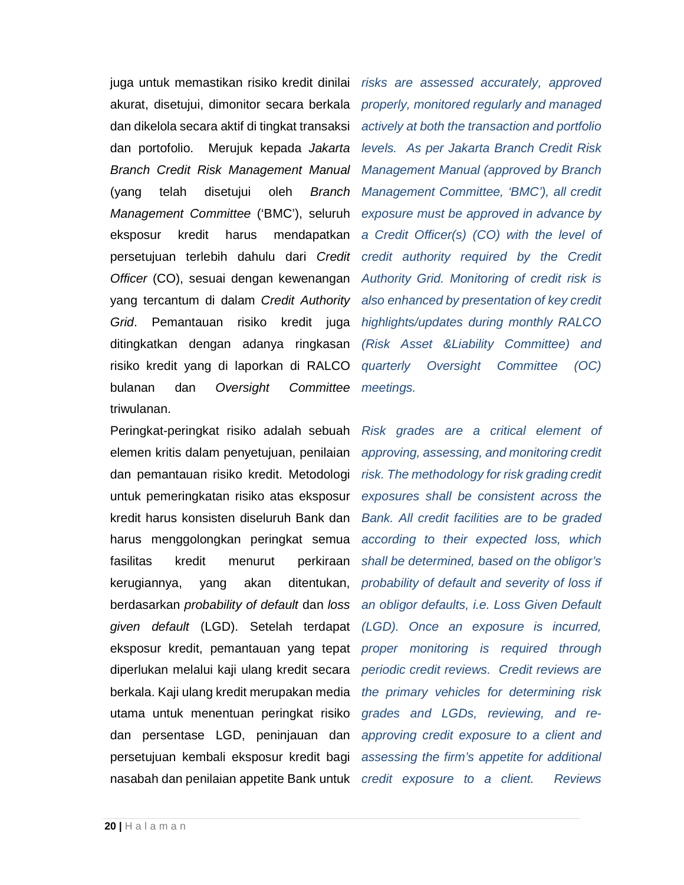juga untuk memastikan risiko kredit dinilai akurat, disetujui, dimonitor secara berkala dan dikelola secara aktif di tingkat transaksi dan portofolio. Merujuk kepada *Jakarta Branch Credit Risk Management Manual* (yang telah disetujui oleh *Branch Management Committee* ('BMC'), seluruh eksposur kredit harus mendapatkan persetujuan terlebih dahulu dari *Credit Officer* (CO), sesuai dengan kewenangan yang tercantum di dalam *Credit Authority Grid*. Pemantauan risiko kredit juga ditingkatkan dengan adanya ringkasan risiko kredit yang di laporkan di RALCO bulanan dan *Oversight Committee* triwulanan.

*risks are assessed accurately, approved properly, monitored regularly and managed actively at both the transaction and portfolio levels. As per Jakarta Branch Credit Risk Management Manual (approved by Branch Management Committee, 'BMC'), all credit exposure must be approved in advance by a Credit Officer(s) (CO) with the level of credit authority required by the Credit Authority Grid. Monitoring of credit risk is also enhanced by presentation of key credit highlights/updates during monthly RALCO (Risk Asset &Liability Committee) and quarterly Oversight Committee (OC) meetings.*

Peringkat-peringkat risiko adalah sebuah elemen kritis dalam penyetujuan, penilaian dan pemantauan risiko kredit. Metodologi untuk pemeringkatan risiko atas eksposur kredit harus konsisten diseluruh Bank dan harus menggolongkan peringkat semua fasilitas kredit menurut perkiraan kerugiannya, yang akan ditentukan, berdasarkan *probability of default* dan *loss given default* (LGD). Setelah terdapat eksposur kredit, pemantauan yang tepat diperlukan melalui kaji ulang kredit secara berkala. Kaji ulang kredit merupakan media utama untuk menentuan peringkat risiko dan persentase LGD, peninjauan dan persetujuan kembali eksposur kredit bagi nasabah dan penilaian appetite Bank untuk

*Risk grades are a critical element of approving, assessing, and monitoring credit risk. The methodology for risk grading credit exposures shall be consistent across the Bank. All credit facilities are to be graded according to their expected loss, which shall be determined, based on the obligor's probability of default and severity of loss if an obligor defaults, i.e. Loss Given Default (LGD). Once an exposure is incurred, proper monitoring is required through periodic credit reviews. Credit reviews are the primary vehicles for determining risk grades and LGDs, reviewing, and re-approving credit exposure to a client and assessing the firm's appetite for additional credit exposure to a client. Reviews*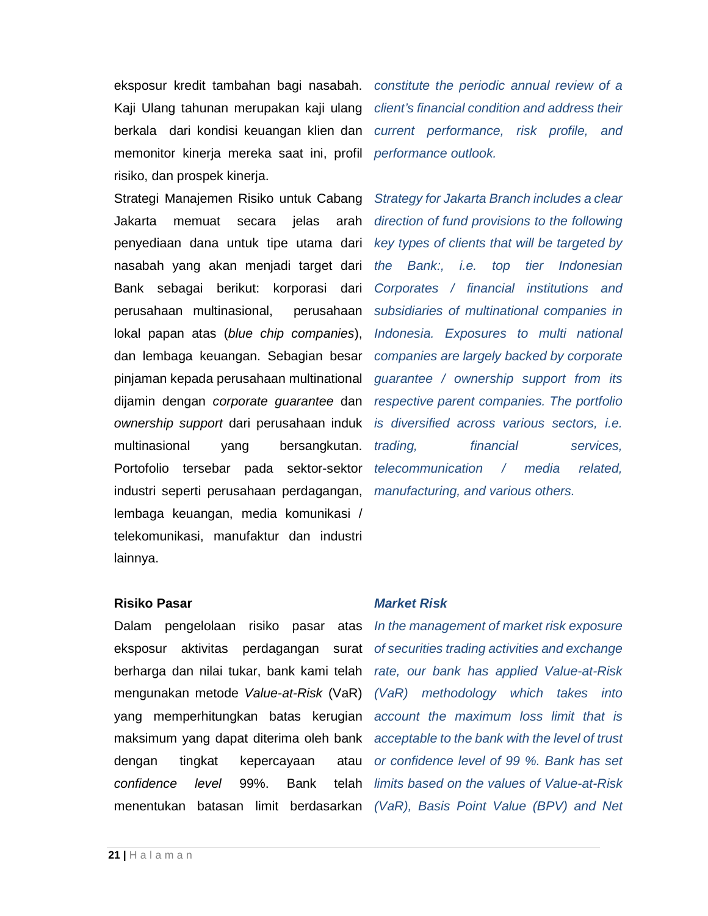eksposur kredit tambahan bagi nasabah. Kaji Ulang tahunan merupakan kaji ulang berkala dari kondisi keuangan klien dan memonitor kinerja mereka saat ini, profil risiko, dan prospek kinerja.

*constitute the periodic annual review of a client's financial condition and address their current performance, risk profile, and performance outlook.*

Strategi Manajemen Risiko untuk Cabang Jakarta memuat secara jelas arah penyediaan dana untuk tipe utama dari nasabah yang akan menjadi target dari Bank sebagai berikut: korporasi dari perusahaan multinasional, perusahaan lokal papan atas (*blue chip companies*), dan lembaga keuangan. Sebagian besar pinjaman kepada perusahaan multinational dijamin dengan *corporate guarantee* dan *ownership support* dari perusahaan induk multinasional yang bersangkutan. Portofolio tersebar pada sektor-sektor industri seperti perusahaan perdagangan, lembaga keuangan, media komunikasi / telekomunikasi, manufaktur dan industri lainnya.

*Strategy for Jakarta Branch includes a clear direction of fund provisions to the following key types of clients that will be targeted by the Bank:, i.e. top tier Indonesian Corporates / financial institutions and subsidiaries of multinational companies in Indonesia. Exposures to multi national companies are largely backed by corporate guarantee / ownership support from its respective parent companies. The portfolio is diversified across various sectors, i.e. trading, financial services, telecommunication / media related, manufacturing, and various others.*

**Risiko Pasar**

***Market Risk***

Dalam pengelolaan risiko pasar atas eksposur aktivitas perdagangan surat berharga dan nilai tukar, bank kami telah mengunakan metode *Value-at-Risk* (VaR) yang memperhitungkan batas kerugian maksimum yang dapat diterima oleh bank dengan tingkat kepercayaan atau *confidence level* 99%. Bank telah menentukan batasan limit berdasarkan

*In the management of market risk exposure of securities trading activities and exchange rate, our bank has applied Value-at-Risk (VaR) methodology which takes into account the maximum loss limit that is acceptable to the bank with the level of trust or confidence level of 99 %. Bank has set limits based on the values of Value-at-Risk (VaR), Basis Point Value (BPV) and Net*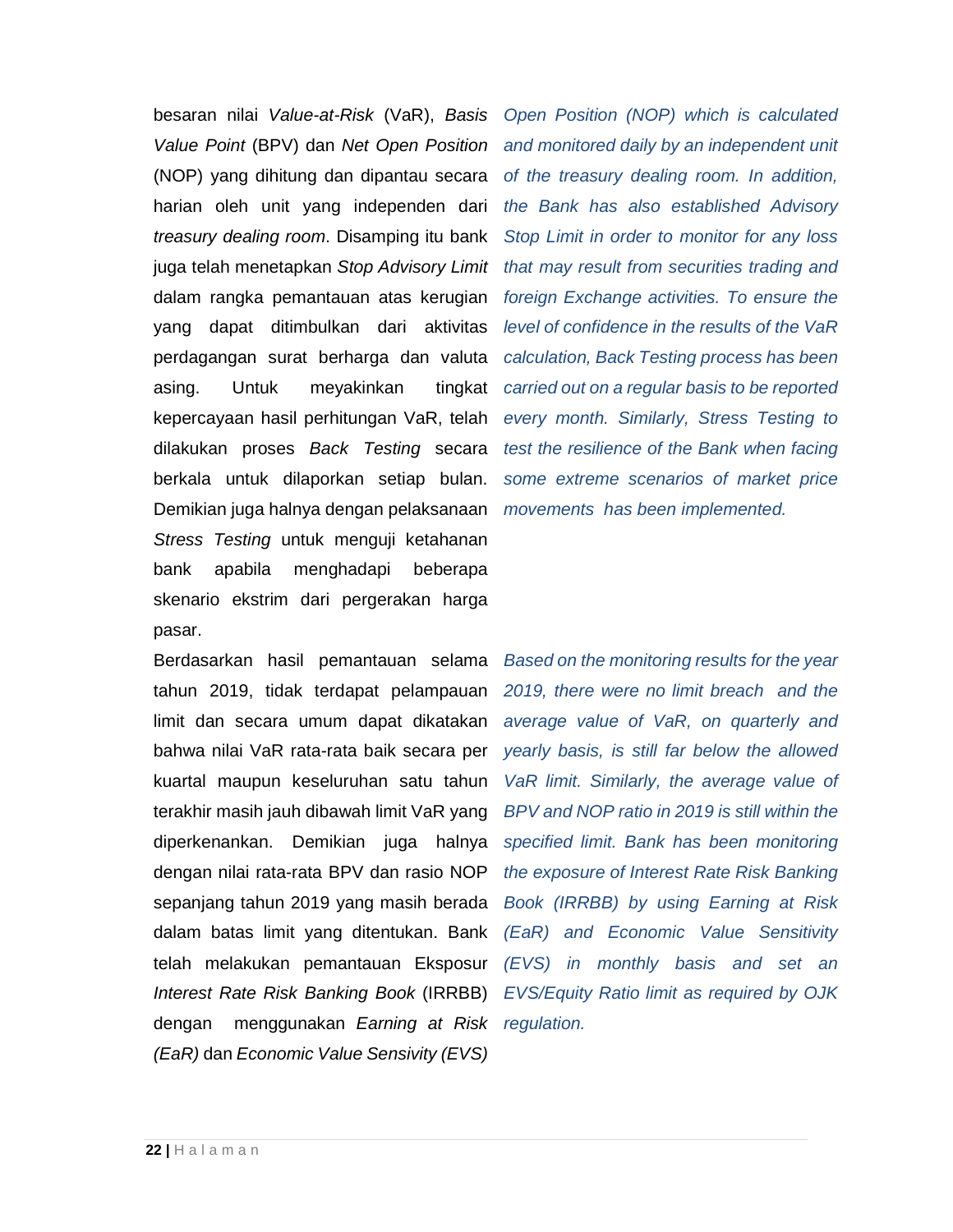besaran nilai *Value-at-Risk* (VaR), *Basis Value Point* (BPV) dan *Net Open Position* (NOP) yang dihitung dan dipantau secara harian oleh unit yang independen dari *treasury dealing room*. Disamping itu bank juga telah menetapkan *Stop Advisory Limit* dalam rangka pemantauan atas kerugian yang dapat ditimbulkan dari aktivitas perdagangan surat berharga dan valuta asing. Untuk meyakinkan tingkat kepercayaan hasil perhitungan VaR, telah dilakukan proses *Back Testing* secara berkala untuk dilaporkan setiap bulan. Demikian juga halnya dengan pelaksanaan *Stress Testing* untuk menguji ketahanan bank apabila menghadapi beberapa skenario ekstrim dari pergerakan harga pasar.

*Open Position (NOP) which is calculated and monitored daily by an independent unit of the treasury dealing room. In addition, the Bank has also established Advisory Stop Limit in order to monitor for any loss that may result from securities trading and foreign Exchange activities. To ensure the level of confidence in the results of the VaR calculation, Back Testing process has been carried out on a regular basis to be reported every month. Similarly, Stress Testing to test the resilience of the Bank when facing some extreme scenarios of market price movements has been implemented.*

Berdasarkan hasil pemantauan selama tahun 2019, tidak terdapat pelampauan limit dan secara umum dapat dikatakan bahwa nilai VaR rata-rata baik secara per kuartal maupun keseluruhan satu tahun terakhir masih jauh dibawah limit VaR yang diperkenankan. Demikian juga halnya dengan nilai rata-rata BPV dan rasio NOP sepanjang tahun 2019 yang masih berada dalam batas limit yang ditentukan. Bank telah melakukan pemantauan Eksposur *Interest Rate Risk Banking Book* (IRRBB) dengan menggunakan *Earning at Risk (EaR)* dan *Economic Value Sensivity (EVS)*

*Based on the monitoring results for the year 2019, there were no limit breach and the average value of VaR, on quarterly and yearly basis, is still far below the allowed VaR limit. Similarly, the average value of BPV and NOP ratio in 2019 is still within the specified limit. Bank has been monitoring the exposure of Interest Rate Risk Banking Book (IRRBB) by using Earning at Risk (EaR) and Economic Value Sensitivity (EVS) in monthly basis and set an EVS/Equity Ratio limit as required by OJK regulation.*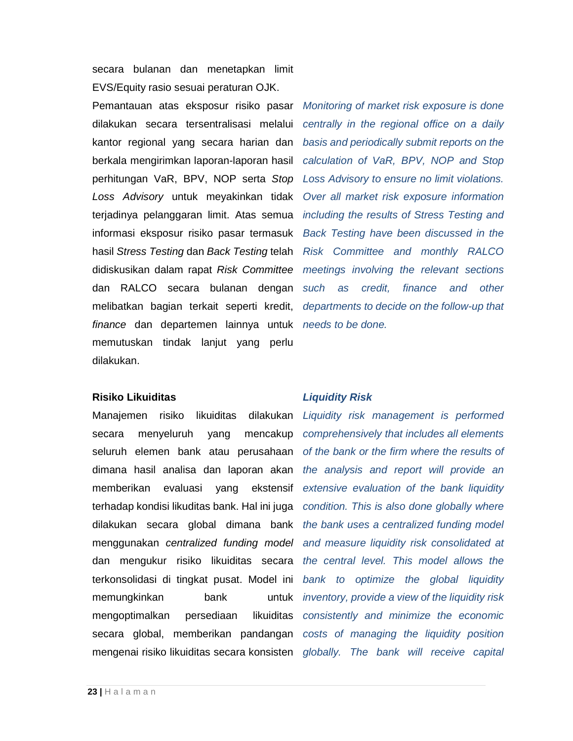secara bulanan dan menetapkan limit EVS/Equity rasio sesuai peraturan OJK.

Pemantauan atas eksposur risiko pasar dilakukan secara tersentralisasi melalui kantor regional yang secara harian dan berkala mengirimkan laporan-laporan hasil perhitungan VaR, BPV, NOP serta *Stop Loss Advisory* untuk meyakinkan tidak terjadinya pelanggaran limit. Atas semua informasi eksposur risiko pasar termasuk hasil *Stress Testing* dan *Back Testing* telah didiskusikan dalam rapat *Risk Committee* dan RALCO secara bulanan dengan melibatkan bagian terkait seperti kredit, *finance* dan departemen lainnya untuk memutuskan tindak lanjut yang perlu dilakukan.

*Monitoring of market risk exposure is done centrally in the regional office on a daily basis and periodically submit reports on the calculation of VaR, BPV, NOP and Stop Loss Advisory to ensure no limit violations. Over all market risk exposure information including the results of Stress Testing and Back Testing have been discussed in the Risk Committee and monthly RALCO meetings involving the relevant sections such as credit, finance and other departments to decide on the follow-up that needs to be done.*

**Risiko Likuiditas**

Manajemen risiko likuiditas dilakukan secara menyeluruh yang mencakup seluruh elemen bank atau perusahaan dimana hasil analisa dan laporan akan memberikan evaluasi yang ekstensif terhadap kondisi likuditas bank. Hal ini juga dilakukan secara global dimana bank menggunakan *centralized funding model* dan mengukur risiko likuiditas secara terkonsolidasi di tingkat pusat. Model ini memungkinkan bank untuk mengoptimalkan persediaan likuiditas secara global, memberikan pandangan mengenai risiko likuiditas secara konsisten

***Liquidity Risk***

*Liquidity risk management is performed comprehensively that includes all elements of the bank or the firm where the results of the analysis and report will provide an extensive evaluation of the bank liquidity condition. This is also done globally where the bank uses a centralized funding model and measure liquidity risk consolidated at the central level. This model allows the bank to optimize the global liquidity inventory, provide a view of the liquidity risk consistently and minimize the economic costs of managing the liquidity position globally. The bank will receive capital*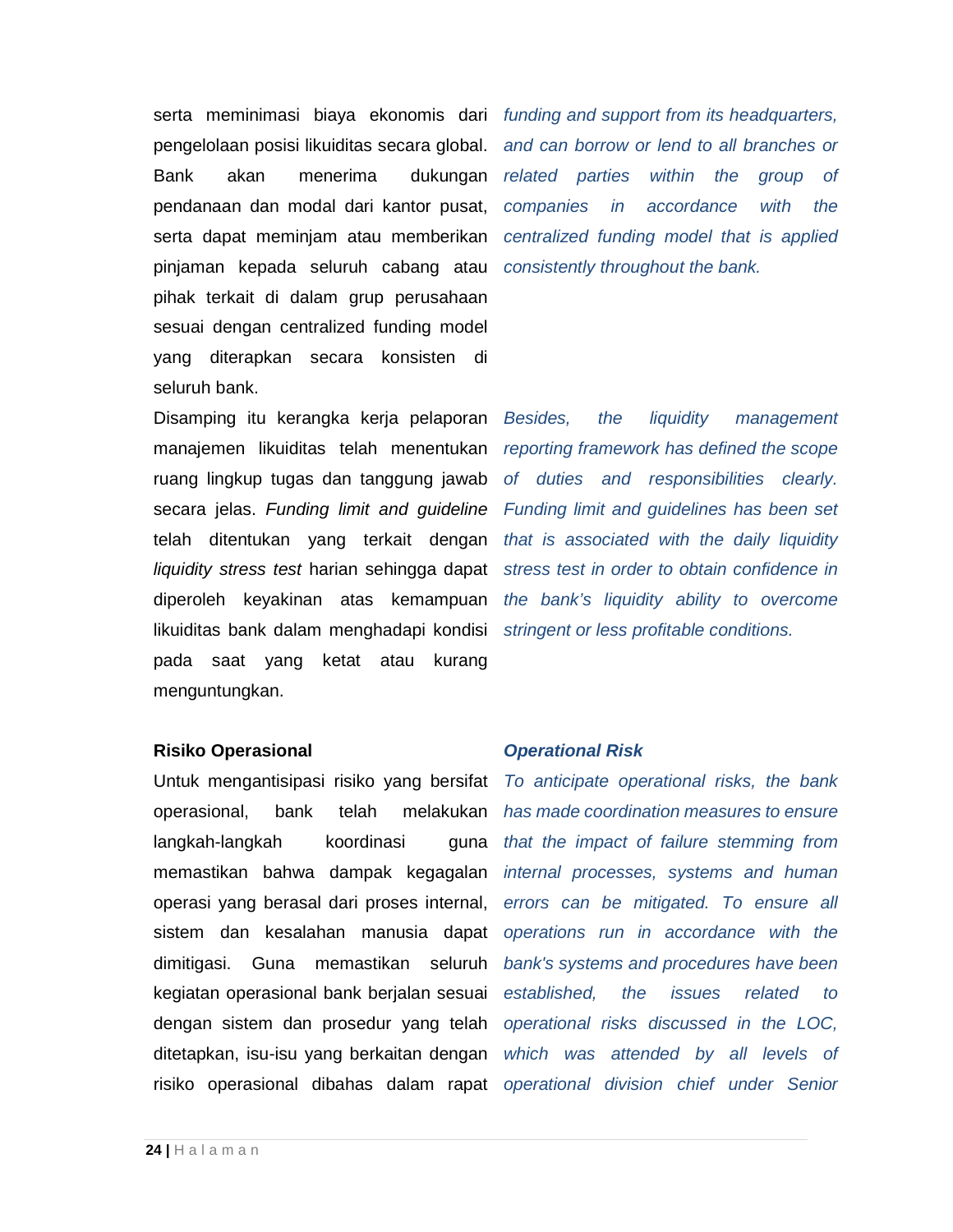serta meminimasi biaya ekonomis dari pengelolaan posisi likuiditas secara global. Bank akan menerima dukungan pendanaan dan modal dari kantor pusat, serta dapat meminjam atau memberikan pinjaman kepada seluruh cabang atau pihak terkait di dalam grup perusahaan sesuai dengan centralized funding model yang diterapkan secara konsisten di seluruh bank.

*funding and support from its headquarters, and can borrow or lend to all branches or related parties within the group of companies in accordance with the centralized funding model that is applied consistently throughout the bank.*

Disamping itu kerangka kerja pelaporan manajemen likuiditas telah menentukan ruang lingkup tugas dan tanggung jawab secara jelas. *Funding limit and guideline* telah ditentukan yang terkait dengan *liquidity stress test* harian sehingga dapat diperoleh keyakinan atas kemampuan likuiditas bank dalam menghadapi kondisi pada saat yang ketat atau kurang menguntungkan.

*Besides, the liquidity management reporting framework has defined the scope of duties and responsibilities clearly. Funding limit and guidelines has been set that is associated with the daily liquidity stress test in order to obtain confidence in the bank's liquidity ability to overcome stringent or less profitable conditions.*

**Risiko Operasional**

Untuk mengantisipasi risiko yang bersifat operasional, bank telah melakukan langkah-langkah koordinasi guna memastikan bahwa dampak kegagalan operasi yang berasal dari proses internal, sistem dan kesalahan manusia dapat dimitigasi. Guna memastikan seluruh kegiatan operasional bank berjalan sesuai dengan sistem dan prosedur yang telah ditetapkan, isu-isu yang berkaitan dengan risiko operasional dibahas dalam rapat

***Operational Risk***

*To anticipate operational risks, the bank has made coordination measures to ensure that the impact of failure stemming from internal processes, systems and human errors can be mitigated. To ensure all operations run in accordance with the bank's systems and procedures have been established, the issues related to operational risks discussed in the LOC, which was attended by all levels of operational division chief under Senior*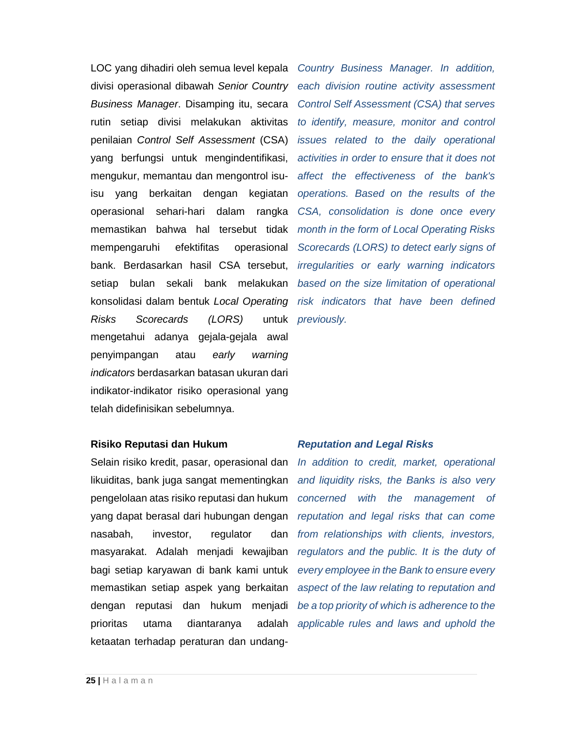LOC yang dihadiri oleh semua level kepala divisi operasional dibawah *Senior Country Business Manager*. Disamping itu, secara rutin setiap divisi melakukan aktivitas penilaian *Control Self Assessment* (CSA) yang berfungsi untuk mengindentifikasi, mengukur, memantau dan mengontrol isu-isu yang berkaitan dengan kegiatan operasional sehari-hari dalam rangka memastikan bahwa hal tersebut tidak mempengaruhi efektifitas operasional bank. Berdasarkan hasil CSA tersebut, setiap bulan sekali bank melakukan konsolidasi dalam bentuk *Local Operating Risks Scorecards (LORS)* untuk mengetahui adanya gejala-gejala awal penyimpangan atau *early warning indicators* berdasarkan batasan ukuran dari indikator-indikator risiko operasional yang telah didefinisikan sebelumnya.

*Country Business Manager. In addition, each division routine activity assessment Control Self Assessment (CSA) that serves to identify, measure, monitor and control issues related to the daily operational activities in order to ensure that it does not affect the effectiveness of the bank's operations. Based on the results of the CSA, consolidation is done once every month in the form of Local Operating Risks Scorecards (LORS) to detect early signs of irregularities or early warning indicators based on the size limitation of operational risk indicators that have been defined previously.*

**Risiko Reputasi dan Hukum**

Selain risiko kredit, pasar, operasional dan likuiditas, bank juga sangat mementingkan pengelolaan atas risiko reputasi dan hukum yang dapat berasal dari hubungan dengan nasabah, investor, regulator dan masyarakat. Adalah menjadi kewajiban bagi setiap karyawan di bank kami untuk memastikan setiap aspek yang berkaitan dengan reputasi dan hukum menjadi prioritas utama diantaranya adalah ketaatan terhadap peraturan dan undang-

***Reputation and Legal Risks***

*In addition to credit, market, operational and liquidity risks, the Banks is also very concerned with the management of reputation and legal risks that can come from relationships with clients, investors, regulators and the public. It is the duty of every employee in the Bank to ensure every aspect of the law relating to reputation and be a top priority of which is adherence to the applicable rules and laws and uphold the*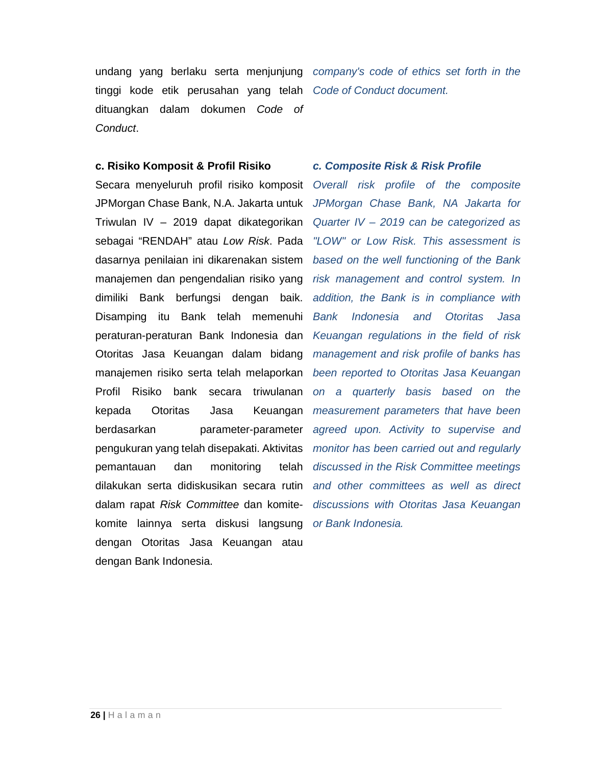undang yang berlaku serta menjunjung tinggi kode etik perusahaan yang telah dituangkan dalam dokumen *Code of Conduct*.

*company's code of ethics set forth in the Code of Conduct document.*

**c. Risiko Komposit & Profil Risiko**

Secara menyeluruh profil risiko komposit JPMorgan Chase Bank, N.A. Jakarta untuk Triwulan IV – 2019 dapat dikategorikan sebagai "RENDAH" atau *Low Risk*. Pada dasarnya penilaian ini dikarenakan sistem manajemen dan pengendalian risiko yang dimiliki Bank berfungsi dengan baik. Disamping itu Bank telah memenuhi peraturan-peraturan Bank Indonesia dan Otoritas Jasa Keuangan dalam bidang manajemen risiko serta telah melaporkan Profil Risiko bank secara triwulanan kepada Otoritas Jasa Keuangan berdasarkan parameter-parameter pengukuran yang telah disepakati. Aktivitas pemantauan dan monitoring telah dilakukan serta didiskusikan secara rutin dalam rapat *Risk Committee* dan komite-komite lainnya serta diskusi langsung dengan Otoritas Jasa Keuangan atau dengan Bank Indonesia.

***c. Composite Risk & Risk Profile***

*Overall risk profile of the composite JPMorgan Chase Bank, NA Jakarta for Quarter IV – 2019 can be categorized as "LOW" or Low Risk. This assessment is based on the well functioning of the Bank risk management and control system. In addition, the Bank is in compliance with Bank Indonesia and Otoritas Jasa Keuangan regulations in the field of risk management and risk profile of banks has been reported to Otoritas Jasa Keuangan on a quarterly basis based on the measurement parameters that have been agreed upon. Activity to supervise and monitor has been carried out and regularly discussed in the Risk Committee meetings and other committees as well as direct discussions with Otoritas Jasa Keuangan or Bank Indonesia.*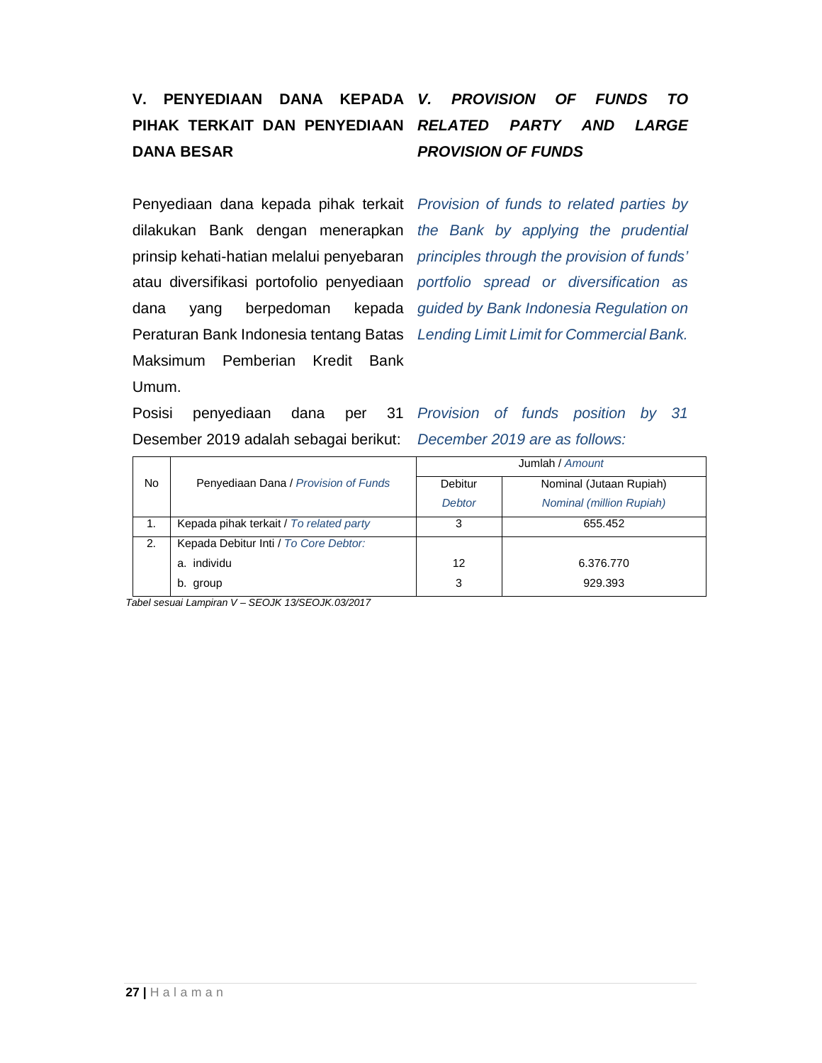## V. PENYEDIAAN DANA KEPADA PIHAK TERKAIT DAN PENYEDIAAN DANA BESAR

## *V. PROVISION OF FUNDS TO RELATED PARTY AND LARGE PROVISION OF FUNDS*

Penyediaan dana kepada pihak terkait dilakukan Bank dengan menerapkan prinsip kehati-hatian melalui penyebaran atau diversifikasi portofolio penyediaan dana yang berpedoman kepada Peraturan Bank Indonesia tentang Batas Maksimum Pemberian Kredit Bank Umum.

*Provision of funds to related parties by the Bank by applying the prudential principles through the provision of funds' portfolio spread or diversification as guided by Bank Indonesia Regulation on Lending Limit Limit for Commercial Bank.*

Posisi penyediaan dana per 31 Desember 2019 adalah sebagai berikut:

*Provision of funds position by 31 December 2019 are as follows:*

| No | Penyediaan Dana / *Provision of Funds* | Jumlah / *Amount* | |
|---|---|---|---|
| | | Debitur *Debtor* | Nominal (Jutaan Rupiah) *Nominal (million Rupiah)* |
| 1. | Kepada pihak terkait / *To related party* | 3 | 655.452 |
| 2. | Kepada Debitur Inti / *To Core Debtor:* | | |
| | a. individu | 12 | 6.376.770 |
| | b. group | 3 | 929.393 |

*Tabel sesuai Lampiran V – SEOJK 13/SEOJK.03/2017*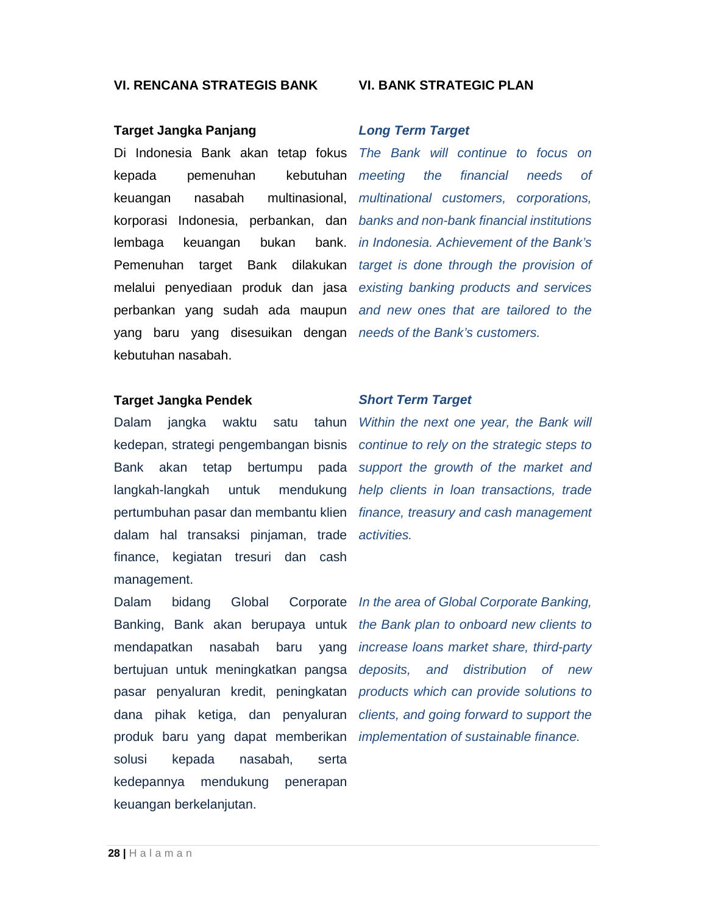## VI. RENCANA STRATEGIS BANK

### Target Jangka Panjang

Di Indonesia Bank akan tetap fokus kepada pemenuhan kebutuhan keuangan nasabah multinasional, korporasi Indonesia, perbankan, dan lembaga keuangan bukan bank. Pemenuhan target Bank dilakukan melalui penyediaan produk dan jasa perbankan yang sudah ada maupun yang baru yang disesuikan dengan kebutuhan nasabah.

### Target Jangka Pendek

Dalam jangka waktu satu tahun kedepan, strategi pengembangan bisnis Bank akan tetap bertumpu pada langkah-langkah untuk mendukung pertumbuhan pasar dan membantu klien dalam hal transaksi pinjaman, trade finance, kegiatan tresuri dan cash management.

Dalam bidang Global Corporate Banking, Bank akan berupaya untuk mendapatkan nasabah baru yang bertujuan untuk meningkatkan pangsa pasar penyaluran kredit, peningkatan dana pihak ketiga, dan penyaluran produk baru yang dapat memberikan solusi kepada nasabah, serta kedepannya mendukung penerapan keuangan berkelanjutan.

## VI. BANK STRATEGIC PLAN

### *Long Term Target*

*The Bank will continue to focus on meeting the financial needs of multinational customers, corporations, banks and non-bank financial institutions in Indonesia. Achievement of the Bank's target is done through the provision of existing banking products and services and new ones that are tailored to the needs of the Bank's customers.*

### *Short Term Target*

*Within the next one year, the Bank will continue to rely on the strategic steps to support the growth of the market and help clients in loan transactions, trade finance, treasury and cash management activities.*

*In the area of Global Corporate Banking, the Bank plan to onboard new clients to increase loans market share, third-party deposits, and distribution of new products which can provide solutions to clients, and going forward to support the implementation of sustainable finance.*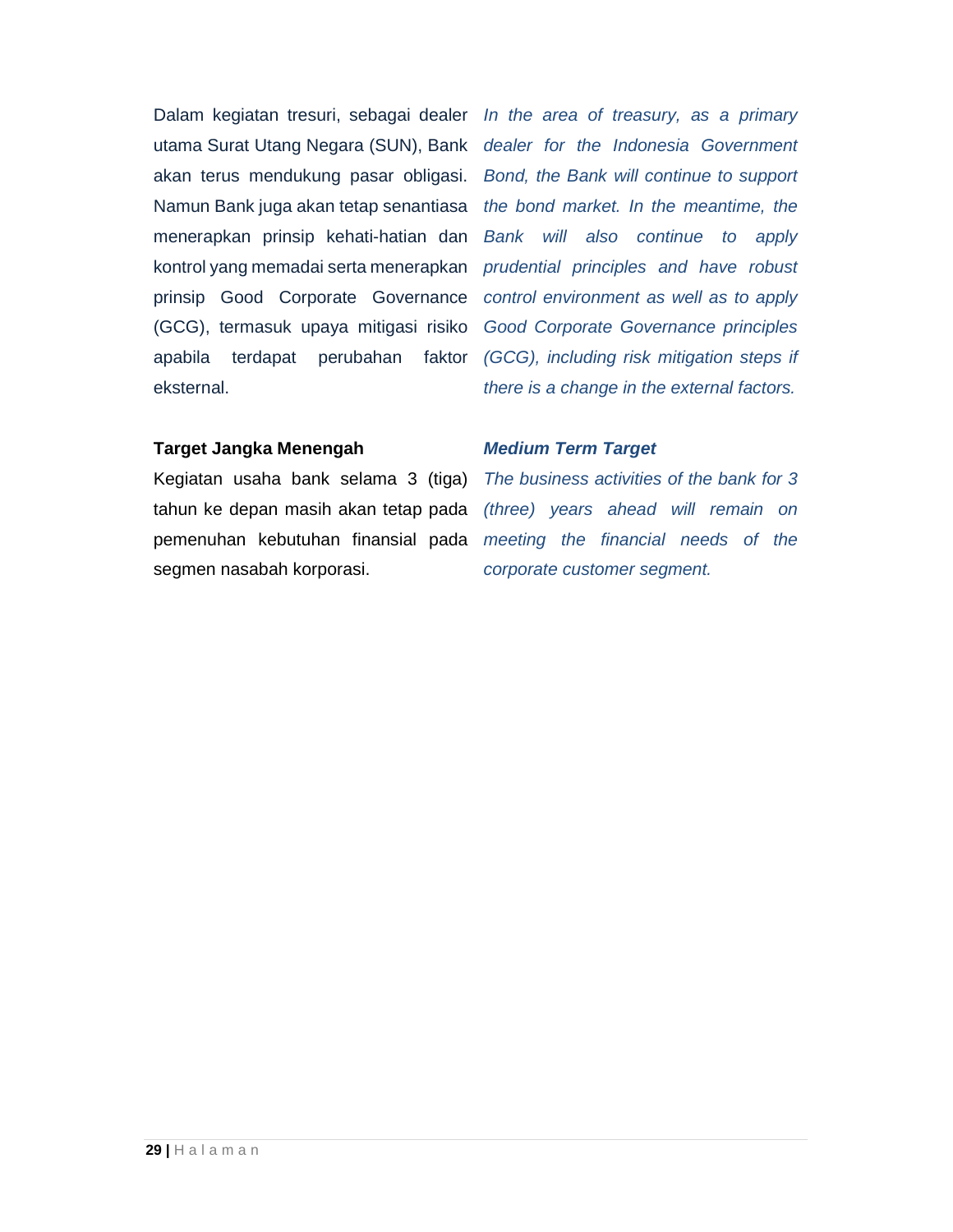Dalam kegiatan tresuri, sebagai dealer utama Surat Utang Negara (SUN), Bank akan terus mendukung pasar obligasi. Namun Bank juga akan tetap senantiasa menerapkan prinsip kehati-hatian dan kontrol yang memadai serta menerapkan prinsip Good Corporate Governance (GCG), termasuk upaya mitigasi risiko apabila terdapat perubahan faktor eksternal.

*In the area of treasury, as a primary dealer for the Indonesia Government Bond, the Bank will continue to support the bond market. In the meantime, the Bank will also continue to apply prudential principles and have robust control environment as well as to apply Good Corporate Governance principles (GCG), including risk mitigation steps if there is a change in the external factors.*

**Target Jangka Menengah**

Kegiatan usaha bank selama 3 (tiga) tahun ke depan masih akan tetap pada pemenuhan kebutuhan finansial pada segmen nasabah korporasi.

***Medium Term Target***

*The business activities of the bank for 3 (three) years ahead will remain on meeting the financial needs of the corporate customer segment.*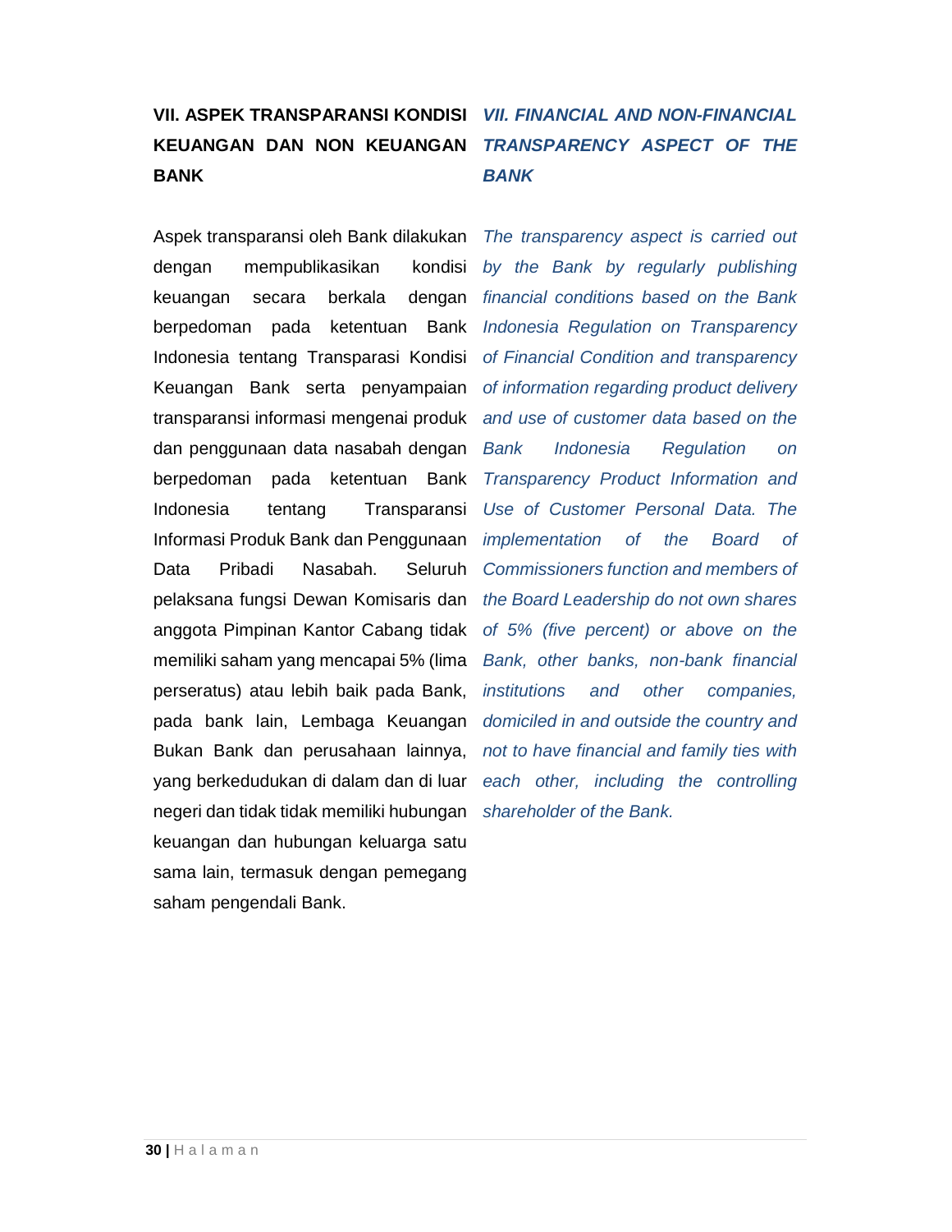## VII. ASPEK TRANSPARANSI KONDISI KEUANGAN DAN NON KEUANGAN BANK

Aspek transparansi oleh Bank dilakukan dengan mempublikasikan kondisi keuangan secara berkala dengan berpedoman pada ketentuan Bank Indonesia tentang Transparasi Kondisi Keuangan Bank serta penyampaian transparansi informasi mengenai produk dan penggunaan data nasabah dengan berpedoman pada ketentuan Bank Indonesia tentang Transparansi Informasi Produk Bank dan Penggunaan Data Pribadi Nasabah. Seluruh pelaksana fungsi Dewan Komisaris dan anggota Pimpinan Kantor Cabang tidak memiliki saham yang mencapai 5% (lima perseratus) atau lebih baik pada Bank, pada bank lain, Lembaga Keuangan Bukan Bank dan perusahaan lainnya, yang berkedudukan di dalam dan di luar negeri dan tidak tidak memiliki hubungan keuangan dan hubungan keluarga satu sama lain, termasuk dengan pemegang saham pengendali Bank.

## *VII. FINANCIAL AND NON-FINANCIAL TRANSPARENCY ASPECT OF THE BANK*

*The transparency aspect is carried out by the Bank by regularly publishing financial conditions based on the Bank Indonesia Regulation on Transparency of Financial Condition and transparency of information regarding product delivery and use of customer data based on the Bank Indonesia Regulation on Transparency Product Information and Use of Customer Personal Data. The implementation of the Board of Commissioners function and members of the Board Leadership do not own shares of 5% (five percent) or above on the Bank, other banks, non-bank financial institutions and other companies, domiciled in and outside the country and not to have financial and family ties with each other, including the controlling shareholder of the Bank.*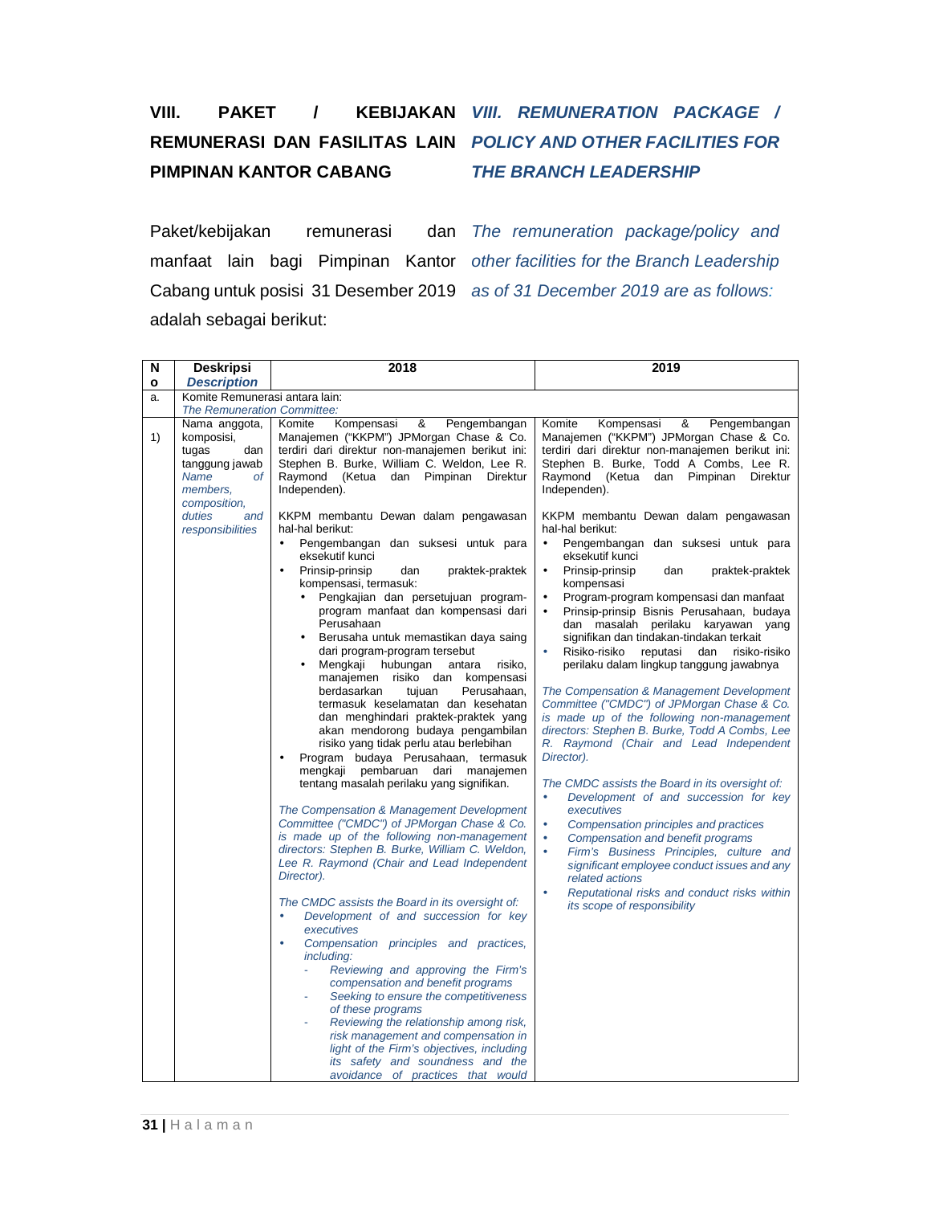# VIII. PAKET / KEBIJAKAN REMUNERASI DAN FASILITAS LAIN PIMPINAN KANTOR CABANG

# *VIII. REMUNERATION PACKAGE / POLICY AND OTHER FACILITIES FOR THE BRANCH LEADERSHIP*

Paket/kebijakan remunerasi dan manfaat lain bagi Pimpinan Kantor Cabang untuk posisi 31 Desember 2019 adalah sebagai berikut:

*The remuneration package/policy and other facilities for the Branch Leadership as of 31 December 2019 are as follows:*

| No | Deskripsi *Description* | 2018 | 2019 |
|---|---|---|---|
| a. | Komite Remunerasi antara lain: *The Remuneration Committee:* | | |
| 1) | Nama anggota, komposisi, tugas dan tanggung jawab *Name of members, composition, duties and responsibilities* | Komite Kompensasi & Pengembangan Manajemen ("KKPM") JPMorgan Chase & Co. terdiri dari direktur non-manajemen berikut ini: Stephen B. Burke, William C. Weldon, Lee R. Raymond (Ketua dan Pimpinan Direktur Independen).<br><br>KKPM membantu Dewan dalam pengawasan hal-hal berikut:<br>• Pengembangan dan suksesi untuk para eksekutif kunci<br>• Prinsip-prinsip dan praktek-praktek kompensasi, termasuk:<br>&nbsp;&nbsp;• Pengkajian dan persetujuan program-program manfaat dan kompensasi dari Perusahaan<br>&nbsp;&nbsp;• Berusaha untuk memastikan daya saing dari program-program tersebut<br>&nbsp;&nbsp;• Mengkaji hubungan antara risiko, manajemen risiko dan kompensasi berdasarkan tujuan Perusahaan, termasuk keselamatan dan kesehatan dan menghindari praktek-praktek yang akan mendorong budaya pengambilan risiko yang tidak perlu atau berlebihan<br>• Program budaya Perusahaan, termasuk mengkaji pembaruan dari manajemen tentang masalah perilaku yang signifikan.<br><br>*The Compensation & Management Development Committee ("CMDC") of JPMorgan Chase & Co. is made up of the following non-management directors: Stephen B. Burke, William C. Weldon, Lee R. Raymond (Chair and Lead Independent Director).*<br><br>*The CMDC assists the Board in its oversight of:*<br>• *Development of and succession for key executives*<br>• *Compensation principles and practices, including:*<br>&nbsp;&nbsp;- *Reviewing and approving the Firm's compensation and benefit programs*<br>&nbsp;&nbsp;- *Seeking to ensure the competitiveness of these programs*<br>&nbsp;&nbsp;- *Reviewing the relationship among risk, risk management and compensation in light of the Firm's objectives, including its safety and soundness and the avoidance of practices that would* | Komite Kompensasi & Pengembangan Manajemen ("KKPM") JPMorgan Chase & Co. terdiri dari direktur non-manajemen berikut ini: Stephen B. Burke, Todd A Combs, Lee R. Raymond (Ketua dan Pimpinan Direktur Independen).<br><br>KKPM membantu Dewan dalam pengawasan hal-hal berikut:<br>• Pengembangan dan suksesi untuk para eksekutif kunci<br>• Prinsip-prinsip dan praktek-praktek kompensasi<br>• Program-program kompensasi dan manfaat<br>• Prinsip-prinsip Bisnis Perusahaan, budaya dan masalah perilaku karyawan yang signifikan dan tindakan-tindakan terkait<br>• Risiko-risiko reputasi dan risiko-risiko perilaku dalam lingkup tanggung jawabnya<br><br>*The Compensation & Management Development Committee ("CMDC") of JPMorgan Chase & Co. is made up of the following non-management directors: Stephen B. Burke, Todd A Combs, Lee R. Raymond (Chair and Lead Independent Director).*<br><br>*The CMDC assists the Board in its oversight of:*<br>• *Development of and succession for key executives*<br>• *Compensation principles and practices*<br>• *Compensation and benefit programs*<br>• *Firm's Business Principles, culture and significant employee conduct issues and any related actions*<br>• *Reputational risks and conduct risks within its scope of responsibility* |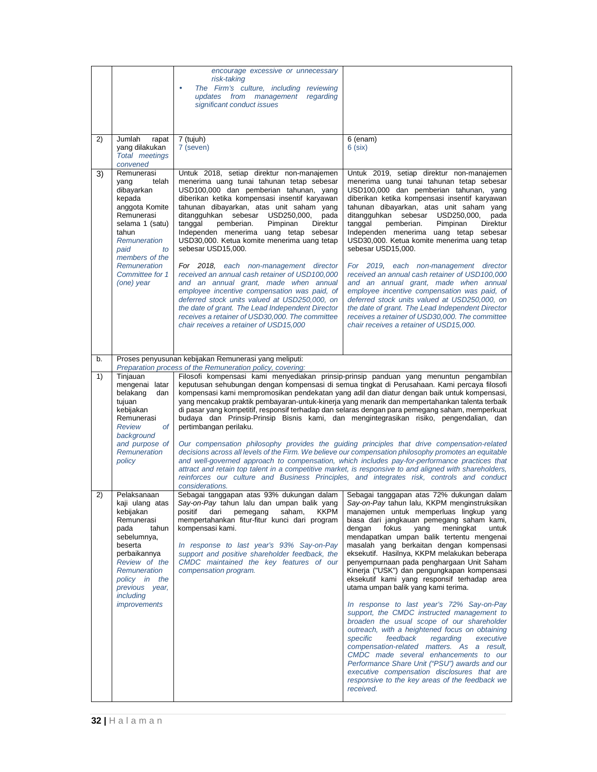| | | | |
|---|---|---|---|
| | | *encourage excessive or unnecessary risk-taking*<br>• *The Firm's culture, including reviewing updates from management regarding significant conduct issues* | |
| 2) | Jumlah rapat yang dilakukan<br>*Total meetings convened* | 7 (tujuh)<br>*7 (seven)* | 6 (enam)<br>*6 (six)* |
| 3) | Remunerasi yang telah dibayarkan kepada anggota Komite Remunerasi selama 1 (satu) tahun<br>*Remuneration paid to members of the Remuneration Committee for 1 (one) year* | Untuk 2018, setiap direktur non-manajemen menerima uang tunai tahunan tetap sebesar USD100,000 dan pemberian tahunan, yang diberikan ketika kompensasi insentif karyawan tahunan dibayarkan, atas unit saham yang ditangguhkan sebesar USD250,000, pada tanggal pemberian. Pimpinan Direktur Independen menerima uang tetap sebesar USD30,000. Ketua komite menerima uang tetap sebesar USD15,000.<br><br>*For 2018, each non-management director received an annual cash retainer of USD100,000 and an annual grant, made when annual employee incentive compensation was paid, of deferred stock units valued at USD250,000, on the date of grant. The Lead Independent Director receives a retainer of USD30,000. The committee chair receives a retainer of USD15,000* | Untuk 2019, setiap direktur non-manajemen menerima uang tunai tahunan tetap sebesar USD100,000 dan pemberian tahunan, yang diberikan ketika kompensasi insentif karyawan tahunan dibayarkan, atas unit saham yang ditangguhkan sebesar USD250,000, pada tanggal pemberian. Pimpinan Direktur Independen menerima uang tetap sebesar USD30,000. Ketua komite menerima uang tetap sebesar USD15,000.<br><br>*For 2019, each non-management director received an annual cash retainer of USD100,000 and an annual grant, made when annual employee incentive compensation was paid, of deferred stock units valued at USD250,000, on the date of grant. The Lead Independent Director receives a retainer of USD30,000. The committee chair receives a retainer of USD15,000.* |
| b. | Proses penyusunan kebijakan Remunerasi yang meliputi:<br>*Preparation process of the Remuneration policy, covering:* | | |
| 1) | Tinjauan mengenai latar belakang dan tujuan kebijakan Remunerasi<br>*Review of background and purpose of Remuneration policy* | Filosofi kompensasi kami menyediakan prinsip-prinsip panduan yang menuntun pengambilan keputusan sehubungan dengan kompensasi di semua tingkat di Perusahaan. Kami percaya filosofi kompensasi kami mempromosikan pendekatan yang adil dan diatur dengan baik untuk kompensasi, yang mencakup praktik pembayaran-untuk-kinerja yang menarik dan mempertahankan talenta terbaik di pasar yang kompetitif, responsif terhadap dan selaras dengan para pemegang saham, memperkuat budaya dan Prinsip-Prinsip Bisnis kami, dan mengintegrasikan risiko, pengendalian, dan pertimbangan perilaku.<br><br>*Our compensation philosophy provides the guiding principles that drive compensation-related decisions across all levels of the Firm. We believe our compensation philosophy promotes an equitable and well-governed approach to compensation, which includes pay-for-performance practices that attract and retain top talent in a competitive market, is responsive to and aligned with shareholders, reinforces our culture and Business Principles, and integrates risk, controls and conduct considerations.* | |
| 2) | Pelaksanaan kaji ulang atas kebijakan Remunerasi pada tahun sebelumnya, beserta perbaikannya<br>*Review of the Remuneration policy in the previous year, including improvements* | Sebagai tanggapan atas 93% dukungan dalam *Say-on-Pay* tahun lalu dan umpan balik yang positif dari pemegang saham, KKPM mempertahankan fitur-fitur kunci dari program kompensasi kami.<br><br>*In response to last year's 93% Say-on-Pay support and positive shareholder feedback, the CMDC maintained the key features of our compensation program.* | Sebagai tanggapan atas 72% dukungan dalam *Say-on-Pay* tahun lalu, KKPM menginstruksikan manajemen untuk memperluas lingkup yang biasa dari jangkauan pemegang saham kami, dengan fokus yang meningkat untuk mendapatkan umpan balik tertentu mengenai masalah yang berkaitan dengan kompensasi eksekutif. Hasilnya, KKPM melakukan beberapa penyempurnaan pada penghargaan Unit Saham Kinerja ("USK") dan pengungkapan kompensasi eksekutif kami yang responsif terhadap area utama umpan balik yang kami terima.<br><br>*In response to last year's 72% Say-on-Pay support, the CMDC instructed management to broaden the usual scope of our shareholder outreach, with a heightened focus on obtaining specific feedback regarding executive compensation-related matters. As a result, CMDC made several enhancements to our Performance Share Unit ("PSU") awards and our executive compensation disclosures that are responsive to the key areas of the feedback we received.* |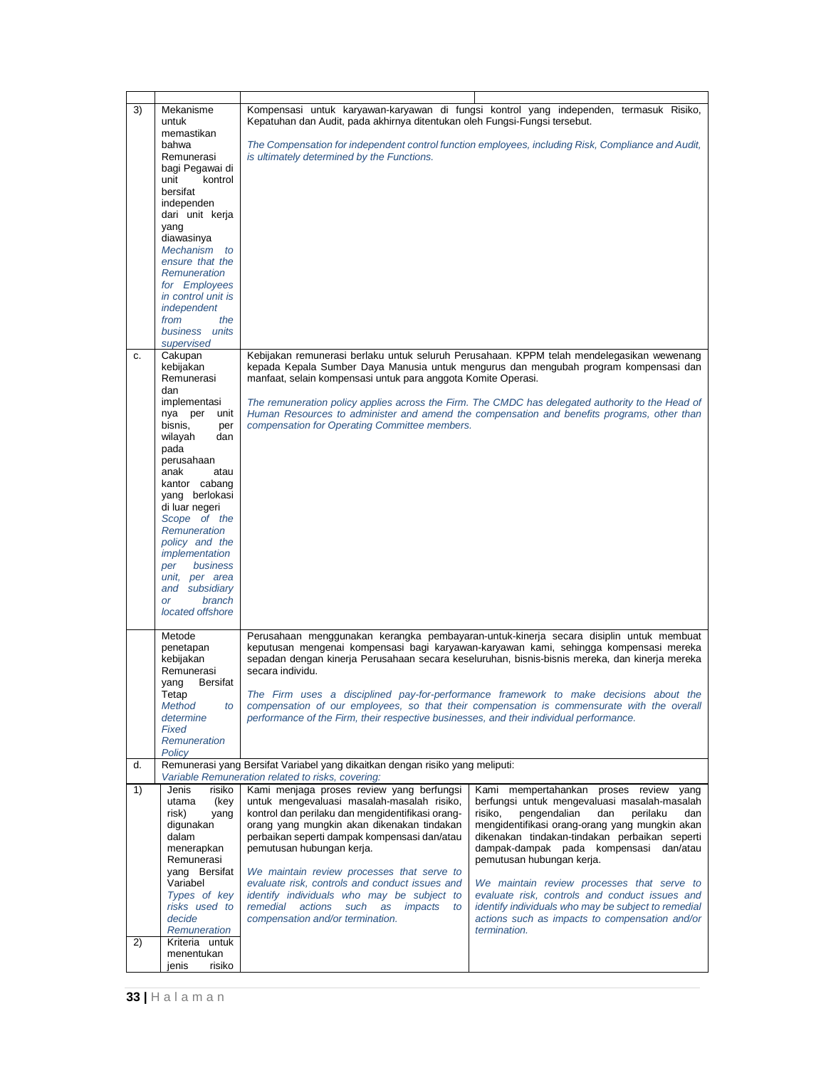| | | | |
|---|---|---|---|
| 3) | Mekanisme untuk memastikan bahwa Remunerasi bagi Pegawai di unit kontrol bersifat independen dari unit kerja yang diawasinya<br>*Mechanism to ensure that the Remuneration for Employees in control unit is independent from the business units supervised* | Kompensasi untuk karyawan-karyawan di fungsi kontrol yang independen, termasuk Risiko, Kepatuhan dan Audit, pada akhirnya ditentukan oleh Fungsi-Fungsi tersebut.<br><br>*The Compensation for independent control function employees, including Risk, Compliance and Audit, is ultimately determined by the Functions.* | |
| c. | Cakupan kebijakan Remunerasi dan implementasinya per unit bisnis, per wilayah dan pada perusahaan anak atau kantor cabang yang berlokasi di luar negeri<br>*Scope of the Remuneration policy and the implementation per business unit, per area and subsidiary or branch located offshore* | Kebijakan remunerasi berlaku untuk seluruh Perusahaan. KPPM telah mendelegasikan wewenang kepada Kepala Sumber Daya Manusia untuk mengurus dan mengubah program kompensasi dan manfaat, selain kompensasi untuk para anggota Komite Operasi.<br><br>*The remuneration policy applies across the Firm. The CMDC has delegated authority to the Head of Human Resources to administer and amend the compensation and benefits programs, other than compensation for Operating Committee members.* | |
| | Metode penetapan kebijakan Remunerasi yang Bersifat Tetap<br>*Method to determine Fixed Remuneration Policy* | Perusahaan menggunakan kerangka pembayaran-untuk-kinerja secara disiplin untuk membuat keputusan mengenai kompensasi bagi karyawan-karyawan kami, sehingga kompensasi mereka sepadan dengan kinerja Perusahaan secara keseluruhan, bisnis-bisnis mereka, dan kinerja mereka secara individu.<br><br>*The Firm uses a disciplined pay-for-performance framework to make decisions about the compensation of our employees, so that their compensation is commensurate with the overall performance of the Firm, their respective businesses, and their individual performance.* | |
| d. | Remunerasi yang Bersifat Variabel yang dikaitkan dengan risiko yang meliputi:<br>*Variable Remuneration related to risks, covering:* | | |
| 1) | Jenis risiko utama (key risk) yang digunakan dalam menerapkan Remunerasi yang Bersifat Variabel<br>*Types of key risks used to decide Remuneration* | Kami menjaga proses review yang berfungsi untuk mengevaluasi masalah-masalah risiko, kontrol dan perilaku dan mengidentifikasi orang-orang yang mungkin akan dikenakan tindakan perbaikan seperti dampak kompensasi dan/atau pemutusan hubungan kerja.<br><br>*We maintain review processes that serve to evaluate risk, controls and conduct issues and identify individuals who may be subject to remedial actions such as impacts to compensation and/or termination.* | Kami mempertahankan proses review yang berfungsi untuk mengevaluasi masalah-masalah risiko, pengendalian dan perilaku dan mengidentifikasi orang-orang yang mungkin akan dikenakan tindakan-tindakan perbaikan seperti dampak-dampak pada kompensasi dan/atau pemutusan hubungan kerja.<br><br>*We maintain review processes that serve to evaluate risk, controls and conduct issues and identify individuals who may be subject to remedial actions such as impacts to compensation and/or termination.* |
| 2) | Kriteria untuk menentukan jenis risiko | | |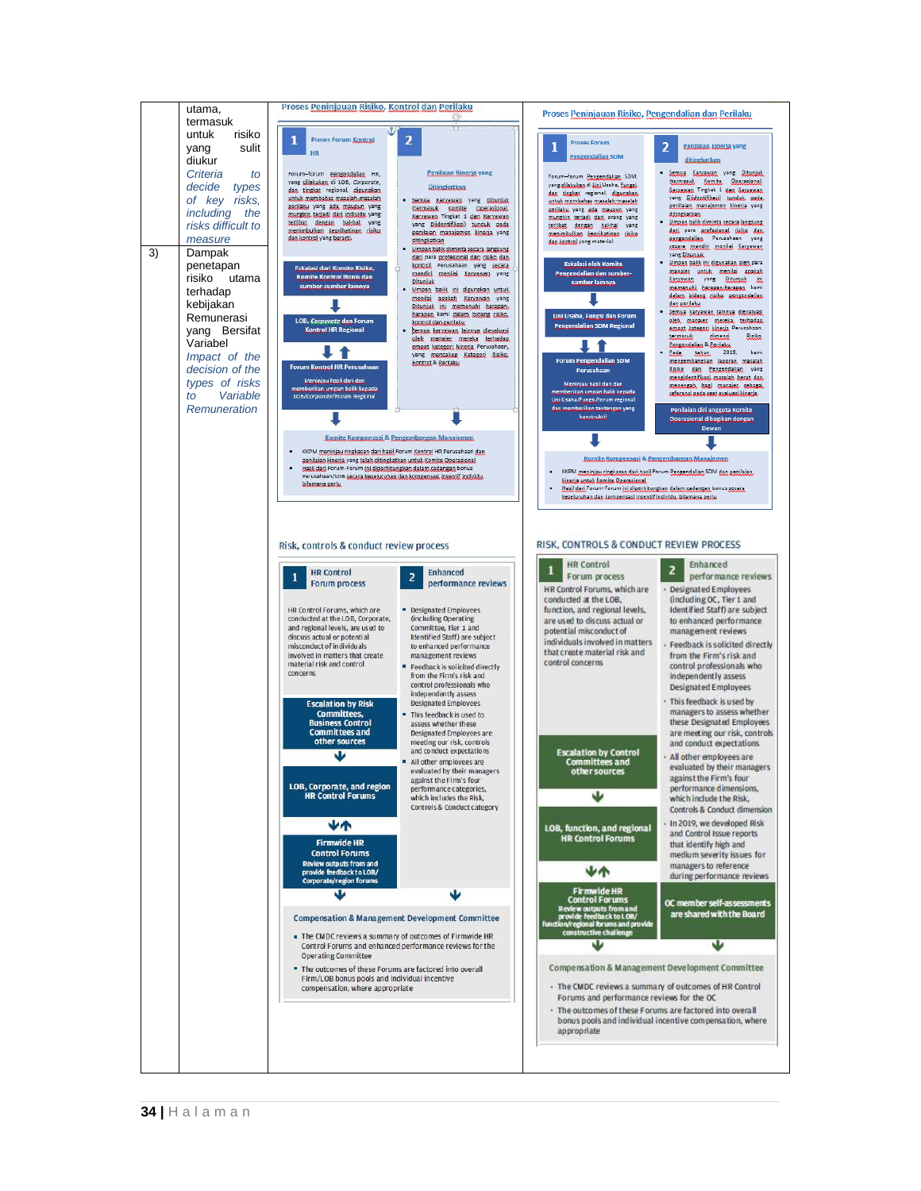| | | | |
|---|---|---|---|
| | utama, termasuk untuk risiko yang sulit diukur *Criteria to decide types of key risks, including the risks difficult to measure* | **Proses Peninjauan Risiko, Kontrol dan Perilaku**<br><br>**1** Proses Forum Kontrol HR<br>Forum–forum pengendalian HR, yang dilakukan di LOB, Corporate, dan tingkat regional, digunakan untuk membahas masalah-masalah perilaku yang ada maupun yang mungkin terjadi dari individu yang terlibat dengan hal-hal yang menimbulkan kepentingan risiko dan kontrol yang berarti<br><br>Eskalasi dari Komite Risiko, Komite Kontrol Bisnis dan sumber-sumber lainnya<br>↓<br>LOB, *Corporate* dan Forum Kontrol HR Regional<br>↓↑<br>Forum Kontrol HR Perusahaan<br>Meninjau hasil dari dan memberikan umpan balik kepada LOB/corporate/forum regional<br><br>**2** Penilaian Kinerja yang Ditingkatkan<br>• Semua Karyawan yang ditunjuk (termasuk Komite Operasional, Karyawan Tingkat 1 dan Karyawan yang Diidentifikasi) tunduk pada penilaian manajemen kinerja yang ditingkatkan<br>• Umpan balik diminta secara langsung dari para profesional dari risiko dan kontrol Perusahaan yang secara mandiri menilai Karyawan yang Ditunjuk<br>• Umpan balik ini digunakan untuk menilai apakah Karyawan yang Ditunjuk ini memenuhi harapan-harapan kami dalam bidang risiko, kontrol dan perilaku<br>• Semua karyawan lainnya dievaluasi oleh manajer mereka terhadap empat kategori kinerja Perusahaan, yang mencakup Kategori Risiko, Kontrol & Perilaku<br><br>**Komite Kompensasi & Pengembangan Manajemen**<br>• KKPM meninjau ringkasan dari hasil Forum Kontrol HR Perusahaan dan penilaian kinerja yang telah ditingkatkan untuk Komite Operasional<br>• Hasil dari Forum-Forum ini diperhitungkan dalam cadangan bonus Perusahaan/LOB secara keseluruhan dan kompensasi insentif individu, bilamana perlu<br><br>**Risk, controls & conduct review process**<br><br>**1** HR Control Forum process<br>HR Control Forums, which are conducted at the LOB, Corporate, and regional levels, are used to discuss actual or potential misconduct of individuals involved in matters that create material risk and control concerns<br><br>Escalation by Risk Committees, Business Control Committees and other sources<br>↓<br>LOB, Corporate, and region HR Control Forums<br>↓↑<br>Firmwide HR Control Forums<br>Review outputs from and provide feedback to LOB/ Corporate/region forums<br><br>**2** Enhanced performance reviews<br>• Designated Employees (including Operating Committee, Tier 1 and Identified Staff) are subject to enhanced performance management reviews<br>• Feedback is solicited directly from the Firm's risk and control professionals who independently assess Designated Employees<br>• This feedback is used to assess whether these Designated Employees are meeting our risk, control and conduct expectations<br>• All other employees are evaluated by their managers against the Firm's four performance categories, which includes the Risk, Controls & Conduct category<br><br>**Compensation & Management Development Committee**<br>• The CMDC reviews a summary of outcomes of Firmwide HR Control Forums and enhanced performance reviews for the Operating Committee<br>• The outcomes of these Forums are factored into overall Firm/LOB bonus pools and individual incentive compensation, where appropriate | **Proses Peninjauan Risiko, Pengendalian dan Perilaku**<br><br>**1** Proses Forum Pengendalian SDM<br>Forum–forum Pengendalian SDM, yang dilakukan di Lini Usaha, Fungsi, dan tingkat regional, digunakan untuk membahas masalah-masalah perilaku, yang ada maupun yang mungkin terjadi dari orang yang terlibat dengan hal-hal yang menimbulkan kepentingan risiko dan kontrol yang material<br><br>Eskalasi oleh Komite Pengendalian dan sumber-sumber lainnya<br>↓<br>Lini Usaha, Fungsi dan Forum Pengendalian SDM Regional<br>↓↑<br>Forum Pengendalian SDM Perusahaan<br>Meninjau hasil dari dan memberikan umpan balik kepada Lini Usaha/Fungsi/Forum regional dan memberikan tantangan yang konstruktif<br><br>**2** Penilaian Kinerja yang ditingkatkan<br>• Semua Karyawan yang Ditunjuk (termasuk Komite Operasional, Karyawan Tingkat 1 dan Karyawan yang Diidentifikasi) tunduk pada penilaian manajemen kinerja yang ditingkatkan<br>• Umpan balik diminta secara langsung dari para profesional risiko dan pengendalian Perusahaan yang secara mandiri menilai Karyawan yang Ditunjuk<br>• Umpan balik ini digunakan oleh para manajer untuk menilai apakah Karyawan yang Ditunjuk ini memenuhi harapan-harapan kami dalam bidang risiko, pengendalian dan perilaku<br>• Semua karyawan lainnya dievaluasi oleh manajer mereka terhadap empat kategori kinerja Perusahaan, termasuk dimensi Risiko, Pengendalian & Perilaku<br>• Pada tahun 2019, kami mengembangkan laporan masalah Risiko dan Pengendalian yang mengidentifikasi masalah berat dan menengah bagi manajer sebagai referensi pada saat evaluasi kinerja<br><br>Penilaian diri anggota Komite Operasional dibagikan dengan Dewan<br><br>**Komite Kompensasi & Pengembangan Manajemen**<br>• KKPM meninjau ringkasan dari hasil Forum Pengendalian SDM dan penilaian kinerja untuk Komite Operasional<br>• Hasil dari Forum-forum ini diperhitungkan dalam cadangan bonus secara keseluruhan dan kompensasi insentif individu, bilamana perlu<br><br>**RISK, CONTROLS & CONDUCT REVIEW PROCESS**<br><br>**1** HR Control Forum process<br>HR Control Forums, which are conducted at the LOB, function, and regional levels, are used to discuss actual or potential misconduct of individuals involved in matters that create material risk and control concerns<br><br>Escalation by Control Committees and other sources<br>↓<br>LOB, function, and regional HR Control Forums<br>↓↑<br>Firmwide HR Control Forums<br>Review outputs from and provide feedback to LOB/ function/regional forums and provide constructive challenge<br><br>**2** Enhanced performance reviews<br>• Designated Employees (including OC, Tier 1 and Identified Staff) are subject to enhanced performance management reviews<br>• Feedback is solicited directly from the Firm's risk and control professionals who independently assess Designated Employees<br>• This feedback is used by managers to assess whether these Designated Employees are meeting our risk, controls and conduct expectations<br>• All other employees are evaluated by their managers against the Firm's four performance dimensions, which include the Risk, Controls & Conduct dimension<br>• In 2019, we developed Risk and Control Issue reports that identify high and medium severity issues for managers to reference during performance reviews<br><br>OC member self-assessments are shared with the Board<br><br>**Compensation & Management Development Committee**<br>• The CMDC reviews a summary of outcomes of HR Control Forums and performance reviews for the OC<br>• The outcomes of these Forums are factored into overall bonus pools and individual incentive compensation, where appropriate |
| 3) | Dampak penetapan risiko utama terhadap kebijakan Remunerasi yang Bersifat Variabel *Impact of the decision of the types of risks to Variable Remuneration* | | |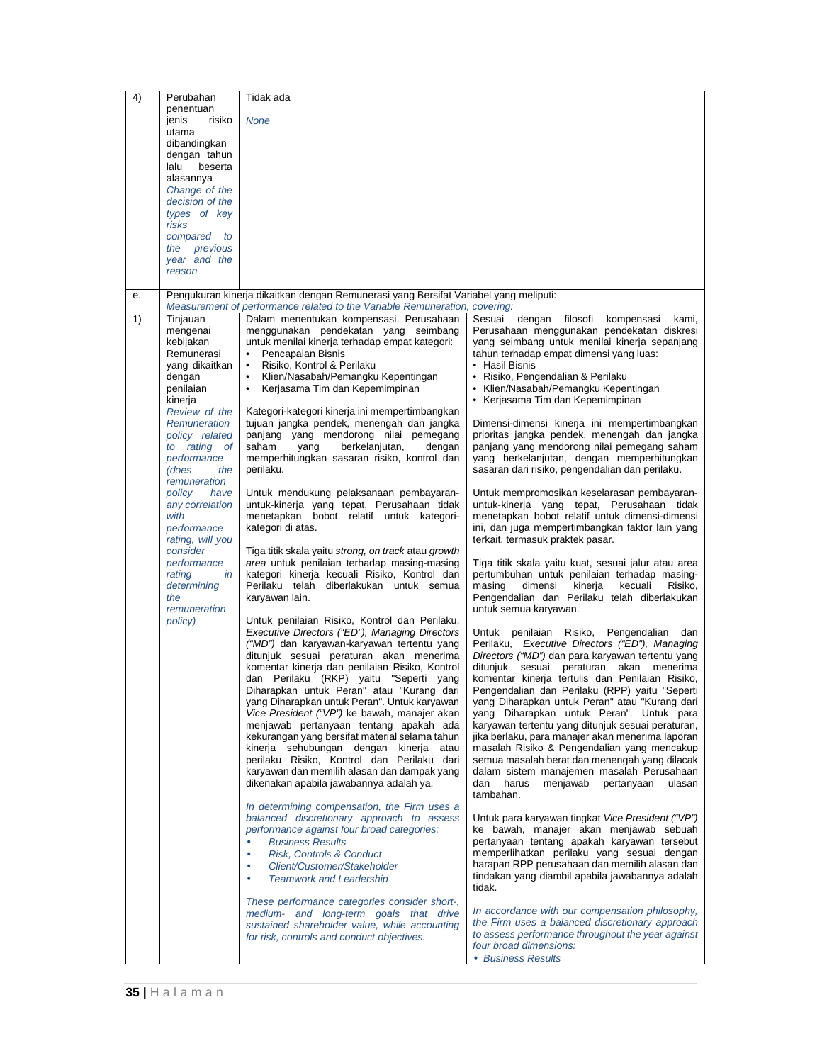| | | | |
|---|---|---|---|
| 4) | Perubahan penentuan jenis risiko utama dibandingkan dengan tahun lalu beserta alasannya<br>*Change of the decision of the types of key risks compared to the previous year and the reason* | Tidak ada<br><br>*None* | |
| e. | Pengukuran kinerja dikaitkan dengan Remunerasi yang Bersifat Variabel yang meliputi:<br>*Measurement of performance related to the Variable Remuneration, covering:* | | |
| 1) | Tinjauan mengenai kebijakan Remunerasi yang dikaitkan dengan penilaian kinerja<br>*Review of the Remuneration policy related to rating of performance (does the remuneration policy have any correlation with performance rating, will you consider performance rating in determining the remuneration policy)* | Dalam menentukan kompensasi, Perusahaan menggunakan pendekatan yang seimbang untuk menilai kinerja terhadap empat kategori:<br>• Pencapaian Bisnis<br>• Risiko, Kontrol & Perilaku<br>• Klien/Nasabah/Pemangku Kepentingan<br>• Kerjasama Tim dan Kepemimpinan<br><br>Kategori-kategori kinerja ini mempertimbangkan tujuan jangka pendek, menengah dan jangka panjang yang mendorong nilai pemegang saham yang berkelanjutan, dengan memperhitungkan sasaran risiko, kontrol dan perilaku.<br><br>Untuk mendukung pelaksanaan pembayaran-untuk-kinerja yang tepat, Perusahaan tidak menetapkan bobot relatif untuk kategori-kategori di atas.<br><br>Tiga titik skala yaitu *strong, on track* atau *growth area* untuk penilaian terhadap masing-masing kategori kinerja kecuali Risiko, Kontrol dan Perilaku telah diberlakukan untuk semua karyawan lain.<br><br>Untuk penilaian Risiko, Kontrol dan Perilaku, *Executive Directors ("ED"), Managing Directors ("MD")* dan karyawan-karyawan tertentu yang ditunjuk sesuai peraturan akan menerima komentar kinerja dan penilaian Risiko, Kontrol dan Perilaku (RKP) yaitu "Seperti yang Diharapkan untuk Peran" atau "Kurang dari yang Diharapkan untuk Peran". Untuk karyawan *Vice President ("VP")* ke bawah, manajer akan menjawab pertanyaan tentang apakah ada kekurangan yang bersifat material selama tahun kinerja sehubungan dengan kinerja atau perilaku Risiko, Kontrol dan Perilaku dari karyawan dan memilih alasan dan dampak yang dikenakan apabila jawabannya adalah ya.<br><br>*In determining compensation, the Firm uses a balanced discretionary approach to assess performance against four broad categories:*<br>• *Business Results*<br>• *Risk, Controls & Conduct*<br>• *Client/Customer/Stakeholder*<br>• *Teamwork and Leadership*<br><br>*These performance categories consider short-, medium- and long-term goals that drive sustained shareholder value, while accounting for risk, controls and conduct objectives.* | Sesuai dengan filosofi kompensasi kami, Perusahaan menggunakan pendekatan diskresi yang seimbang untuk menilai kinerja sepanjang tahun terhadap empat dimensi yang luas:<br>• Hasil Bisnis<br>• Risiko, Pengendalian & Perilaku<br>• Klien/Nasabah/Pemangku Kepentingan<br>• Kerjasama Tim dan Kepemimpinan<br><br>Dimensi-dimensi kinerja ini mempertimbangkan prioritas jangka pendek, menengah dan jangka panjang yang mendorong nilai pemegang saham yang berkelanjutan, dengan memperhitungkan sasaran dari risiko, pengendalian dan perilaku.<br><br>Untuk mempromosikan keselarasan pembayaran-untuk-kinerja yang tepat, Perusahaan tidak menetapkan bobot relatif untuk dimensi-dimensi ini, dan juga mempertimbangkan faktor lain yang terkait, termasuk praktek pasar.<br><br>Tiga titik skala yaitu kuat, sesuai jalur atau area pertumbuhan untuk penilaian terhadap masing-masing dimensi kinerja kecuali Risiko, Pengendalian dan Perilaku telah diberlakukan untuk semua karyawan.<br><br>Untuk penilaian Risiko, Pengendalian dan Perilaku, *Executive Directors ("ED"), Managing Directors ("MD")* dan para karyawan tertentu yang ditunjuk sesuai peraturan akan menerima komentar kinerja tertulis dan Penilaian Risiko, Pengendalian dan Perilaku (RPP) yaitu "Seperti yang Diharapkan untuk Peran" atau "Kurang dari yang Diharapkan untuk Peran". Untuk para karyawan tertentu yang ditunjuk sesuai peraturan, jika berlaku, para manajer akan menerima laporan masalah Risiko & Pengendalian yang mencakup semua masalah berat dan menengah yang dilacak dalam sistem manajemen masalah Perusahaan dan harus menjawab pertanyaan ulasan tambahan.<br><br>Untuk para karyawan tingkat *Vice President ("VP")* ke bawah, manajer akan menjawab sebuah pertanyaan tentang apakah karyawan tersebut memperlihatkan perilaku yang sesuai dengan harapan RPP perusahaan dan memilih alasan dan tindakan yang diambil apabila jawabannya adalah tidak.<br><br>*In accordance with our compensation philosophy, the Firm uses a balanced discretionary approach to assess performance throughout the year against four broad dimensions:*<br>• *Business Results* |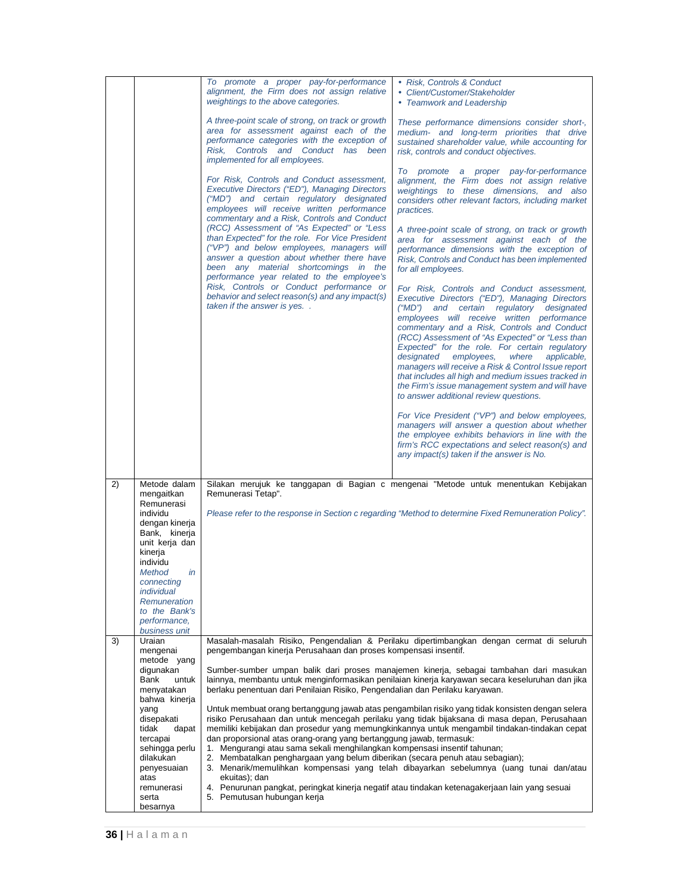| | | | |
|---|---|---|---|
| | | *To promote a proper pay-for-performance alignment, the Firm does not assign relative weightings to the above categories.*<br><br>*A three-point scale of strong, on track or growth area for assessment against each of the performance categories with the exception of Risk, Controls and Conduct has been implemented for all employees.*<br><br>*For Risk, Controls and Conduct assessment, Executive Directors ("ED"), Managing Directors ("MD") and certain regulatory designated employees will receive written performance commentary and a Risk, Controls and Conduct (RCC) Assessment of "As Expected" or "Less than Expected" for the role. For Vice President ("VP") and below employees, managers will answer a question about whether there have been any material shortcomings in the performance year related to the employee's Risk, Controls or Conduct performance or behavior and select reason(s) and any impact(s) taken if the answer is yes. .* | • *Risk, Controls & Conduct*<br>• *Client/Customer/Stakeholder*<br>• *Teamwork and Leadership*<br><br>*These performance dimensions consider short-, medium- and long-term priorities that drive sustained shareholder value, while accounting for risk, controls and conduct objectives.*<br><br>*To promote a proper pay-for-performance alignment, the Firm does not assign relative weightings to these dimensions, and also considers other relevant factors, including market practices.*<br><br>*A three-point scale of strong, on track or growth area for assessment against each of the performance dimensions with the exception of Risk, Controls and Conduct has been implemented for all employees.*<br><br>*For Risk, Controls and Conduct assessment, Executive Directors ("ED"), Managing Directors ("MD") and certain regulatory designated employees will receive written performance commentary and a Risk, Controls and Conduct (RCC) Assessment of "As Expected" or "Less than Expected" for the role. For certain regulatory designated employees, where applicable, managers will receive a Risk & Control Issue report that includes all high and medium issues tracked in the Firm's issue management system and will have to answer additional review questions.*<br><br>*For Vice President ("VP") and below employees, managers will answer a question about whether the employee exhibits behaviors in line with the firm's RCC expectations and select reason(s) and any impact(s) taken if the answer is No.* |
| 2) | Metode dalam mengaitkan Remunerasi individu dengan kinerja Bank, kinerja unit kerja dan kinerja individu<br>*Method in connecting individual Remuneration to the Bank's performance, business unit* | Silakan merujuk ke tanggapan di Bagian c mengenai "Metode untuk menentukan Kebijakan Remunerasi Tetap".<br><br>*Please refer to the response in Section c regarding "Method to determine Fixed Remuneration Policy".* | |
| 3) | Uraian mengenai metode yang digunakan Bank untuk menyatakan bahwa kinerja yang disepakati tidak dapat tercapai sehingga perlu dilakukan penyesuaian atas remunerasi serta besarnya | Masalah-masalah Risiko, Pengendalian & Perilaku dipertimbangkan dengan cermat di seluruh pengembangan kinerja Perusahaan dan proses kompensasi insentif.<br><br>Sumber-sumber umpan balik dari proses manajemen kinerja, sebagai tambahan dari masukan lainnya, membantu untuk menginformasikan penilaian kinerja karyawan secara keseluruhan dan jika berlaku penentuan dari Penilaian Risiko, Pengendalian dan Perilaku karyawan.<br><br>Untuk membuat orang bertanggung jawab atas pengambilan risiko yang tidak konsisten dengan selera risiko Perusahaan dan untuk mencegah perilaku yang tidak bijaksana di masa depan, Perusahaan memiliki kebijakan dan prosedur yang memungkinkannya untuk mengambil tindakan-tindakan cepat dan proporsional atas orang-orang yang bertanggung jawab, termasuk:<br>1. Mengurangi atau sama sekali menghilangkan kompensasi insentif tahunan;<br>2. Membatalkan penghargaan yang belum diberikan (secara penuh atau sebagian);<br>3. Menarik/memulihkan kompensasi yang telah dibayarkan sebelumnya (uang tunai dan/atau ekuitas); dan<br>4. Penurunan pangkat, peringkat kinerja negatif atau tindakan ketenagakerjaan lain yang sesuai<br>5. Pemutusan hubungan kerja | |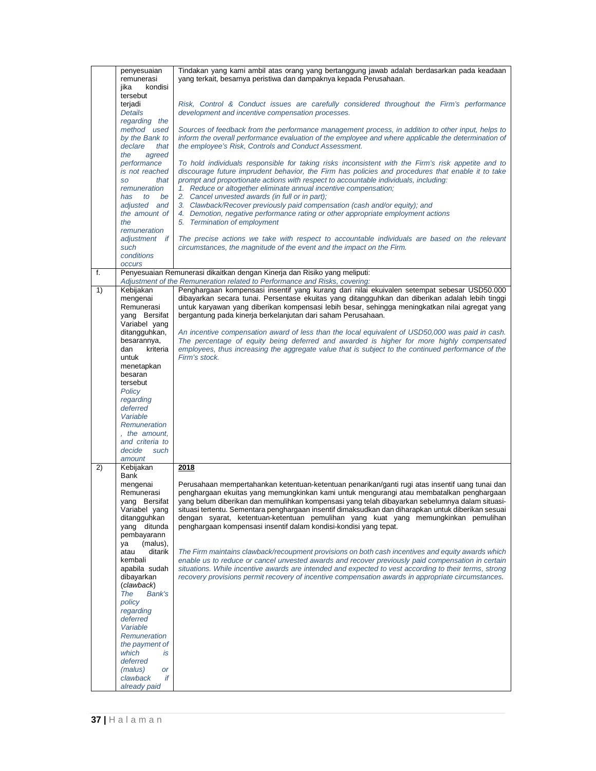| | | |
|---|---|---|
| | penyesuaian remunerasi jika kondisi tersebut terjadi<br>*Details regarding the method used by the Bank to declare that the agreed performance is not reached so that remuneration has to be adjusted and the amount of the remuneration adjustment if such conditions occurs* | Tindakan yang kami ambil atas orang yang bertanggung jawab adalah berdasarkan pada keadaan yang terkait, besarnya peristiwa dan dampaknya kepada Perusahaan.<br><br>*Risk, Control & Conduct issues are carefully considered throughout the Firm's performance development and incentive compensation processes.*<br><br>*Sources of feedback from the performance management process, in addition to other input, helps to inform the overall performance evaluation of the employee and where applicable the determination of the employee's Risk, Controls and Conduct Assessment.*<br><br>*To hold individuals responsible for taking risks inconsistent with the Firm's risk appetite and to discourage future imprudent behavior, the Firm has policies and procedures that enable it to take prompt and proportionate actions with respect to accountable individuals, including:*<br>*1. Reduce or altogether eliminate annual incentive compensation;*<br>*2. Cancel unvested awards (in full or in part);*<br>*3. Clawback/Recover previously paid compensation (cash and/or equity); and*<br>*4. Demotion, negative performance rating or other appropriate employment actions*<br>*5. Termination of employment*<br><br>*The precise actions we take with respect to accountable individuals are based on the relevant circumstances, the magnitude of the event and the impact on the Firm.* |
| f. | Penyesuaian Remunerasi dikaitkan dengan Kinerja dan Risiko yang meliputi:<br>*Adjustment of the Remuneration related to Performance and Risks, covering:* | |
| 1) | Kebijakan mengenai Remunerasi yang Bersifat Variabel yang ditangguhkan, besarannya, dan kriteria untuk menetapkan besaran tersebut<br>*Policy regarding deferred Variable Remuneration, the amount, and criteria to decide such amount* | Penghargaan kompensasi insentif yang kurang dari nilai ekuivalen setempat sebesar USD50.000 dibayarkan secara tunai. Persentase ekuitas yang ditangguhkan dan diberikan adalah lebih tinggi untuk karyawan yang diberikan kompensasi lebih besar, sehingga meningkatkan nilai agregat yang bergantung pada kinerja berkelanjutan dari saham Perusahaan.<br><br>*An incentive compensation award of less than the local equivalent of USD50,000 was paid in cash. The percentage of equity being deferred and awarded is higher for more highly compensated employees, thus increasing the aggregate value that is subject to the continued performance of the Firm's stock.* |
| 2) | Kebijakan Bank mengenai Remunerasi yang Bersifat Variabel yang ditangguhkan yang ditunda pembayarann ya (malus), atau ditarik kembali apabila sudah dibayarkan (*clawback*)<br>*The Bank's policy regarding deferred Variable Remuneration the payment of which is deferred (malus) or clawback if already paid* | **2018**<br><br>Perusahaan mempertahankan ketentuan-ketentuan penarikan/ganti rugi atas insentif uang tunai dan penghargaan ekuitas yang memungkinkan kami untuk mengurangi atau membatalkan penghargaan yang belum diberikan dan memulihkan kompensasi yang telah dibayarkan sebelumnya dalam situasi-situasi tertentu. Sementara penghargaan insentif dimaksudkan dan diharapkan untuk diberikan sesuai dengan syarat, ketentuan-ketentuan pemulihan yang kuat yang memungkinkan pemulihan penghargaan kompensasi insentif dalam kondisi-kondisi yang tepat.<br><br>*The Firm maintains clawback/recoupment provisions on both cash incentives and equity awards which enable us to reduce or cancel unvested awards and recover previously paid compensation in certain situations. While incentive awards are intended and expected to vest according to their terms, strong recovery provisions permit recovery of incentive compensation awards in appropriate circumstances.* |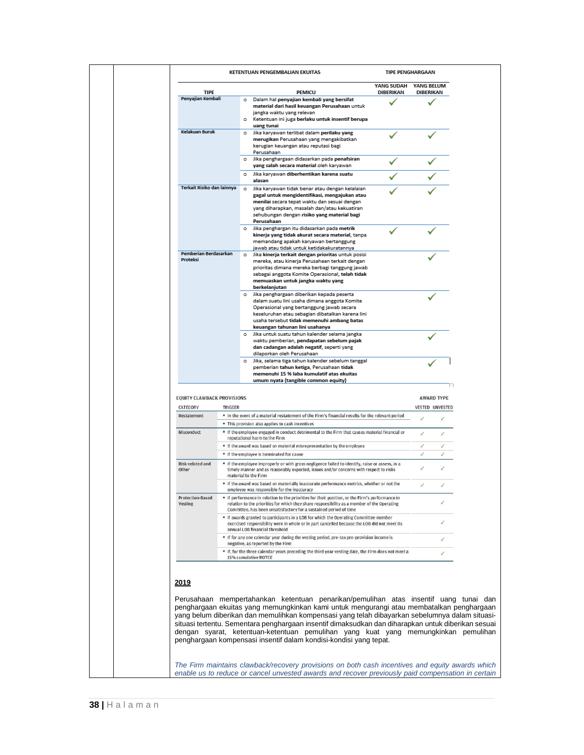| KETENTUAN PENGEMBALIAN EKUITAS | | TIPE PENGHARGAAN | |
|---|---|---|---|
| **TIPE** | **PEMICU** | **YANG SUDAH DIBERIKAN** | **YANG BELUM DIBERIKAN** |
| **Penyajian Kembali** | ○ Dalam hal **penyajian kembali yang bersifat material dari hasil keuangan Perusahaan** untuk jangka waktu yang relevan<br>○ Ketentuan ini juga **berlaku untuk insentif berupa uang tunai** | ✓ | ✓ |
| **Kelakuan Buruk** | ○ Jika karyawan terlibat dalam **perilaku yang merugikan** Perusahaan yang mengakibatkan kerugian keuangan atau reputasi bagi Perusahaan | ✓ | ✓ |
| | ○ Jika penghargaan didasarkan pada **penafsiran yang salah secara material** oleh karyawan | ✓ | ✓ |
| | ○ Jika karyawan **diberhentikan karena suatu alasan** | ✓ | ✓ |
| **Terkait Risiko dan lainnya** | ○ Jika karyawan tidak benar atau dengan kelalaian **gagal untuk mengidentifikasi, mengajukan atau menilai** secara tepat waktu dan sesuai dengan yang diharapkan, masalah dan/atau kekuatiran sehubungan dengan **risiko yang material bagi Perusahaan** | ✓ | ✓ |
| | ○ Jika penghargan itu didasarkan pada **metrik kinerja yang tidak akurat secara material**, tanpa memandang apakah karyawan bertanggung jawab atau tidak untuk ketidakakuratannya | ✓ | ✓ |
| **Pemberian Berdasarkan Proteksi** | ○ Jika **kinerja terkait dengan prioritas** untuk posisi mereka, atau kinerja Perusahaan terkait dengan prioritas dimana mereka berbagi tanggung jawab sebagai anggota Komite Operasional, **telah tidak memuaskan untuk jangka waktu yang berkelanjutan** | | ✓ |
| | ○ Jika penghargaan diberikan kepada peserta dalam suatu lini usaha dimana anggota Komite Operasional yang bertanggung jawab secara keseluruhan atau sebagian dibatalkan karena lini usaha tersebut **tidak memenuhi ambang batas keuangan tahunan lini usahanya** | | ✓ |
| | ○ Jika untuk suatu tahun kalender selama jangka waktu pemberian, **pendapatan sebelum pajak dan cadangan adalah negatif**, seperti yang dilaporkan oleh Perusahaan | | ✓ |
| | ○ Jika, selama tiga tahun kalender sebelum tanggal pemberian **tahun ketiga**, Perusahaan **tidak memenuhi 15 % laba kumulatif atas ekuitas umum nyata (tangible common equity)** | | ✓ |

| EQUITY CLAWBACK PROVISIONS | | AWARD TYPE | |
|---|---|---|---|
| CATEGORY | TRIGGER | VESTED | UNVESTED |
| Restatement | ▪ In the event of a material restatement of the Firm's financial results for the relevant period | ✓ | ✓ |
| | ▪ This provision also applies to cash incentives | | |
| Misconduct | ▪ If the employee engaged in conduct detrimental to the Firm that causes material financial or reputational harm to the Firm | ✓ | ✓ |
| | ▪ If the award was based on material misrepresentation by the employee | ✓ | ✓ |
| | ▪ If the employee is terminated for cause | ✓ | ✓ |
| Risk-related and Other | ▪ If the employee improperly or with gross negligence failed to identify, raise or assess, in a timely manner and as reasonably expected, issues and/or concerns with respect to risks material to the Firm | ✓ | ✓ |
| | ▪ If the award was based on materially inaccurate performance metrics, whether or not the employee was responsible for the inaccuracy | ✓ | ✓ |
| Protection-Based Vesting | ▪ If performance in relation to the priorities for their position, or the Firm's performance in relation to the priorities for which they share responsibility as a member of the Operating Committee, has been unsatisfactory for a sustained period of time | | ✓ |
| | ▪ If awards granted to participants in a LOB for which the Operating Committee member exercised responsibility were in whole or in part cancelled because the LOB did not meet its annual LOB financial threshold | | ✓ |
| | ▪ If for any one calendar year during the vesting period, pre-tax pre-provision income is negative, as reported by the Firm | | ✓ |
| | ▪ If, for the three calendar years preceding the third year vesting date, the Firm does not meet a 15% cumulative ROTCE | | ✓ |

**2019**

Perusahaan mempertahankan ketentuan penarikan/pemulihan atas insentif uang tunai dan penghargaan ekuitas yang memungkinkan kami untuk mengurangi atau membatalkan penghargaan yang belum diberikan dan memulihkan kompensasi yang telah dibayarkan sebelumnya dalam situasi-situasi tertentu. Sementara penghargaan insentif dimaksudkan dan diharapkan untuk diberikan sesuai dengan syarat, ketentuan-ketentuan pemulihan yang kuat yang memungkinkan pemulihan penghargaan kompensasi insentif dalam kondisi-kondisi yang tepat.

*The Firm maintains clawback/recovery provisions on both cash incentives and equity awards which enable us to reduce or cancel unvested awards and recover previously paid compensation in certain*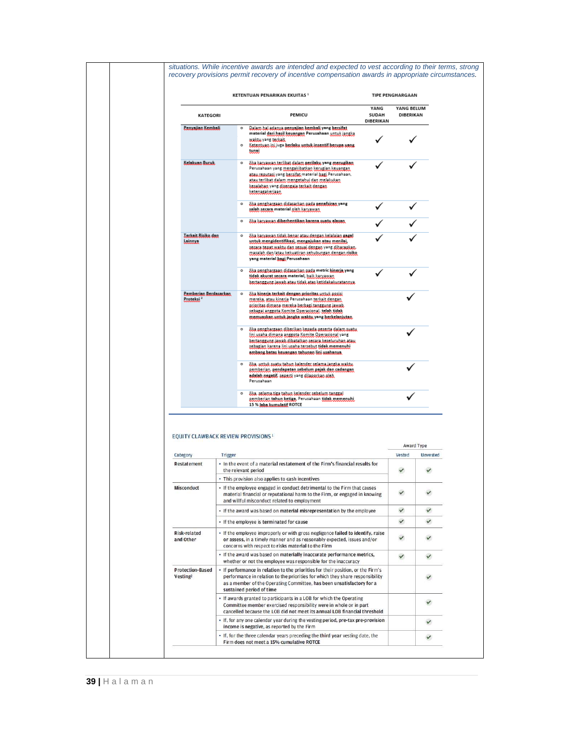*situations. While incentive awards are intended and expected to vest according to their terms, strong recovery provisions permit recovery of incentive compensation awards in appropriate circumstances.*

**KETENTUAN PENARIKAN EKUITAS [1]**

| KATEGORI | PEMICU | TIPE PENGHARGAAN | |
|---|---|---|---|
| | | YANG SUDAH DIBERIKAN | YANG BELUM DIBERIKAN |
| Penyajian Kembali | ○ Dalam hal adanya penyajian kembali yang bersifat material dari hasil keuangan Perusahaan untuk jangka waktu yang terkait<br>○ Ketentuan ini juga berlaku untuk insentif berupa uang tunai | ✓ | ✓ |
| Kelakuan Buruk | ○ Jika karyawan terlibat dalam perilaku yang merugikan Perusahaan yang mengakibatkan kerugian keuangan atau reputasi yang bersifat material bagi Perusahaan, atau terlibat dalam mengetahui dan melakukan kesalahan yang disengaja terkait dengan ketenagakerjaan | ✓ | ✓ |
| | ○ Jika penghargaan didasarkan pada penafsiran yang salah secara material oleh karyawan | ✓ | ✓ |
| | ○ Jika karyawan diberhentikan karena suatu alasan | ✓ | ✓ |
| Terkait Risiko dan Lainnya | ○ Jika karyawan tidak benar atau dengan kelalaian gagal untuk mengidentifikasi, mengajukan atau menilai, secara tepat waktu dan sesuai dengan yang diharapkan, masalah dan/atau kekuatiran sehubungan dengan risiko yang material bagi Perusahaan | ✓ | ✓ |
| | ○ Jika penghargaan didasarkan pada metric kinerja yang tidak akurat secara material, baik karyawan bertanggung jawab atau tidak atas ketidakakuratannya | ✓ | ✓ |
| Pemberian Berdasarkan Proteksi [2] | ○ Jika kinerja terkait dengan prioritas untuk posisi mereka, atau kinerja Perusahaan terkait dengan prioritas dimana mereka berbagi tanggung jawab sebagai anggota Komite Operasional, telah tidak memuaskan untuk jangka waktu yang berkelanjutan | | ✓ |
| | ○ Jika penghargaan diberikan kepada peserta dalam suatu lini usaha dimana anggota Komite Operasional yang bertanggung jawab dibatalkan secara keseluruhan atau sebagian karena lini usaha tersebut tidak memenuhi ambang batas keuangan tahunan lini usahanya | | ✓ |
| | ○ Jika, untuk suatu tahun kalender selama jangka waktu pemberian, pendapatan sebelum pajak dan cadangan adalah negatif, seperti yang dilaporkan oleh Perusahaan | | ✓ |
| | ○ Jika, selama tiga tahun kalender sebelum tanggal pemberian tahun ketiga, Perusahaan tidak memenuhi 15 % laba kumulatif ROTCE | | ✓ |

**EQUITY CLAWBACK REVIEW PROVISIONS [1]**

| Category | Trigger | Award Type | |
|---|---|---|---|
| | | Vested | Unvested |
| Restatement | • In the event of a material restatement of the Firm's financial results for the relevant period<br>• This provision also applies to cash incentives | ✓ | ✓ |
| Misconduct | • If the employee engaged in conduct detrimental to the Firm that causes material financial or reputational harm to the Firm, or engaged in knowing and willful misconduct related to employment | ✓ | ✓ |
| | • If the award was based on material misrepresentation by the employee | ✓ | ✓ |
| | • If the employee is terminated for cause | ✓ | ✓ |
| Risk-related and Other | • If the employee improperly or with gross negligence failed to identify, raise or assess, in a timely manner and as reasonably expected, issues and/or concerns with respect to risks material to the Firm | ✓ | ✓ |
| | • If the award was based on materially inaccurate performance metrics, whether or not the employee was responsible for the inaccuracy | ✓ | ✓ |
| Protection-Based Vesting[2] | • If performance in relation to the priorities for their position, or the Firm's performance in relation to the priorities for which they share responsibility as a member of the Operating Committee, has been unsatisfactory for a sustained period of time | | ✓ |
| | • If awards granted to participants in a LOB for which the Operating Committee member exercised responsibility were in whole or in part cancelled because the LOB did not meet its annual LOB financial threshold | | ✓ |
| | • If, for any one calendar year during the vesting period, pre-tax pre-provision income is negative, as reported by the Firm | | ✓ |
| | • If, for the three calendar years preceding the third year vesting date, the Firm does not meet a 15% cumulative ROTCE | | ✓ |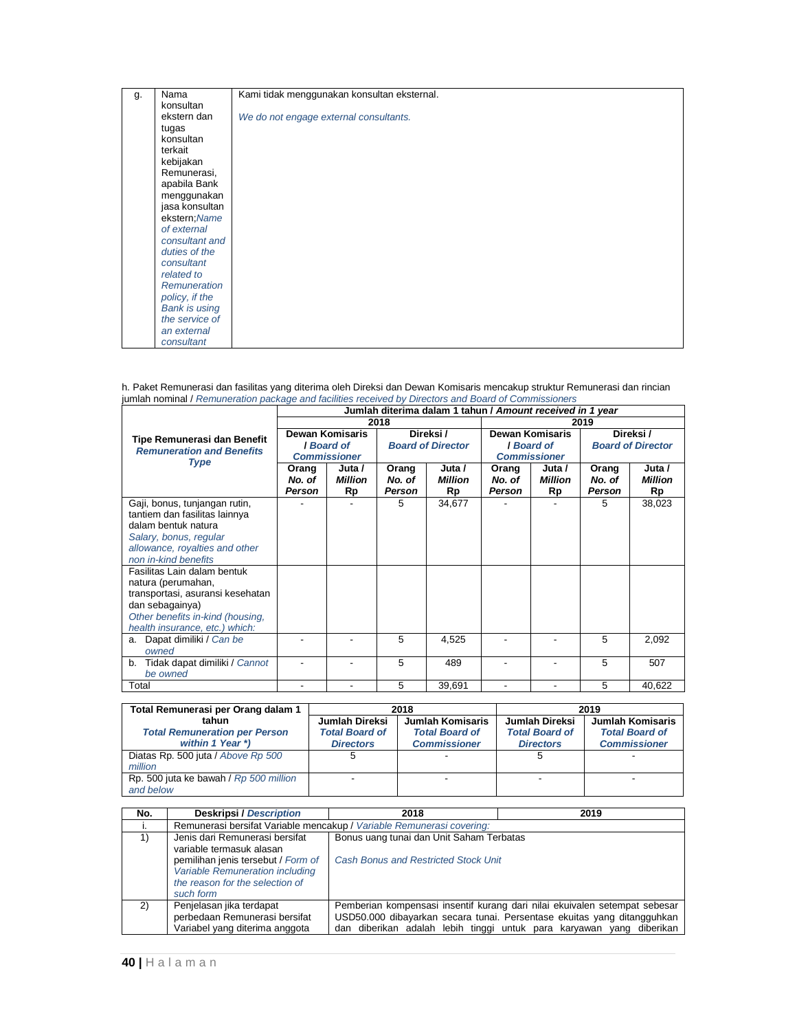| g. | Nama konsultan ekstern dan tugas konsultan terkait kebijakan Remunerasi, apabila Bank menggunakan jasa konsultan ekstern;*Name of external consultant and duties of the consultant related to Remuneration policy, if the Bank is using the service of an external consultant* | Kami tidak menggunakan konsultan eksternal.<br><br>*We do not engage external consultants.* |
|---|---|---|

h. Paket Remunerasi dan fasilitas yang diterima oleh Direksi dan Dewan Komisaris mencakup struktur Remunerasi dan rincian jumlah nominal / *Remuneration package and facilities received by Directors and Board of Commissioners*

| Tipe Remunerasi dan Benefit *Remuneration and Benefits Type* | Jumlah diterima dalam 1 tahun / *Amount received in 1 year* | | | | | | | |
|---|---|---|---|---|---|---|---|---|
| | 2018 | | | | 2019 | | | |
| | Dewan Komisaris / *Board of Commissioner* | | Direksi / *Board of Director* | | Dewan Komisaris / *Board of Commissioner* | | Direksi / *Board of Director* | |
| | Orang *No. of Person* | Juta / *Million* Rp | Orang *No. of Person* | Juta / *Million* Rp | Orang *No. of Person* | Juta / *Million* Rp | Orang *No. of Person* | Juta / *Million* Rp |
| Gaji, bonus, tunjangan rutin, tantiem dan fasilitas lainnya dalam bentuk natura *Salary, bonus, regular allowance, royalties and other non in-kind benefits* | - | - | 5 | 34,677 | - | - | 5 | 38,023 |
| Fasilitas Lain dalam bentuk natura (perumahan, transportasi, asuransi kesehatan dan sebagainya) *Other benefits in-kind (housing, health insurance, etc.) which:* | | | | | | | | |
| a. Dapat dimiliki / *Can be owned* | - | - | 5 | 4,525 | - | - | 5 | 2,092 |
| b. Tidak dapat dimiliki / *Cannot be owned* | - | - | 5 | 489 | - | - | 5 | 507 |
| Total | - | - | 5 | 39,691 | - | - | 5 | 40,622 |

| Total Remunerasi per Orang dalam 1 tahun *Total Remuneration per Person within 1 Year \*)* | 2018 | | 2019 | |
|---|---|---|---|---|
| | Jumlah Direksi *Total Board of Directors* | Jumlah Komisaris *Total Board of Commissioner* | Jumlah Direksi *Total Board of Directors* | Jumlah Komisaris *Total Board of Commissioner* |
| Diatas Rp. 500 juta / *Above Rp 500 million* | 5 | - | 5 | - |
| Rp. 500 juta ke bawah / *Rp 500 million and below* | - | - | - | - |

| No. | Deskripsi / *Description* | 2018 | 2019 |
|---|---|---|---|
| i. | Remunerasi bersifat Variable mencakup / *Variable Remunerasi covering:* | | |
| 1) | Jenis dari Remunerasi bersifat variable termasuk alasan pemilihan jenis tersebut / *Form of Variable Remuneration including the reason for the selection of such form* | Bonus uang tunai dan Unit Saham Terbatas<br><br>*Cash Bonus and Restricted Stock Unit* | |
| 2) | Penjelasan jika terdapat perbedaan Remunerasi bersifat Variabel yang diterima anggota | Pemberian kompensasi insentif kurang dari nilai ekuivalen setempat sebesar USD50.000 dibayarkan secara tunai. Persentase ekuitas yang ditangguhkan dan diberikan adalah lebih tinggi untuk para karyawan yang diberikan | |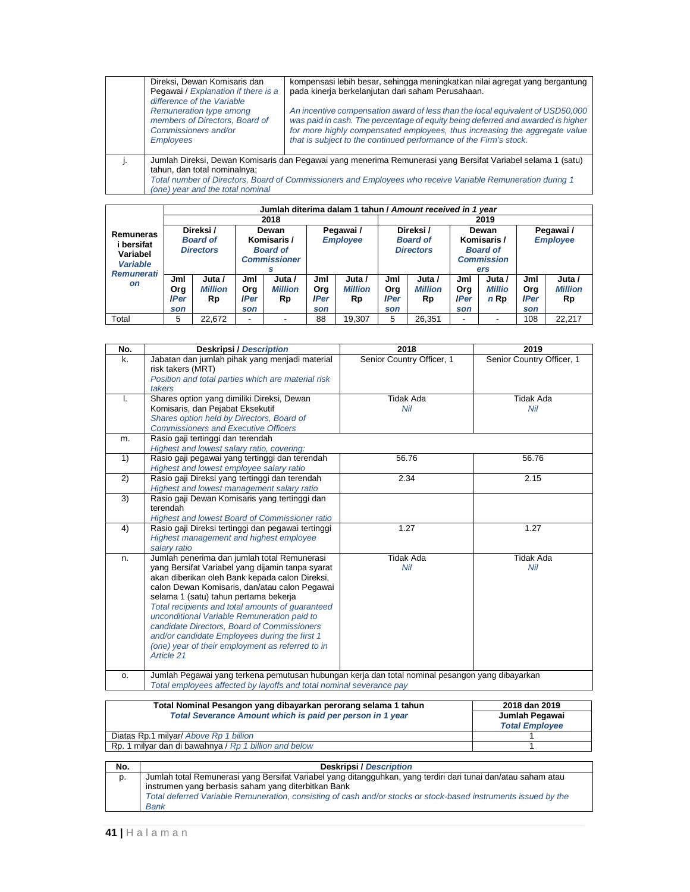| | Direksi, Dewan Komisaris dan Pegawai / *Explanation if there is a difference of the Variable Remuneration type among members of Directors, Board of Commissioners and/or Employees* | kompensasi lebih besar, sehingga meningkatkan nilai agregat yang bergantung pada kinerja berkelanjutan dari saham Perusahaan.<br><br>*An incentive compensation award of less than the local equivalent of USD50,000 was paid in cash. The percentage of equity being deferred and awarded is higher for more highly compensated employees, thus increasing the aggregate value that is subject to the continued performance of the Firm's stock.* |
|---|---|---|
| j. | Jumlah Direksi, Dewan Komisaris dan Pegawai yang menerima Remunerasi yang Bersifat Variabel selama 1 (satu) tahun, dan total nominalnya;<br>*Total number of Directors, Board of Commissioners and Employees who receive Variable Remuneration during 1 (one) year and the total nominal* | |

| Remunerasi bersifat Variabel / *Variable Remuneration* | Jumlah diterima dalam 1 tahun / *Amount received in 1 year* | | | | | | | | | | | |
|---|---|---|---|---|---|---|---|---|---|---|---|---|
| | 2018 | | | | | | 2019 | | | | | |
| | Direksi / *Board of Directors* | | Dewan Komisaris / *Board of Commissioners* | | Pegawai / *Employee* | | Direksi / *Board of Directors* | | Dewan Komisaris / *Board of Commissioners* | | Pegawai / *Employee* | |
| | Jml Org /*Person* | Juta / *Million* Rp | Jml Org /*Person* | Juta / *Million* Rp | Jml Org /*Person* | Juta / *Million* Rp | Jml Org /*Person* | Juta / *Million* Rp | Jml Org /*Person* | Juta / *Million* Rp | Jml Org /*Person* | Juta / *Million* Rp |
| Total | 5 | 22,672 | - | - | 88 | 19,307 | 5 | 26,351 | - | - | 108 | 22,217 |

| No. | Deskripsi / *Description* | 2018 | 2019 |
|---|---|---|---|
| k. | Jabatan dan jumlah pihak yang menjadi material risk takers (MRT)<br>*Position and total parties which are material risk takers* | Senior Country Officer, 1 | Senior Country Officer, 1 |
| l. | Shares option yang dimiliki Direksi, Dewan Komisaris, dan Pejabat Eksekutif<br>*Shares option held by Directors, Board of Commissioners and Executive Officers* | Tidak Ada<br>*Nil* | Tidak Ada<br>*Nil* |
| m. | Rasio gaji tertinggi dan terendah<br>*Highest and lowest salary ratio, covering:* | | |
| 1) | Rasio gaji pegawai yang tertinggi dan terendah<br>*Highest and lowest employee salary ratio* | 56.76 | 56.76 |
| 2) | Rasio gaji Direksi yang tertinggi dan terendah<br>*Highest and lowest management salary ratio* | 2.34 | 2.15 |
| 3) | Rasio gaji Dewan Komisaris yang tertinggi dan terendah<br>*Highest and lowest Board of Commissioner ratio* | | |
| 4) | Rasio gaji Direksi tertinggi dan pegawai tertinggi<br>*Highest management and highest employee salary ratio* | 1.27 | 1.27 |
| n. | Jumlah penerima dan jumlah total Remunerasi yang Bersifat Variabel yang dijamin tanpa syarat akan diberikan oleh Bank kepada calon Direksi, calon Dewan Komisaris, dan/atau calon Pegawai selama 1 (satu) tahun pertama bekerja<br>*Total recipients and total amounts of guaranteed unconditional Variable Remuneration paid to candidate Directors, Board of Commissioners and/or candidate Employees during the first 1 (one) year of their employment as referred to in Article 21* | Tidak Ada<br>*Nil* | Tidak Ada<br>*Nil* |
| o. | Jumlah Pegawai yang terkena pemutusan hubungan kerja dan total nominal pesangon yang dibayarkan<br>*Total employees affected by layoffs and total nominal severance pay* | | |

| Total Nominal Pesangon yang dibayarkan perorang selama 1 tahun<br>***Total Severance Amount which is paid per person in 1 year*** | 2018 dan 2019<br>Jumlah Pegawai<br>***Total Employee*** |
|---|---|
| Diatas Rp.1 milyar/ *Above Rp 1 billion* | 1 |
| Rp. 1 milyar dan di bawahnya / *Rp 1 billion and below* | 1 |

| No. | Deskripsi / *Description* |
|---|---|
| p. | Jumlah total Remunerasi yang Bersifat Variabel yang ditangguhkan, yang terdiri dari tunai dan/atau saham atau instrumen yang berbasis saham yang diterbitkan Bank<br>*Total deferred Variable Remuneration, consisting of cash and/or stocks or stock-based instruments issued by the Bank* |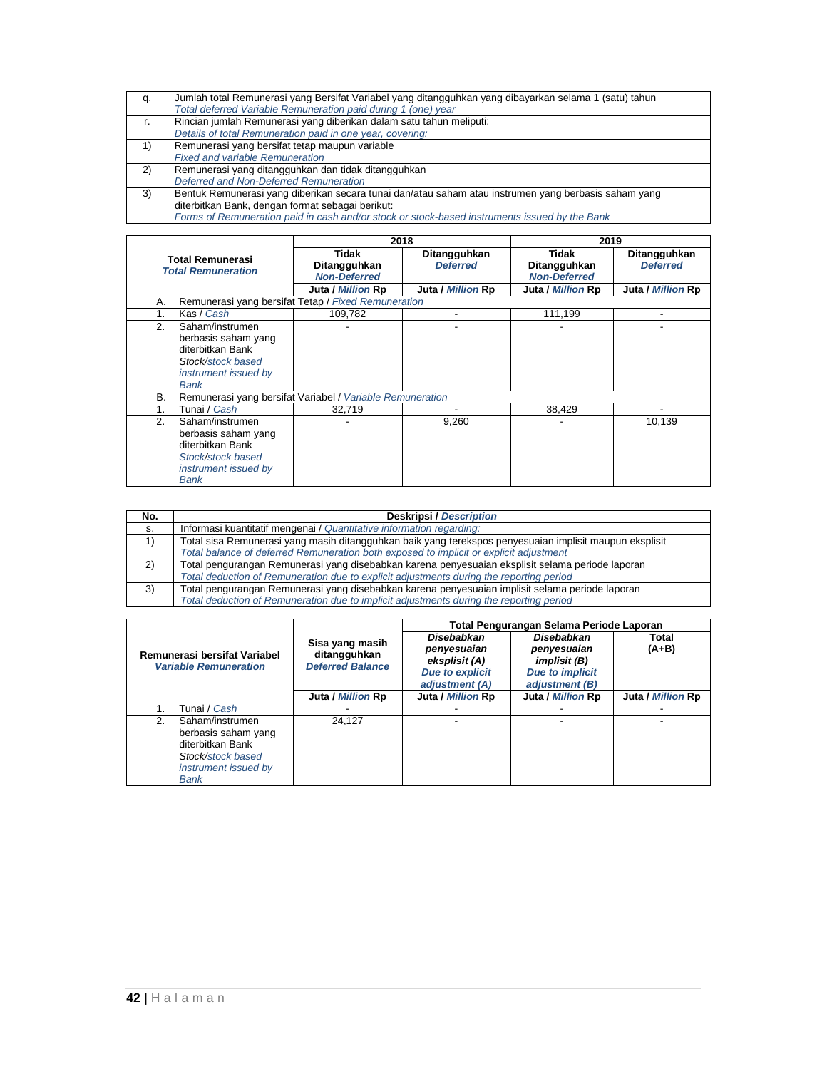| q. | Jumlah total Remunerasi yang Bersifat Variabel yang ditangguhkan yang dibayarkan selama 1 (satu) tahun<br>*Total deferred Variable Remuneration paid during 1 (one) year* |
|---|---|
| r. | Rincian jumlah Remunerasi yang diberikan dalam satu tahun meliputi:<br>*Details of total Remuneration paid in one year, covering:* |
| 1) | Remunerasi yang bersifat tetap maupun variable<br>*Fixed and variable Remuneration* |
| 2) | Remunerasi yang ditangguhkan dan tidak ditangguhkan<br>*Deferred and Non-Deferred Remuneration* |
| 3) | Bentuk Remunerasi yang diberikan secara tunai dan/atau saham atau instrumen yang berbasis saham yang diterbitkan Bank, dengan format sebagai berikut:<br>*Forms of Remuneration paid in cash and/or stock or stock-based instruments issued by the Bank* |

| **Total Remunerasi** *Total Remuneration* | **2018** | | **2019** | |
|---|---|---|---|---|
| | **Tidak Ditangguhkan** *Non-Deferred* | **Ditangguhkan** *Deferred* | **Tidak Ditangguhkan** *Non-Deferred* | **Ditangguhkan** *Deferred* |
| | **Juta / *Million* Rp** | **Juta / *Million* Rp** | **Juta / *Million* Rp** | **Juta / *Million* Rp** |
| A. Remunerasi yang bersifat Tetap / *Fixed Remuneration* | | | | |
| 1. Kas / *Cash* | 109,782 | - | 111,199 | - |
| 2. Saham/instrumen berbasis saham yang diterbitkan Bank *Stock/stock based instrument issued by Bank* | - | - | - | - |
| B. Remunerasi yang bersifat Variabel / *Variable Remuneration* | | | | |
| 1. Tunai / *Cash* | 32,719 | - | 38,429 | - |
| 2. Saham/instrumen berbasis saham yang diterbitkan Bank *Stock/stock based instrument issued by Bank* | - | 9,260 | - | 10,139 |

| No. | Deskripsi / *Description* |
|---|---|
| s. | Informasi kuantitatif mengenai / *Quantitative information regarding:* |
| 1) | Total sisa Remunerasi yang masih ditangguhkan baik yang terekspos penyesuaian implisit maupun eksplisit<br>*Total balance of deferred Remuneration both exposed to implicit or explicit adjustment* |
| 2) | Total pengurangan Remunerasi yang disebabkan karena penyesuaian eksplisit selama periode laporan<br>*Total deduction of Remuneration due to explicit adjustments during the reporting period* |
| 3) | Total pengurangan Remunerasi yang disebabkan karena penyesuaian implisit selama periode laporan<br>*Total deduction of Remuneration due to implicit adjustments during the reporting period* |

| **Remunerasi bersifat Variabel** *Variable Remuneration* | **Sisa yang masih ditangguhkan** *Deferred Balance* | **Total Pengurangan Selama Periode Laporan** | | |
|---|---|---|---|---|
| | | *Disebabkan penyesuaian eksplisit (A)* ***Due to explicit adjustment (A)*** | *Disebabkan penyesuaian implisit (B)* ***Due to implicit adjustment (B)*** | **Total (A+B)** |
| | **Juta / *Million* Rp** | **Juta / *Million* Rp** | **Juta / *Million* Rp** | **Juta / *Million* Rp** |
| 1. Tunai / *Cash* | - | - | - | - |
| 2. Saham/instrumen berbasis saham yang diterbitkan Bank *Stock/stock based instrument issued by Bank* | 24,127 | - | - | - |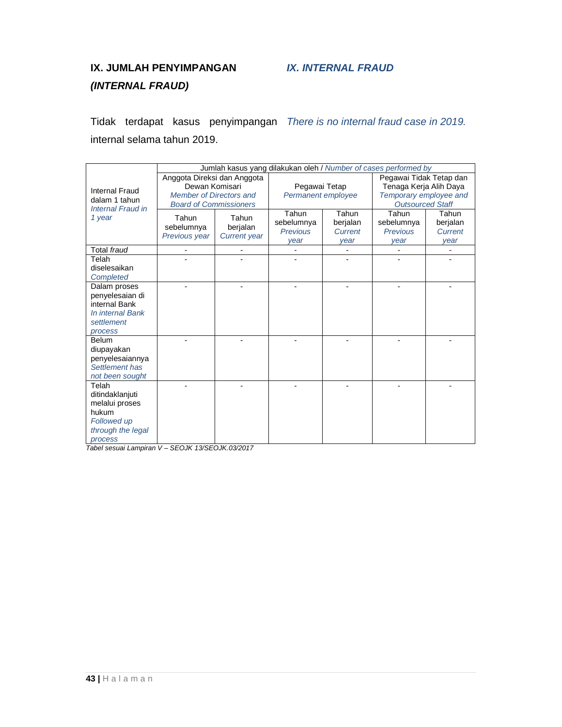## IX. JUMLAH PENYIMPANGAN *(INTERNAL FRAUD)*

## *IX. INTERNAL FRAUD*

Tidak terdapat kasus penyimpangan internal selama tahun 2019.

*There is no internal fraud case in 2019.*

| Internal Fraud dalam 1 tahun *Internal Fraud in 1 year* | Jumlah kasus yang dilakukan oleh / *Number of cases performed by* | | | | | |
|---|---|---|---|---|---|---|
| | Anggota Direksi dan Anggota Dewan Komisari *Member of Directors and Board of Commissioners* | | Pegawai Tetap *Permanent employee* | | Pegawai Tidak Tetap dan Tenaga Kerja Alih Daya *Temporary employee and Outsourced Staff* | |
| | Tahun sebelumnya *Previous year* | Tahun berjalan *Current year* | Tahun sebelumnya *Previous year* | Tahun berjalan *Current year* | Tahun sebelumnya *Previous year* | Tahun berjalan *Current year* |
| Total *fraud* | - | - | - | - | - | - |
| Telah diselesaikan *Completed* | - | - | - | - | - | - |
| Dalam proses penyelesaian di internal Bank *In internal Bank settlement process* | - | - | - | - | - | - |
| Belum diupayakan penyelesaiannya *Settlement has not been sought* | - | - | - | - | - | - |
| Telah ditindaklanjuti melalui proses hukum *Followed up through the legal process* | - | - | - | - | - | - |

*Tabel sesuai Lampiran V – SEOJK 13/SEOJK.03/2017*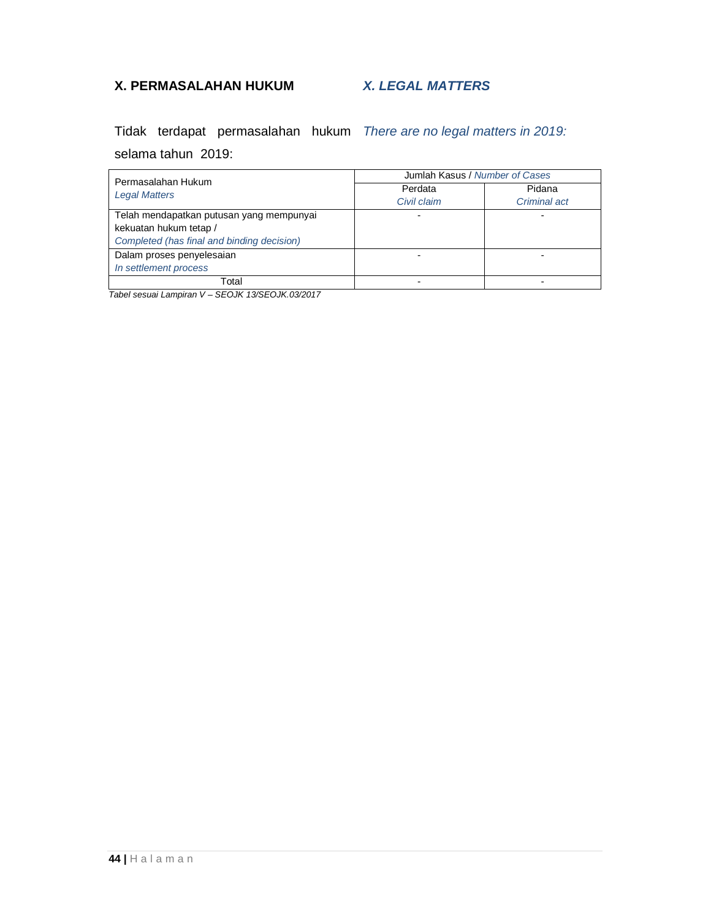## X. PERMASALAHAN HUKUM *X. LEGAL MATTERS*

Tidak terdapat permasalahan hukum selama tahun 2019: *There are no legal matters in 2019:*

| Permasalahan Hukum<br>*Legal Matters* | Jumlah Kasus / *Number of Cases* | |
|---|---|---|
| | Perdata<br>*Civil claim* | Pidana<br>*Criminal act* |
| Telah mendapatkan putusan yang mempunyai kekuatan hukum tetap /<br>*Completed (has final and binding decision)* | - | - |
| Dalam proses penyelesaian<br>*In settlement process* | - | - |
| Total | - | - |

*Tabel sesuai Lampiran V – SEOJK 13/SEOJK.03/2017*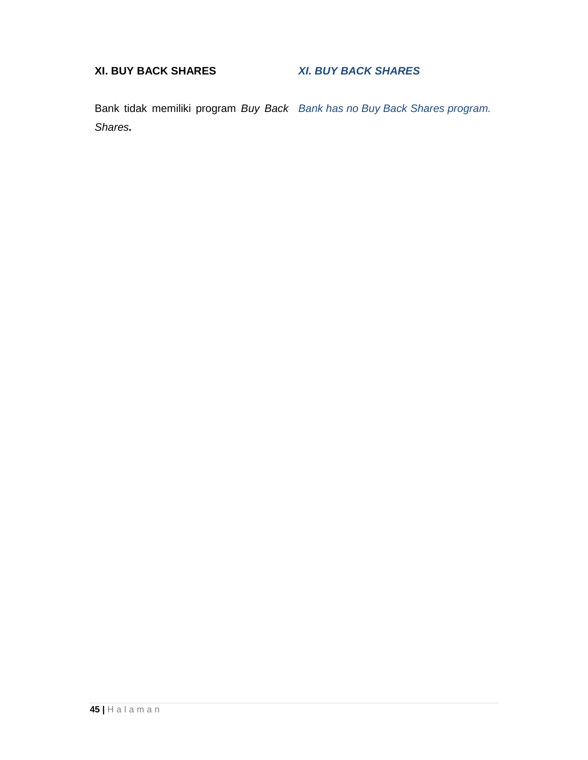## XI. BUY BACK SHARES

Bank tidak memiliki program *Buy Back Shares.*

## *XI. BUY BACK SHARES*

*Bank has no Buy Back Shares program.*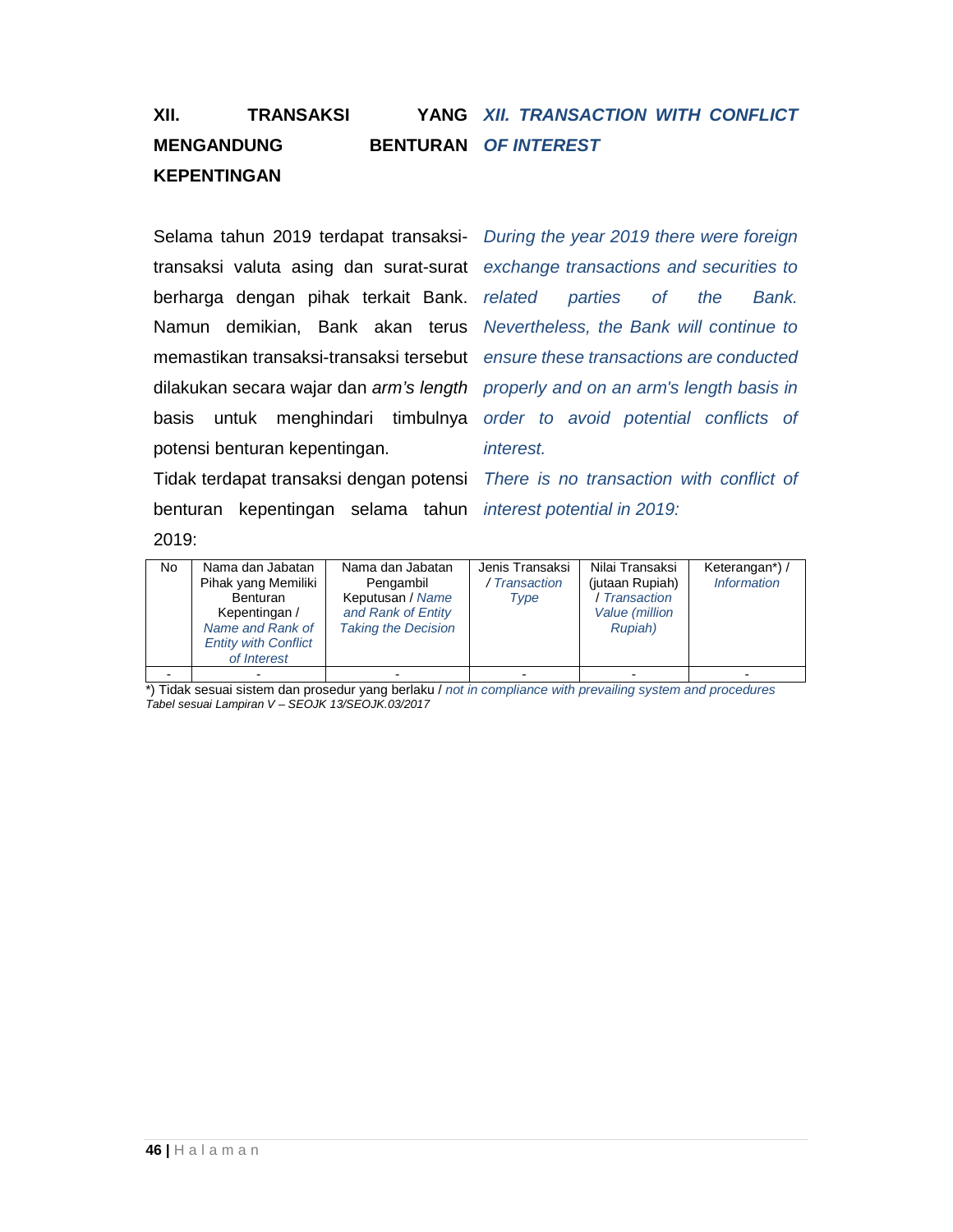## XII. TRANSAKSI YANG MENGANDUNG BENTURAN KEPENTINGAN

## *XII. TRANSACTION WITH CONFLICT OF INTEREST*

Selama tahun 2019 terdapat transaksi-transaksi valuta asing dan surat-surat berharga dengan pihak terkait Bank. Namun demikian, Bank akan terus memastikan transaksi-transaksi tersebut dilakukan secara wajar dan *arm's length* basis untuk menghindari timbulnya potensi benturan kepentingan.

*During the year 2019 there were foreign exchange transactions and securities to related parties of the Bank. Nevertheless, the Bank will continue to ensure these transactions are conducted properly and on an arm's length basis in order to avoid potential conflicts of interest.*

Tidak terdapat transaksi dengan potensi benturan kepentingan selama tahun 2019:

*There is no transaction with conflict of interest potential in 2019:*

| No | Nama dan Jabatan Pihak yang Memiliki Benturan Kepentingan / *Name and Rank of Entity with Conflict of Interest* | Nama dan Jabatan Pengambil Keputusan / *Name and Rank of Entity Taking the Decision* | Jenis Transaksi / *Transaction Type* | Nilai Transaksi (jutaan Rupiah) / *Transaction Value (million Rupiah)* | Keterangan*) / *Information* |
|---|---|---|---|---|---|
| - | - | - | - | - | - |

*) Tidak sesuai sistem dan prosedur yang berlaku / *not in compliance with prevailing system and procedures*

*Tabel sesuai Lampiran V – SEOJK 13/SEOJK.03/2017*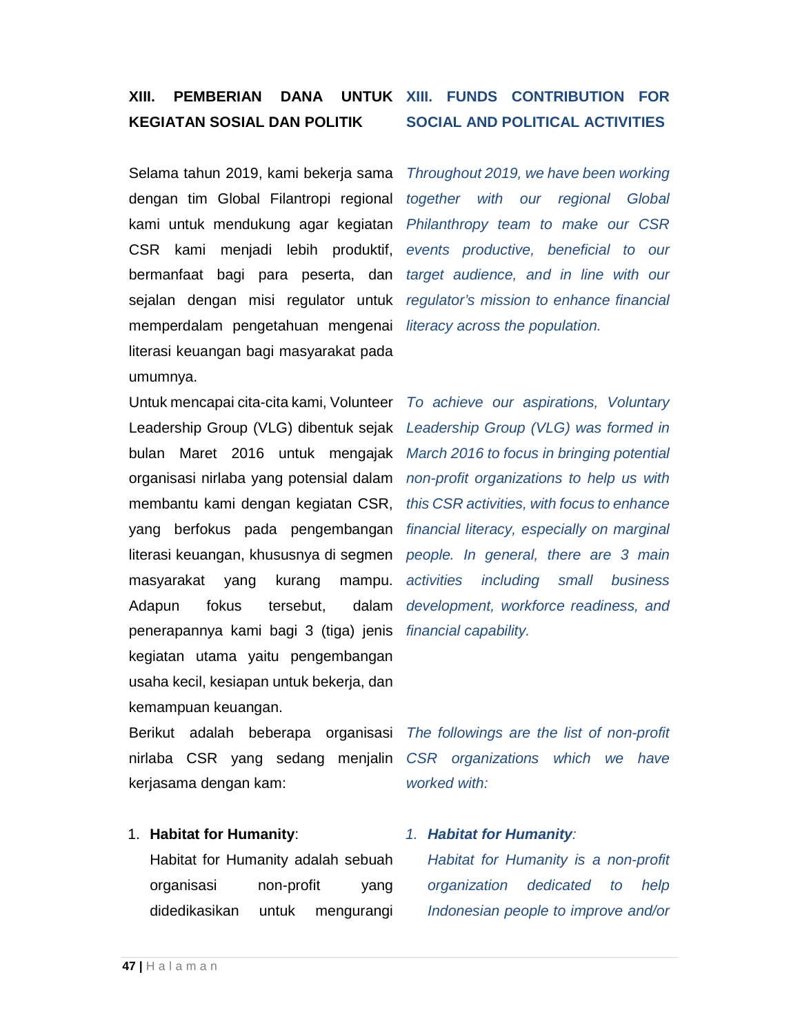## XIII. PEMBERIAN DANA UNTUK KEGIATAN SOSIAL DAN POLITIK

## *XIII. FUNDS CONTRIBUTION FOR SOCIAL AND POLITICAL ACTIVITIES*

Selama tahun 2019, kami bekerja sama dengan tim Global Filantropi regional kami untuk mendukung agar kegiatan CSR kami menjadi lebih produktif, bermanfaat bagi para peserta, dan sejalan dengan misi regulator untuk memperdalam pengetahuan mengenai literasi keuangan bagi masyarakat pada umumnya.

*Throughout 2019, we have been working together with our regional Global Philanthropy team to make our CSR events productive, beneficial to our target audience, and in line with our regulator's mission to enhance financial literacy across the population.*

Untuk mencapai cita-cita kami, Volunteer Leadership Group (VLG) dibentuk sejak bulan Maret 2016 untuk mengajak organisasi nirlaba yang potensial dalam membantu kami dengan kegiatan CSR, yang berfokus pada pengembangan literasi keuangan, khususnya di segmen masyarakat yang kurang mampu. Adapun fokus tersebut, dalam penerapannya kami bagi 3 (tiga) jenis kegiatan utama yaitu pengembangan usaha kecil, kesiapan untuk bekerja, dan kemampuan keuangan.

*To achieve our aspirations, Voluntary Leadership Group (VLG) was formed in March 2016 to focus in bringing potential non-profit organizations to help us with this CSR activities, with focus to enhance financial literacy, especially on marginal people. In general, there are 3 main activities including small business development, workforce readiness, and financial capability.*

Berikut adalah beberapa organisasi nirlaba CSR yang sedang menjalin kerjasama dengan kam:

*The followings are the list of non-profit CSR organizations which we have worked with:*

1. **Habitat for Humanity**:
   Habitat for Humanity adalah sebuah organisasi non-profit yang didedikasikan untuk mengurangi

1. ***Habitat for Humanity**:*
   *Habitat for Humanity is a non-profit organization dedicated to help Indonesian people to improve and/or*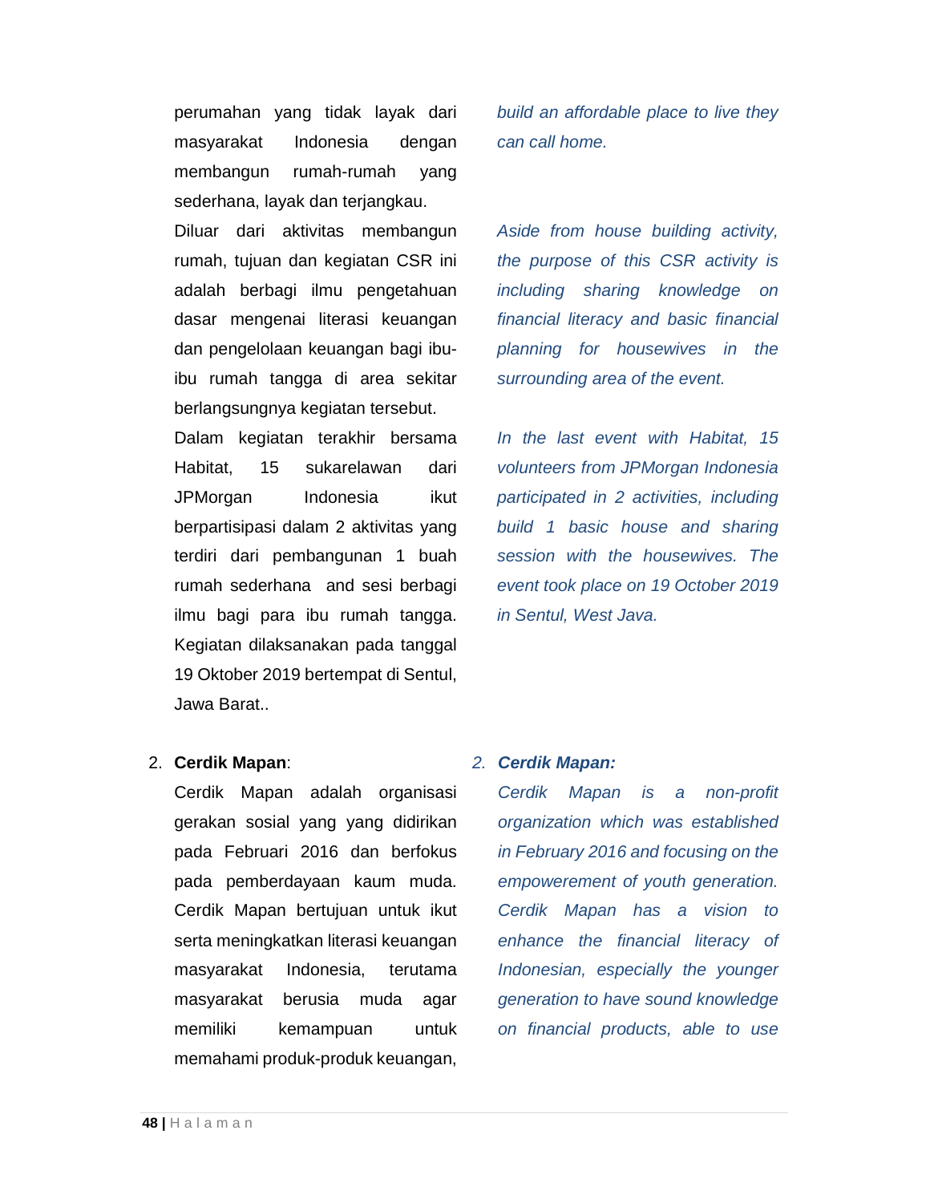perumahan yang tidak layak dari masyarakat Indonesia dengan membangun rumah-rumah yang sederhana, layak dan terjangkau.

*build an affordable place to live they can call home.*

Diluar dari aktivitas membangun rumah, tujuan dan kegiatan CSR ini adalah berbagi ilmu pengetahuan dasar mengenai literasi keuangan dan pengelolaan keuangan bagi ibu-ibu rumah tangga di area sekitar berlangsungnya kegiatan tersebut.

*Aside from house building activity, the purpose of this CSR activity is including sharing knowledge on financial literacy and basic financial planning for housewives in the surrounding area of the event.*

Dalam kegiatan terakhir bersama Habitat, 15 sukarelawan dari JPMorgan Indonesia ikut berpartisipasi dalam 2 aktivitas yang terdiri dari pembangunan 1 buah rumah sederhana and sesi berbagi ilmu bagi para ibu rumah tangga. Kegiatan dilaksanakan pada tanggal 19 Oktober 2019 bertempat di Sentul, Jawa Barat..

*In the last event with Habitat, 15 volunteers from JPMorgan Indonesia participated in 2 activities, including build 1 basic house and sharing session with the housewives. The event took place on 19 October 2019 in Sentul, West Java.*

2. **Cerdik Mapan**:
   Cerdik Mapan adalah organisasi gerakan sosial yang yang didirikan pada Februari 2016 dan berfokus pada pemberdayaan kaum muda. Cerdik Mapan bertujuan untuk ikut serta meningkatkan literasi keuangan masyarakat Indonesia, terutama masyarakat berusia muda agar memiliki kemampuan untuk memahami produk-produk keuangan,

2. ***Cerdik Mapan:***
   *Cerdik Mapan is a non-profit organization which was established in February 2016 and focusing on the empowerement of youth generation. Cerdik Mapan has a vision to enhance the financial literacy of Indonesian, especially the younger generation to have sound knowledge on financial products, able to use*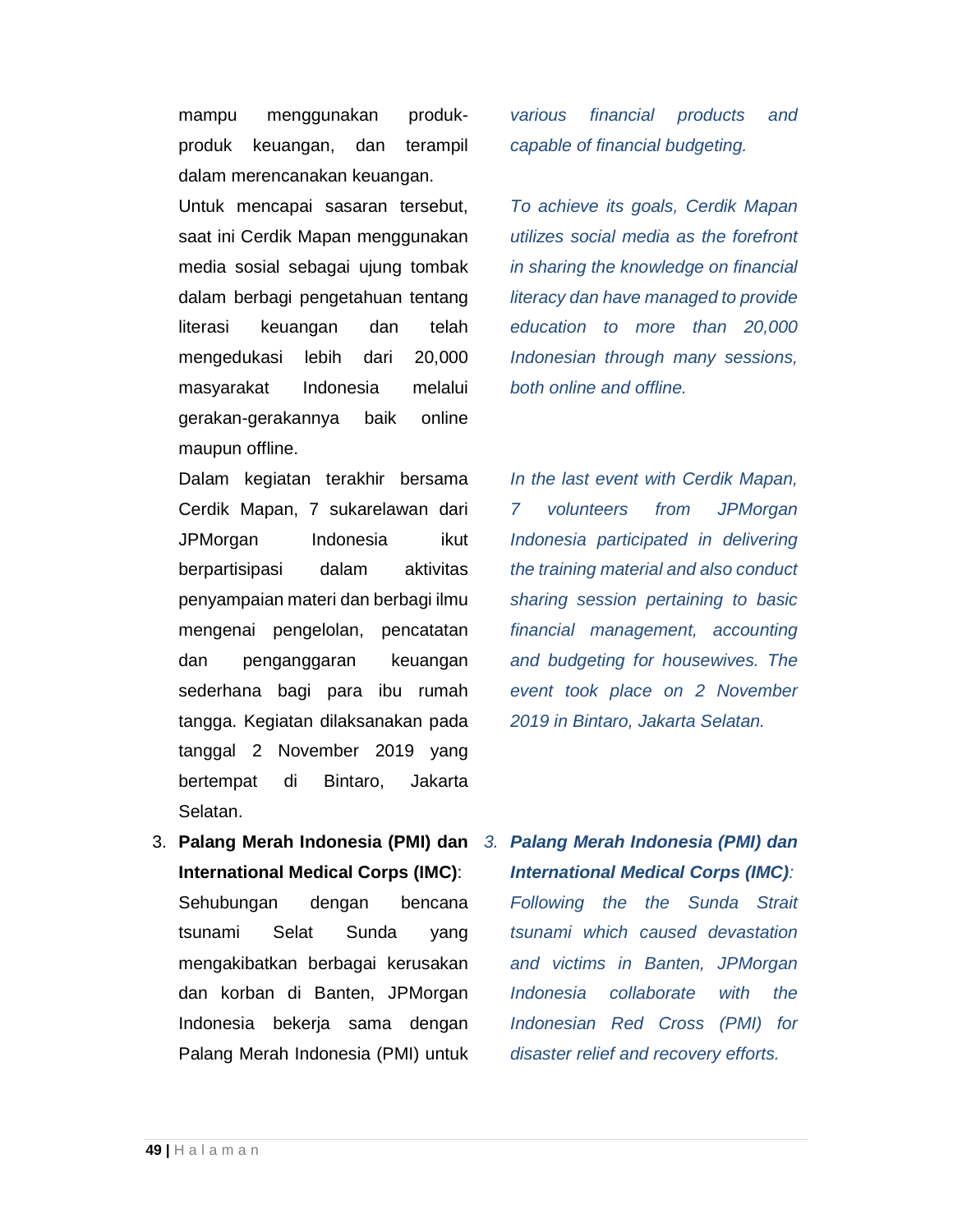mampu menggunakan produk-produk keuangan, dan terampil dalam merencanakan keuangan.

Untuk mencapai sasaran tersebut, saat ini Cerdik Mapan menggunakan media sosial sebagai ujung tombak dalam berbagi pengetahuan tentang literasi keuangan dan telah mengedukasi lebih dari 20,000 masyarakat Indonesia melalui gerakan-gerakannya baik online maupun offline.

Dalam kegiatan terakhir bersama Cerdik Mapan, 7 sukarelawan dari JPMorgan Indonesia ikut berpartisipasi dalam aktivitas penyampaian materi dan berbagi ilmu mengenai pengelolan, pencatatan dan penganggaran keuangan sederhana bagi para ibu rumah tangga. Kegiatan dilaksanakan pada tanggal 2 November 2019 yang bertempat di Bintaro, Jakarta Selatan.

3. **Palang Merah Indonesia (PMI) dan International Medical Corps (IMC)**: Sehubungan dengan bencana tsunami Selat Sunda yang mengakibatkan berbagai kerusakan dan korban di Banten, JPMorgan Indonesia bekerja sama dengan Palang Merah Indonesia (PMI) untuk

*various financial products and capable of financial budgeting.*

*To achieve its goals, Cerdik Mapan utilizes social media as the forefront in sharing the knowledge on financial literacy dan have managed to provide education to more than 20,000 Indonesian through many sessions, both online and offline.*

*In the last event with Cerdik Mapan, 7 volunteers from JPMorgan Indonesia participated in delivering the training material and also conduct sharing session pertaining to basic financial management, accounting and budgeting for housewives. The event took place on 2 November 2019 in Bintaro, Jakarta Selatan.*

3. ***Palang Merah Indonesia (PMI) dan International Medical Corps (IMC)**: Following the the Sunda Strait tsunami which caused devastation and victims in Banten, JPMorgan Indonesia collaborate with the Indonesian Red Cross (PMI) for disaster relief and recovery efforts.*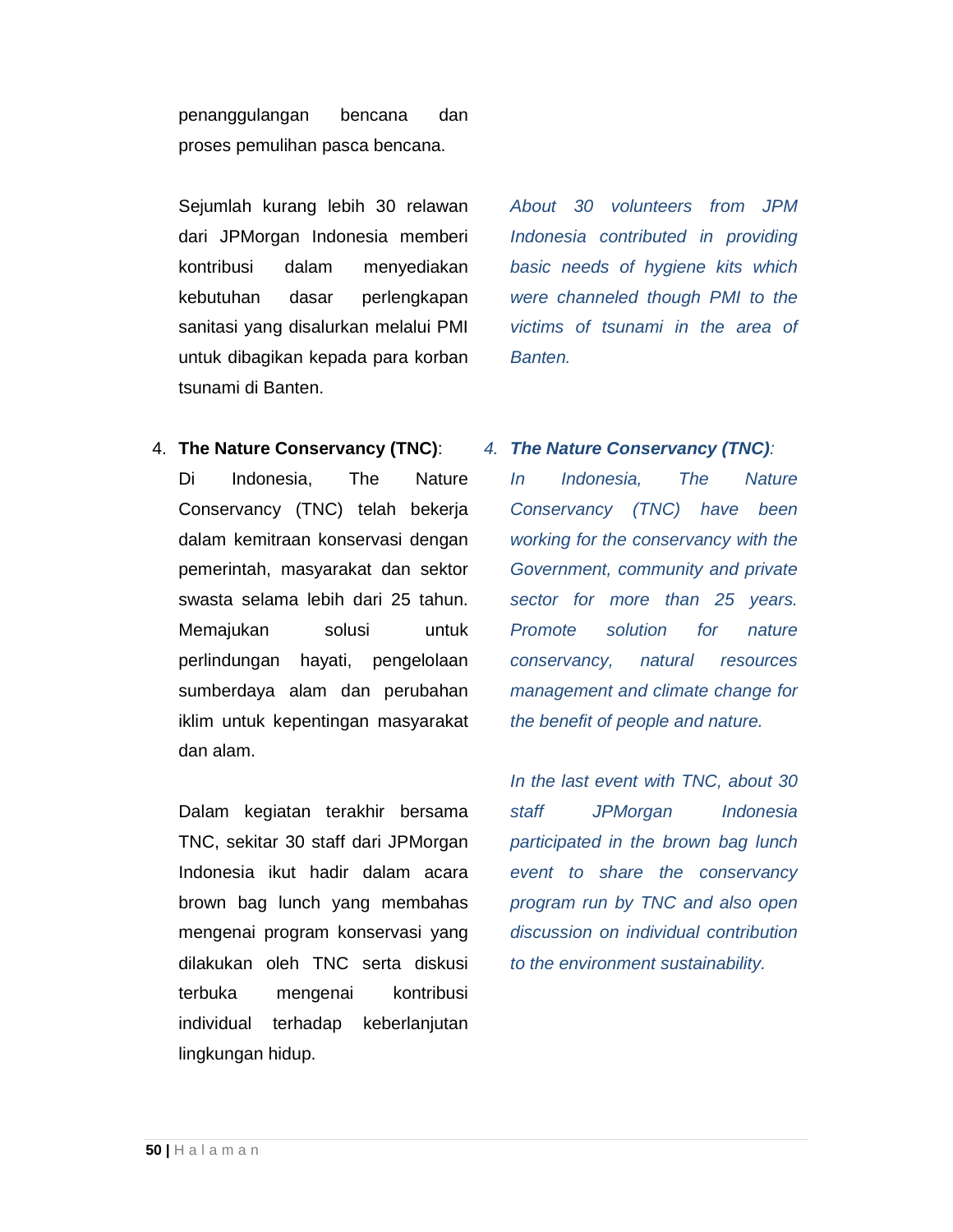penanggulangan bencana dan proses pemulihan pasca bencana.

Sejumlah kurang lebih 30 relawan dari JPMorgan Indonesia memberi kontribusi dalam menyediakan kebutuhan dasar perlengkapan sanitasi yang disalurkan melalui PMI untuk dibagikan kepada para korban tsunami di Banten.

*About 30 volunteers from JPM Indonesia contributed in providing basic needs of hygiene kits which were channeled though PMI to the victims of tsunami in the area of Banten.*

4. **The Nature Conservancy (TNC)**:
   Di Indonesia, The Nature Conservancy (TNC) telah bekerja dalam kemitraan konservasi dengan pemerintah, masyarakat dan sektor swasta selama lebih dari 25 tahun. Memajukan solusi untuk perlindungan hayati, pengelolaan sumberdaya alam dan perubahan iklim untuk kepentingan masyarakat dan alam.

   Dalam kegiatan terakhir bersama TNC, sekitar 30 staff dari JPMorgan Indonesia ikut hadir dalam acara brown bag lunch yang membahas mengenai program konservasi yang dilakukan oleh TNC serta diskusi terbuka mengenai kontribusi individual terhadap keberlanjutan lingkungan hidup.

4. ***The Nature Conservancy (TNC)**:*
   *In Indonesia, The Nature Conservancy (TNC) have been working for the conservancy with the Government, community and private sector for more than 25 years. Promote solution for nature conservancy, natural resources management and climate change for the benefit of people and nature.*

   *In the last event with TNC, about 30 staff JPMorgan Indonesia participated in the brown bag lunch event to share the conservancy program run by TNC and also open discussion on individual contribution to the environment sustainability.*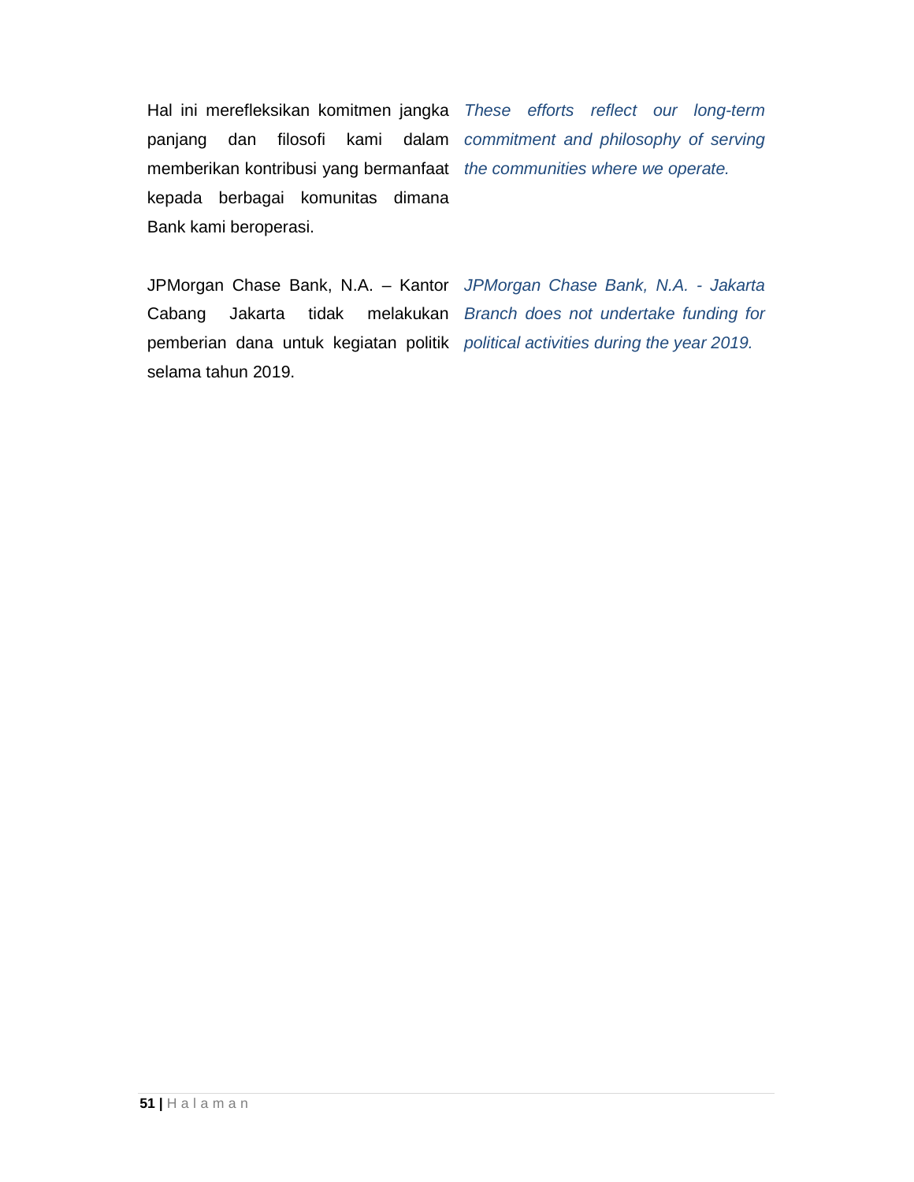Hal ini merefleksikan komitmen jangka panjang dan filosofi kami dalam memberikan kontribusi yang bermanfaat kepada berbagai komunitas dimana Bank kami beroperasi.

*These efforts reflect our long-term commitment and philosophy of serving the communities where we operate.*

JPMorgan Chase Bank, N.A. – Kantor Cabang Jakarta tidak melakukan pemberian dana untuk kegiatan politik selama tahun 2019.

*JPMorgan Chase Bank, N.A. - Jakarta Branch does not undertake funding for political activities during the year 2019.*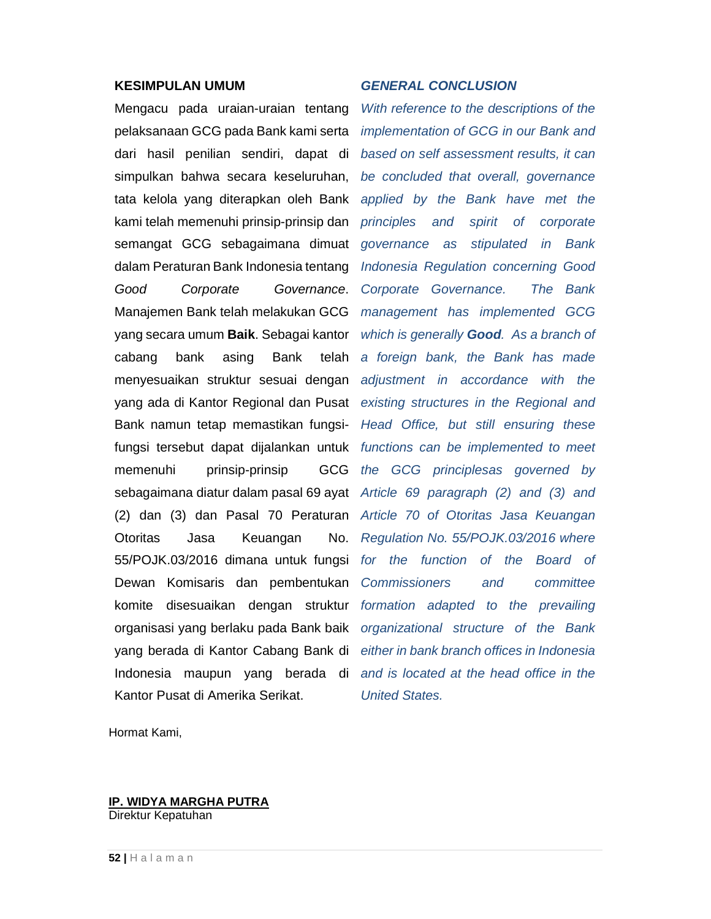**KESIMPULAN UMUM**

Mengacu pada uraian-uraian tentang pelaksanaan GCG pada Bank kami serta dari hasil penilian sendiri, dapat di simpulkan bahwa secara keseluruhan, tata kelola yang diterapkan oleh Bank kami telah memenuhi prinsip-prinsip dan semangat GCG sebagaimana dimuat dalam Peraturan Bank Indonesia tentang *Good Corporate Governance*. Manajemen Bank telah melakukan GCG yang secara umum **Baik**. Sebagai kantor cabang bank asing Bank telah menyesuaikan struktur sesuai dengan yang ada di Kantor Regional dan Pusat Bank namun tetap memastikan fungsi-fungsi tersebut dapat dijalankan untuk memenuhi prinsip-prinsip GCG sebagaimana diatur dalam pasal 69 ayat (2) dan (3) dan Pasal 70 Peraturan Otoritas Jasa Keuangan No. 55/POJK.03/2016 dimana untuk fungsi Dewan Komisaris dan pembentukan komite disesuaikan dengan struktur organisasi yang berlaku pada Bank baik yang berada di Kantor Cabang Bank di Indonesia maupun yang berada di Kantor Pusat di Amerika Serikat.

***GENERAL CONCLUSION***

*With reference to the descriptions of the implementation of GCG in our Bank and based on self assessment results, it can be concluded that overall, governance applied by the Bank have met the principles and spirit of corporate governance as stipulated in Bank Indonesia Regulation concerning Good Corporate Governance. The Bank management has implemented GCG which is generally* ***Good****. As a branch of a foreign bank, the Bank has made adjustment in accordance with the existing structures in the Regional and Head Office, but still ensuring these functions can be implemented to meet the GCG principlesas governed by Article 69 paragraph (2) and (3) and Article 70 of Otoritas Jasa Keuangan Regulation No. 55/POJK.03/2016 where for the function of the Board of Commissioners and committee formation adapted to the prevailing organizational structure of the Bank either in bank branch offices in Indonesia and is located at the head office in the United States.*

Hormat Kami,

**<u>IP. WIDYA MARGHA PUTRA</u>**
Direktur Kepatuhan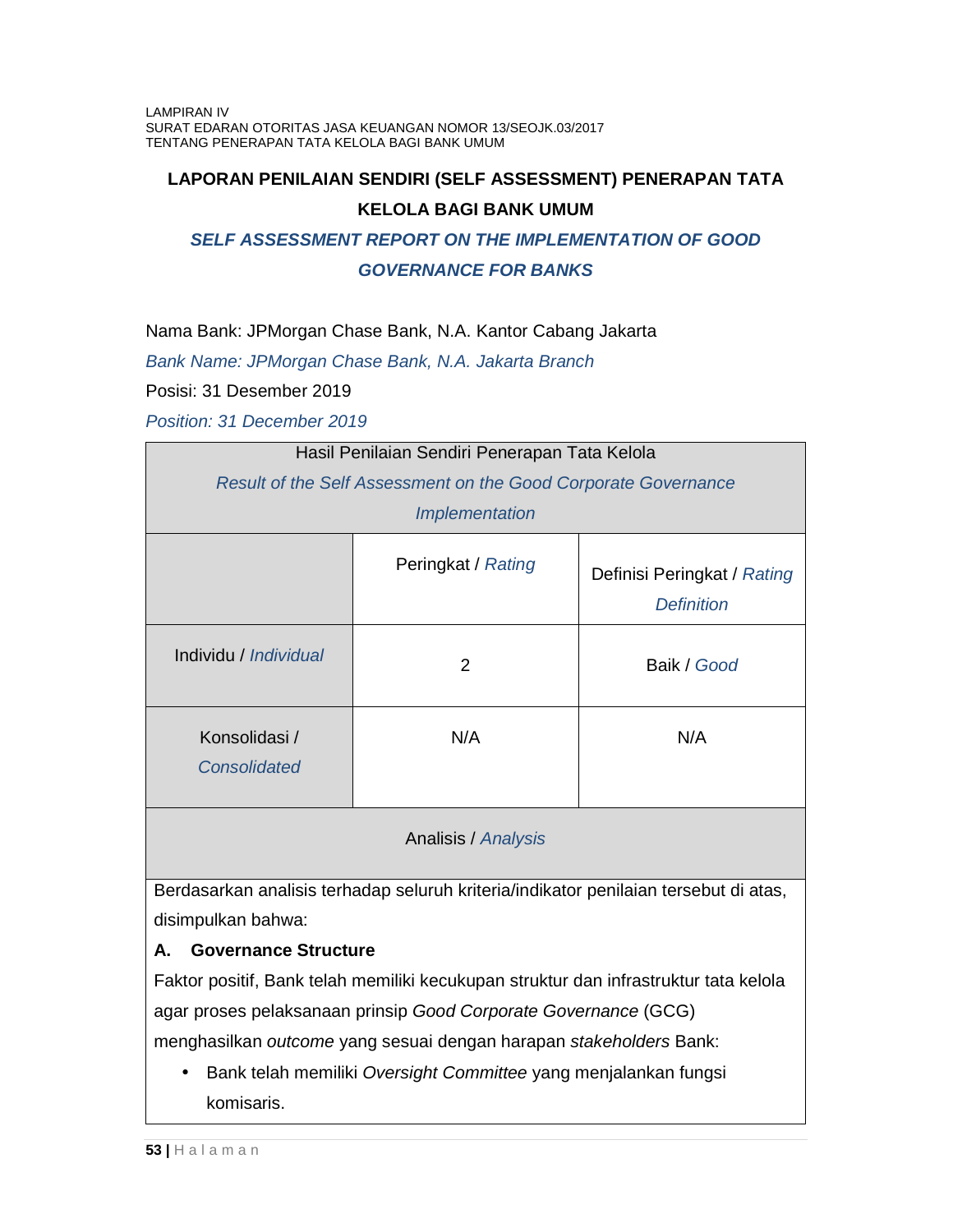LAMPIRAN IV
SURAT EDARAN OTORITAS JASA KEUANGAN NOMOR 13/SEOJK.03/2017
TENTANG PENERAPAN TATA KELOLA BAGI BANK UMUM

# LAPORAN PENILAIAN SENDIRI (SELF ASSESSMENT) PENERAPAN TATA KELOLA BAGI BANK UMUM

## *SELF ASSESSMENT REPORT ON THE IMPLEMENTATION OF GOOD GOVERNANCE FOR BANKS*

Nama Bank: JPMorgan Chase Bank, N.A. Kantor Cabang Jakarta

*Bank Name: JPMorgan Chase Bank, N.A. Jakarta Branch*

Posisi: 31 Desember 2019

*Position: 31 December 2019*

| Hasil Penilaian Sendiri Penerapan Tata Kelola<br>*Result of the Self Assessment on the Good Corporate Governance Implementation* | | |
|---|---|---|
| | Peringkat / *Rating* | Definisi Peringkat / *Rating Definition* |
| Individu / *Individual* | 2 | Baik / *Good* |
| Konsolidasi / *Consolidated* | N/A | N/A |
| Analisis / *Analysis* | | |

Berdasarkan analisis terhadap seluruh kriteria/indikator penilaian tersebut di atas, disimpulkan bahwa:

**A. Governance Structure**

Faktor positif, Bank telah memiliki kecukupan struktur dan infrastruktur tata kelola agar proses pelaksanaan prinsip *Good Corporate Governance* (GCG) menghasilkan *outcome* yang sesuai dengan harapan *stakeholders* Bank:

- Bank telah memiliki *Oversight Committee* yang menjalankan fungsi komisaris.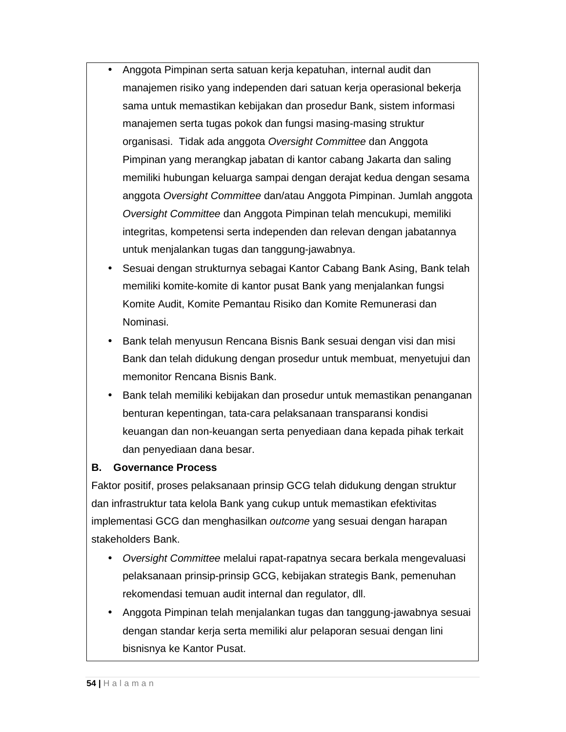- Anggota Pimpinan serta satuan kerja kepatuhan, internal audit dan manajemen risiko yang independen dari satuan kerja operasional bekerja sama untuk memastikan kebijakan dan prosedur Bank, sistem informasi manajemen serta tugas pokok dan fungsi masing-masing struktur organisasi. Tidak ada anggota *Oversight Committee* dan Anggota Pimpinan yang merangkap jabatan di kantor cabang Jakarta dan saling memiliki hubungan keluarga sampai dengan derajat kedua dengan sesama anggota *Oversight Committee* dan/atau Anggota Pimpinan. Jumlah anggota *Oversight Committee* dan Anggota Pimpinan telah mencukupi, memiliki integritas, kompetensi serta independen dan relevan dengan jabatannya untuk menjalankan tugas dan tanggung-jawabnya.
- Sesuai dengan strukturnya sebagai Kantor Cabang Bank Asing, Bank telah memiliki komite-komite di kantor pusat Bank yang menjalankan fungsi Komite Audit, Komite Pemantau Risiko dan Komite Remunerasi dan Nominasi.
- Bank telah menyusun Rencana Bisnis Bank sesuai dengan visi dan misi Bank dan telah didukung dengan prosedur untuk membuat, menyetujui dan memonitor Rencana Bisnis Bank.
- Bank telah memiliki kebijakan dan prosedur untuk memastikan penanganan benturan kepentingan, tata-cara pelaksanaan transparansi kondisi keuangan dan non-keuangan serta penyediaan dana kepada pihak terkait dan penyediaan dana besar.

**B. Governance Process**

Faktor positif, proses pelaksanaan prinsip GCG telah didukung dengan struktur dan infrastruktur tata kelola Bank yang cukup untuk memastikan efektivitas implementasi GCG dan menghasilkan *outcome* yang sesuai dengan harapan stakeholders Bank.

- *Oversight Committee* melalui rapat-rapatnya secara berkala mengevaluasi pelaksanaan prinsip-prinsip GCG, kebijakan strategis Bank, pemenuhan rekomendasi temuan audit internal dan regulator, dll.
- Anggota Pimpinan telah menjalankan tugas dan tanggung-jawabnya sesuai dengan standar kerja serta memiliki alur pelaporan sesuai dengan lini bisnisnya ke Kantor Pusat.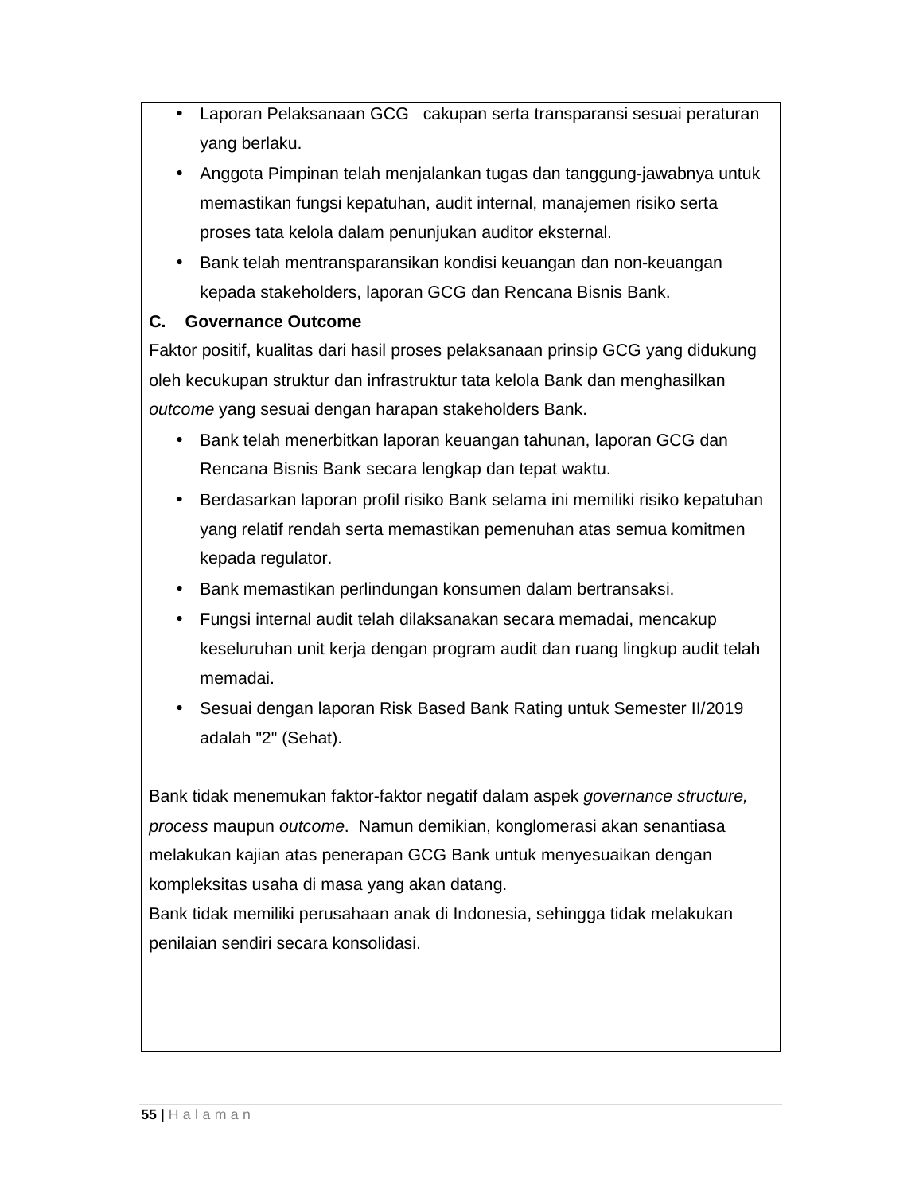- Laporan Pelaksanaan GCG   cakupan serta transparansi sesuai peraturan yang berlaku.
- Anggota Pimpinan telah menjalankan tugas dan tanggung-jawabnya untuk memastikan fungsi kepatuhan, audit internal, manajemen risiko serta proses tata kelola dalam penunjukan auditor eksternal.
- Bank telah mentransparansikan kondisi keuangan dan non-keuangan kepada stakeholders, laporan GCG dan Rencana Bisnis Bank.

**C. Governance Outcome**

Faktor positif, kualitas dari hasil proses pelaksanaan prinsip GCG yang didukung oleh kecukupan struktur dan infrastruktur tata kelola Bank dan menghasilkan *outcome* yang sesuai dengan harapan stakeholders Bank.

- Bank telah menerbitkan laporan keuangan tahunan, laporan GCG dan Rencana Bisnis Bank secara lengkap dan tepat waktu.
- Berdasarkan laporan profil risiko Bank selama ini memiliki risiko kepatuhan yang relatif rendah serta memastikan pemenuhan atas semua komitmen kepada regulator.
- Bank memastikan perlindungan konsumen dalam bertransaksi.
- Fungsi internal audit telah dilaksanakan secara memadai, mencakup keseluruhan unit kerja dengan program audit dan ruang lingkup audit telah memadai.
- Sesuai dengan laporan Risk Based Bank Rating untuk Semester II/2019 adalah "2" (Sehat).

Bank tidak menemukan faktor-faktor negatif dalam aspek *governance structure, process* maupun *outcome*. Namun demikian, konglomerasi akan senantiasa melakukan kajian atas penerapan GCG Bank untuk menyesuaikan dengan kompleksitas usaha di masa yang akan datang.

Bank tidak memiliki perusahaan anak di Indonesia, sehingga tidak melakukan penilaian sendiri secara konsolidasi.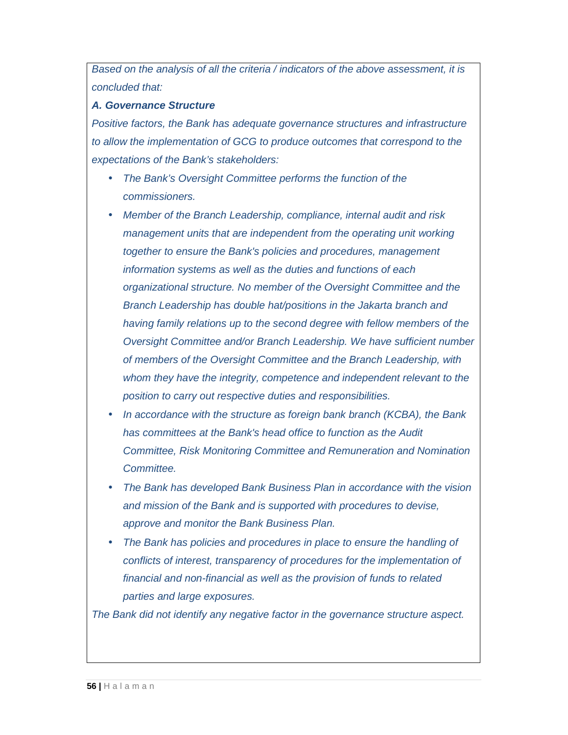*Based on the analysis of all the criteria / indicators of the above assessment, it is concluded that:*

***A. Governance Structure***

*Positive factors, the Bank has adequate governance structures and infrastructure to allow the implementation of GCG to produce outcomes that correspond to the expectations of the Bank's stakeholders:*

- *The Bank's Oversight Committee performs the function of the commissioners.*
- *Member of the Branch Leadership, compliance, internal audit and risk management units that are independent from the operating unit working together to ensure the Bank's policies and procedures, management information systems as well as the duties and functions of each organizational structure. No member of the Oversight Committee and the Branch Leadership has double hat/positions in the Jakarta branch and having family relations up to the second degree with fellow members of the Oversight Committee and/or Branch Leadership. We have sufficient number of members of the Oversight Committee and the Branch Leadership, with whom they have the integrity, competence and independent relevant to the position to carry out respective duties and responsibilities.*
- *In accordance with the structure as foreign bank branch (KCBA), the Bank has committees at the Bank's head office to function as the Audit Committee, Risk Monitoring Committee and Remuneration and Nomination Committee.*
- *The Bank has developed Bank Business Plan in accordance with the vision and mission of the Bank and is supported with procedures to devise, approve and monitor the Bank Business Plan.*
- *The Bank has policies and procedures in place to ensure the handling of conflicts of interest, transparency of procedures for the implementation of financial and non-financial as well as the provision of funds to related parties and large exposures.*

*The Bank did not identify any negative factor in the governance structure aspect.*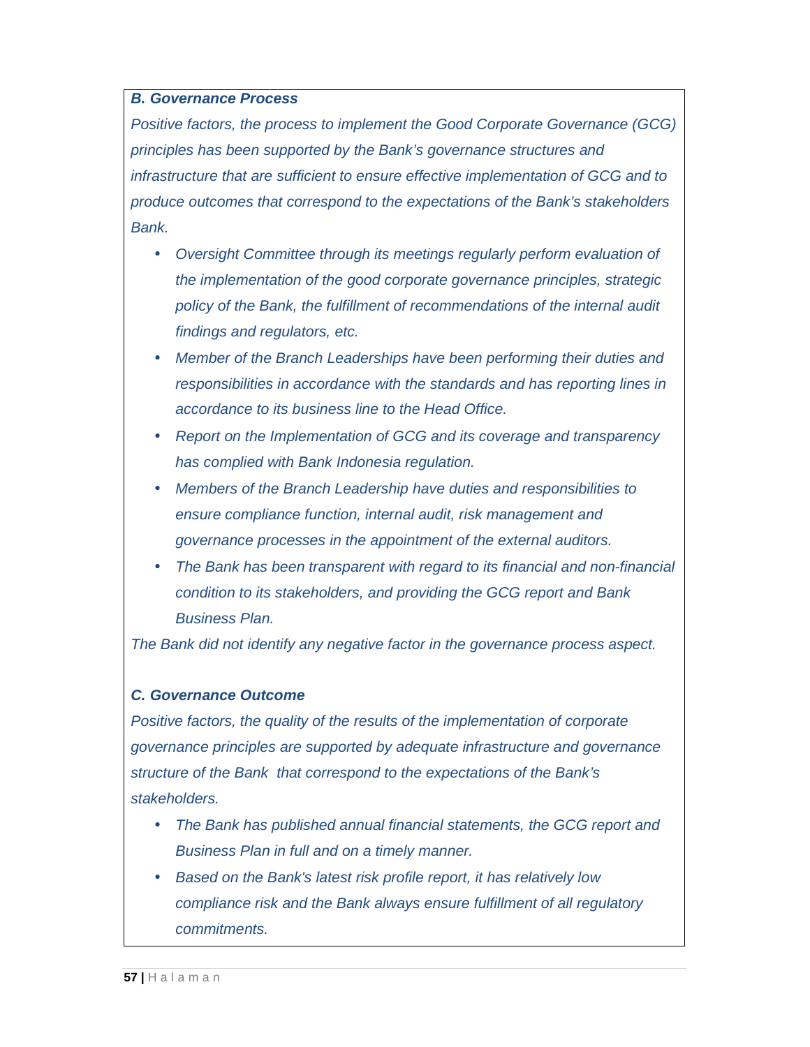***B. Governance Process***

*Positive factors, the process to implement the Good Corporate Governance (GCG) principles has been supported by the Bank's governance structures and infrastructure that are sufficient to ensure effective implementation of GCG and to produce outcomes that correspond to the expectations of the Bank's stakeholders Bank.*

- *Oversight Committee through its meetings regularly perform evaluation of the implementation of the good corporate governance principles, strategic policy of the Bank, the fulfillment of recommendations of the internal audit findings and regulators, etc.*
- *Member of the Branch Leaderships have been performing their duties and responsibilities in accordance with the standards and has reporting lines in accordance to its business line to the Head Office.*
- *Report on the Implementation of GCG and its coverage and transparency has complied with Bank Indonesia regulation.*
- *Members of the Branch Leadership have duties and responsibilities to ensure compliance function, internal audit, risk management and governance processes in the appointment of the external auditors.*
- *The Bank has been transparent with regard to its financial and non-financial condition to its stakeholders, and providing the GCG report and Bank Business Plan.*

*The Bank did not identify any negative factor in the governance process aspect.*

***C. Governance Outcome***

*Positive factors, the quality of the results of the implementation of corporate governance principles are supported by adequate infrastructure and governance structure of the Bank that correspond to the expectations of the Bank's stakeholders.*

- *The Bank has published annual financial statements, the GCG report and Business Plan in full and on a timely manner.*
- *Based on the Bank's latest risk profile report, it has relatively low compliance risk and the Bank always ensure fulfillment of all regulatory commitments.*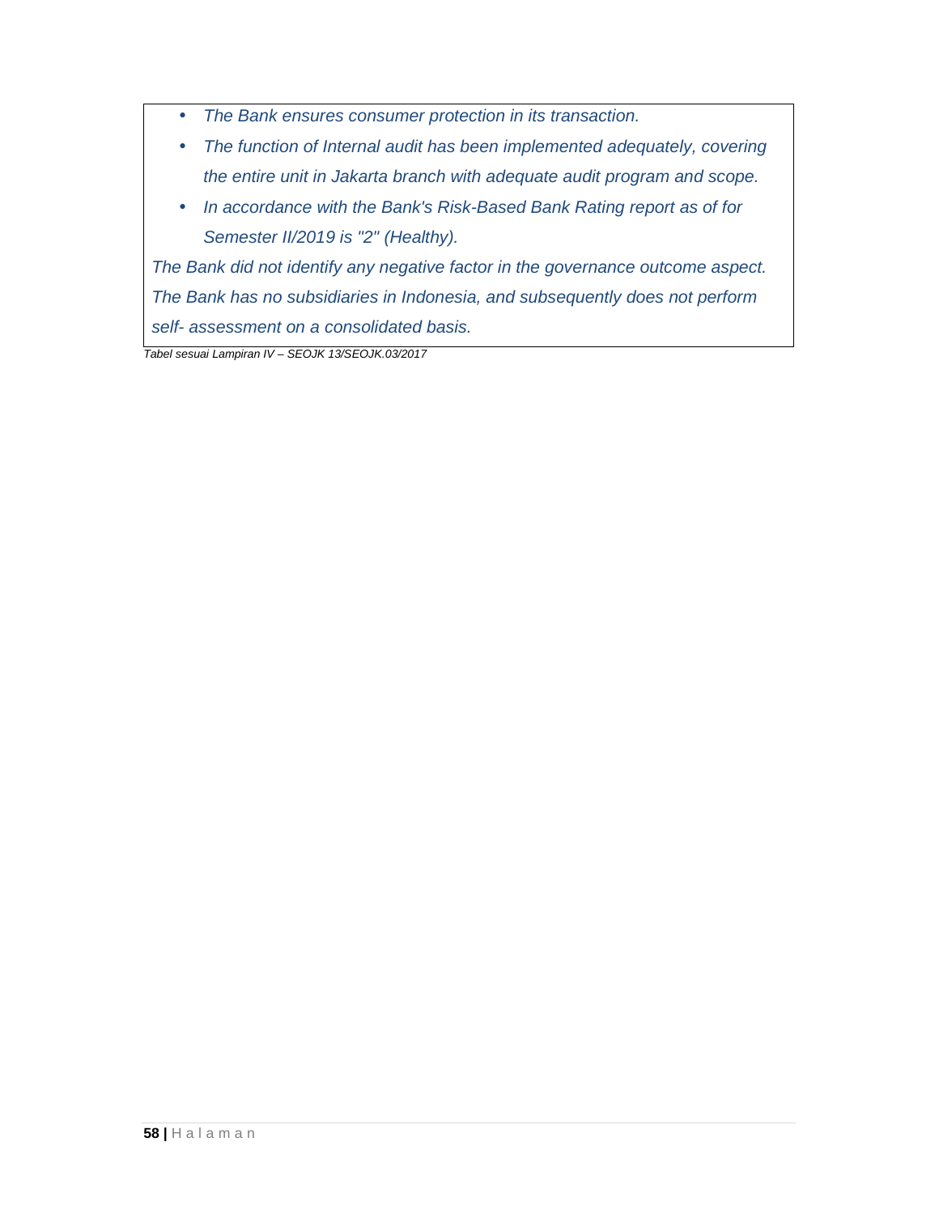- *The Bank ensures consumer protection in its transaction.*
- *The function of Internal audit has been implemented adequately, covering the entire unit in Jakarta branch with adequate audit program and scope.*
- *In accordance with the Bank's Risk-Based Bank Rating report as of for Semester II/2019 is "2" (Healthy).*

*The Bank did not identify any negative factor in the governance outcome aspect. The Bank has no subsidiaries in Indonesia, and subsequently does not perform self- assessment on a consolidated basis.*

*Tabel sesuai Lampiran IV – SEOJK 13/SEOJK.03/2017*